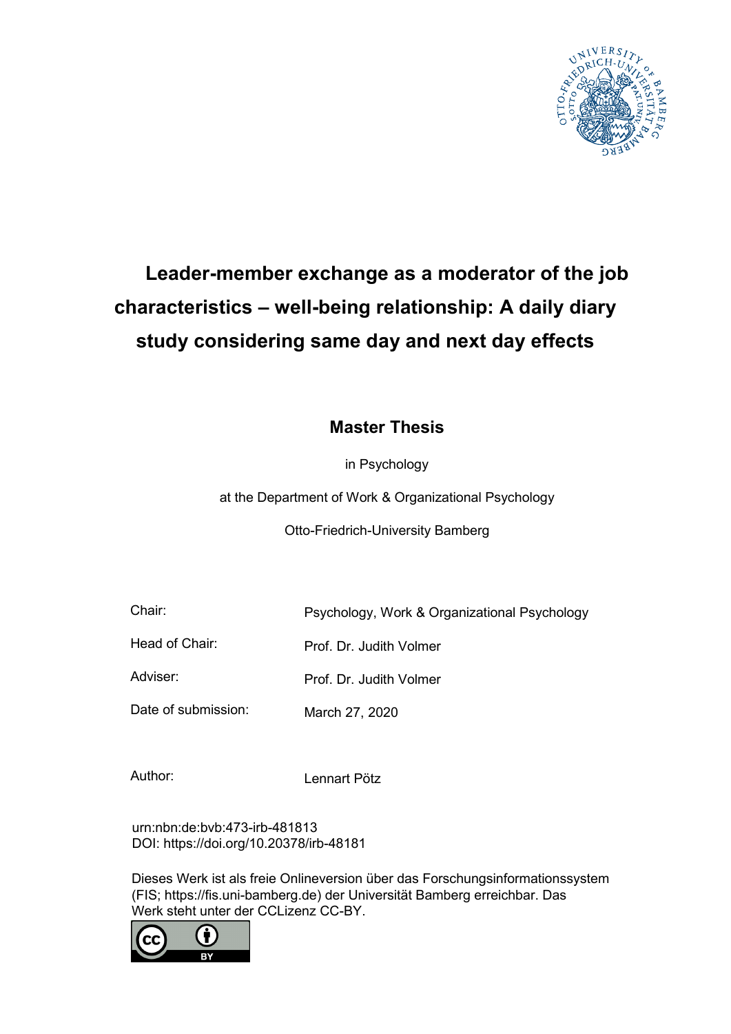# Leader-member exchange as a moderator of the job characteristics – well-being relationship: A daily diary study considering same day and next day effects

## Master Thesis

in Psychology

at the Department of Work & Organizational Psychology

Otto-Friedrich-University Bamberg

| | |
|---|---|
| Chair: | Psychology, Work & Organizational Psychology |
| Head of Chair: | Prof. Dr. Judith Volmer |
| Adviser: | Prof. Dr. Judith Volmer |
| Date of submission: | March 27, 2020 |
| Author: | Lennart Pötz |

urn:nbn:de:bvb:473-irb-481813
DOI: https://doi.org/10.20378/irb-48181

Dieses Werk ist als freie Onlineversion über das Forschungsinformationssystem (FIS; https://fis.uni-bamberg.de) der Universität Bamberg erreichbar. Das Werk steht unter der CCLizenz CC-BY.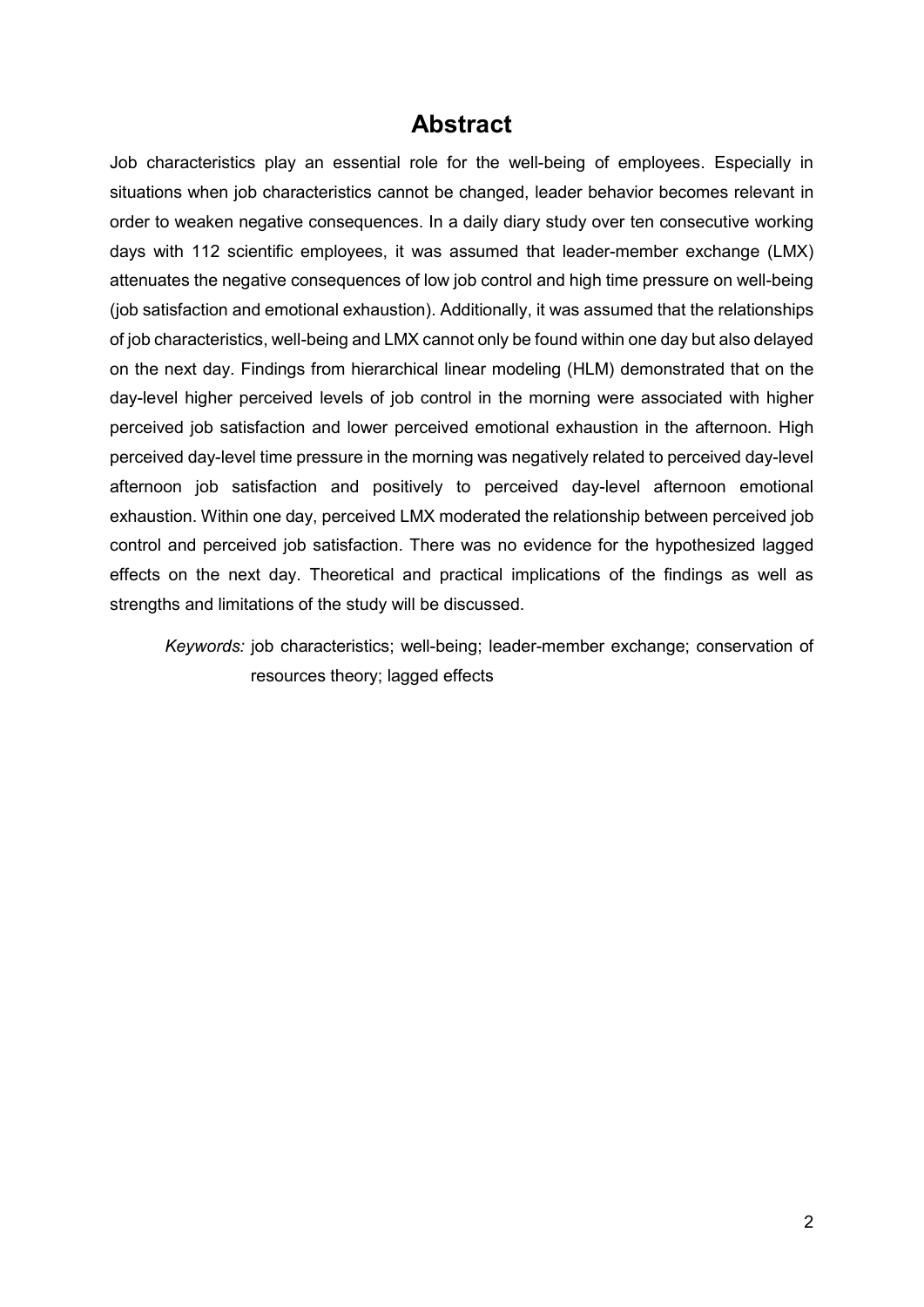# Abstract

Job characteristics play an essential role for the well-being of employees. Especially in situations when job characteristics cannot be changed, leader behavior becomes relevant in order to weaken negative consequences. In a daily diary study over ten consecutive working days with 112 scientific employees, it was assumed that leader-member exchange (LMX) attenuates the negative consequences of low job control and high time pressure on well-being (job satisfaction and emotional exhaustion). Additionally, it was assumed that the relationships of job characteristics, well-being and LMX cannot only be found within one day but also delayed on the next day. Findings from hierarchical linear modeling (HLM) demonstrated that on the day-level higher perceived levels of job control in the morning were associated with higher perceived job satisfaction and lower perceived emotional exhaustion in the afternoon. High perceived day-level time pressure in the morning was negatively related to perceived day-level afternoon job satisfaction and positively to perceived day-level afternoon emotional exhaustion. Within one day, perceived LMX moderated the relationship between perceived job control and perceived job satisfaction. There was no evidence for the hypothesized lagged effects on the next day. Theoretical and practical implications of the findings as well as strengths and limitations of the study will be discussed.

*Keywords:* job characteristics; well-being; leader-member exchange; conservation of resources theory; lagged effects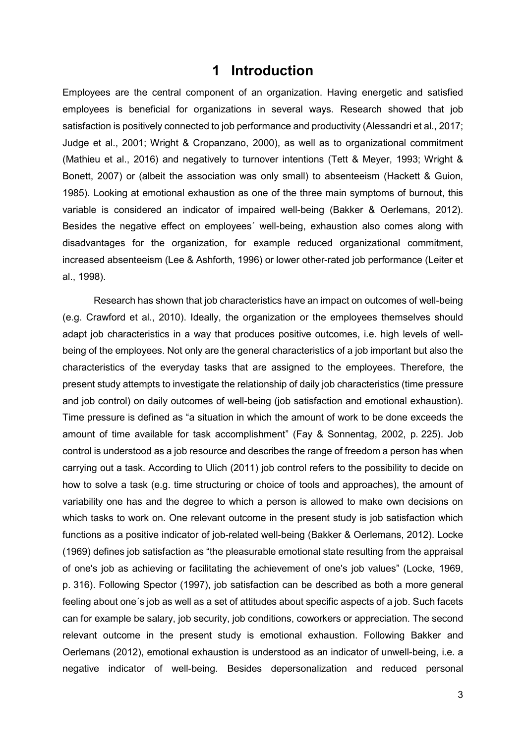# 1 Introduction

Employees are the central component of an organization. Having energetic and satisfied employees is beneficial for organizations in several ways. Research showed that job satisfaction is positively connected to job performance and productivity (Alessandri et al., 2017; Judge et al., 2001; Wright & Cropanzano, 2000), as well as to organizational commitment (Mathieu et al., 2016) and negatively to turnover intentions (Tett & Meyer, 1993; Wright & Bonett, 2007) or (albeit the association was only small) to absenteeism (Hackett & Guion, 1985). Looking at emotional exhaustion as one of the three main symptoms of burnout, this variable is considered an indicator of impaired well-being (Bakker & Oerlemans, 2012). Besides the negative effect on employees´ well-being, exhaustion also comes along with disadvantages for the organization, for example reduced organizational commitment, increased absenteeism (Lee & Ashforth, 1996) or lower other-rated job performance (Leiter et al., 1998).

Research has shown that job characteristics have an impact on outcomes of well-being (e.g. Crawford et al., 2010). Ideally, the organization or the employees themselves should adapt job characteristics in a way that produces positive outcomes, i.e. high levels of well-being of the employees. Not only are the general characteristics of a job important but also the characteristics of the everyday tasks that are assigned to the employees. Therefore, the present study attempts to investigate the relationship of daily job characteristics (time pressure and job control) on daily outcomes of well-being (job satisfaction and emotional exhaustion). Time pressure is defined as "a situation in which the amount of work to be done exceeds the amount of time available for task accomplishment" (Fay & Sonnentag, 2002, p. 225). Job control is understood as a job resource and describes the range of freedom a person has when carrying out a task. According to Ulich (2011) job control refers to the possibility to decide on how to solve a task (e.g. time structuring or choice of tools and approaches), the amount of variability one has and the degree to which a person is allowed to make own decisions on which tasks to work on. One relevant outcome in the present study is job satisfaction which functions as a positive indicator of job-related well-being (Bakker & Oerlemans, 2012). Locke (1969) defines job satisfaction as "the pleasurable emotional state resulting from the appraisal of one's job as achieving or facilitating the achievement of one's job values" (Locke, 1969, p. 316). Following Spector (1997), job satisfaction can be described as both a more general feeling about one´s job as well as a set of attitudes about specific aspects of a job. Such facets can for example be salary, job security, job conditions, coworkers or appreciation. The second relevant outcome in the present study is emotional exhaustion. Following Bakker and Oerlemans (2012), emotional exhaustion is understood as an indicator of unwell-being, i.e. a negative indicator of well-being. Besides depersonalization and reduced personal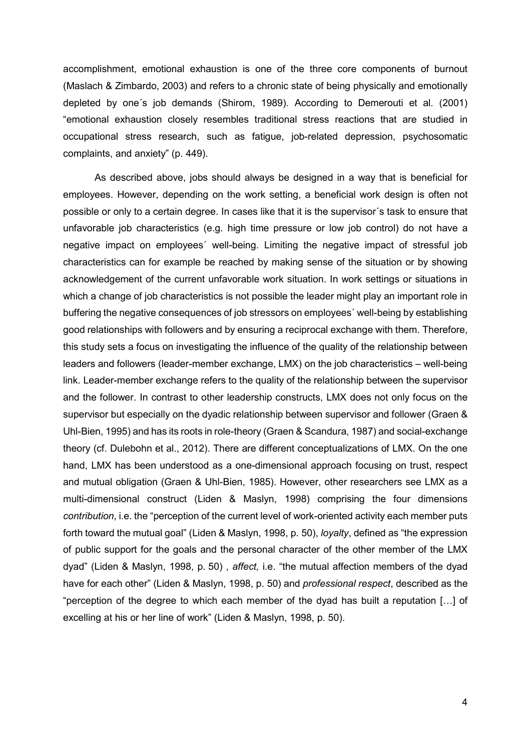accomplishment, emotional exhaustion is one of the three core components of burnout (Maslach & Zimbardo, 2003) and refers to a chronic state of being physically and emotionally depleted by one´s job demands (Shirom, 1989). According to Demerouti et al. (2001) "emotional exhaustion closely resembles traditional stress reactions that are studied in occupational stress research, such as fatigue, job-related depression, psychosomatic complaints, and anxiety" (p. 449).

As described above, jobs should always be designed in a way that is beneficial for employees. However, depending on the work setting, a beneficial work design is often not possible or only to a certain degree. In cases like that it is the supervisor´s task to ensure that unfavorable job characteristics (e.g. high time pressure or low job control) do not have a negative impact on employees´ well-being. Limiting the negative impact of stressful job characteristics can for example be reached by making sense of the situation or by showing acknowledgement of the current unfavorable work situation. In work settings or situations in which a change of job characteristics is not possible the leader might play an important role in buffering the negative consequences of job stressors on employees´ well-being by establishing good relationships with followers and by ensuring a reciprocal exchange with them. Therefore, this study sets a focus on investigating the influence of the quality of the relationship between leaders and followers (leader-member exchange, LMX) on the job characteristics – well-being link. Leader-member exchange refers to the quality of the relationship between the supervisor and the follower. In contrast to other leadership constructs, LMX does not only focus on the supervisor but especially on the dyadic relationship between supervisor and follower (Graen & Uhl-Bien, 1995) and has its roots in role-theory (Graen & Scandura, 1987) and social-exchange theory (cf. Dulebohn et al., 2012). There are different conceptualizations of LMX. On the one hand, LMX has been understood as a one-dimensional approach focusing on trust, respect and mutual obligation (Graen & Uhl-Bien, 1985). However, other researchers see LMX as a multi-dimensional construct (Liden & Maslyn, 1998) comprising the four dimensions *contribution*, i.e. the "perception of the current level of work-oriented activity each member puts forth toward the mutual goal" (Liden & Maslyn, 1998, p. 50), *loyalty*, defined as "the expression of public support for the goals and the personal character of the other member of the LMX dyad" (Liden & Maslyn, 1998, p. 50) , *affect,* i.e. "the mutual affection members of the dyad have for each other" (Liden & Maslyn, 1998, p. 50) and *professional respect*, described as the "perception of the degree to which each member of the dyad has built a reputation […] of excelling at his or her line of work" (Liden & Maslyn, 1998, p. 50).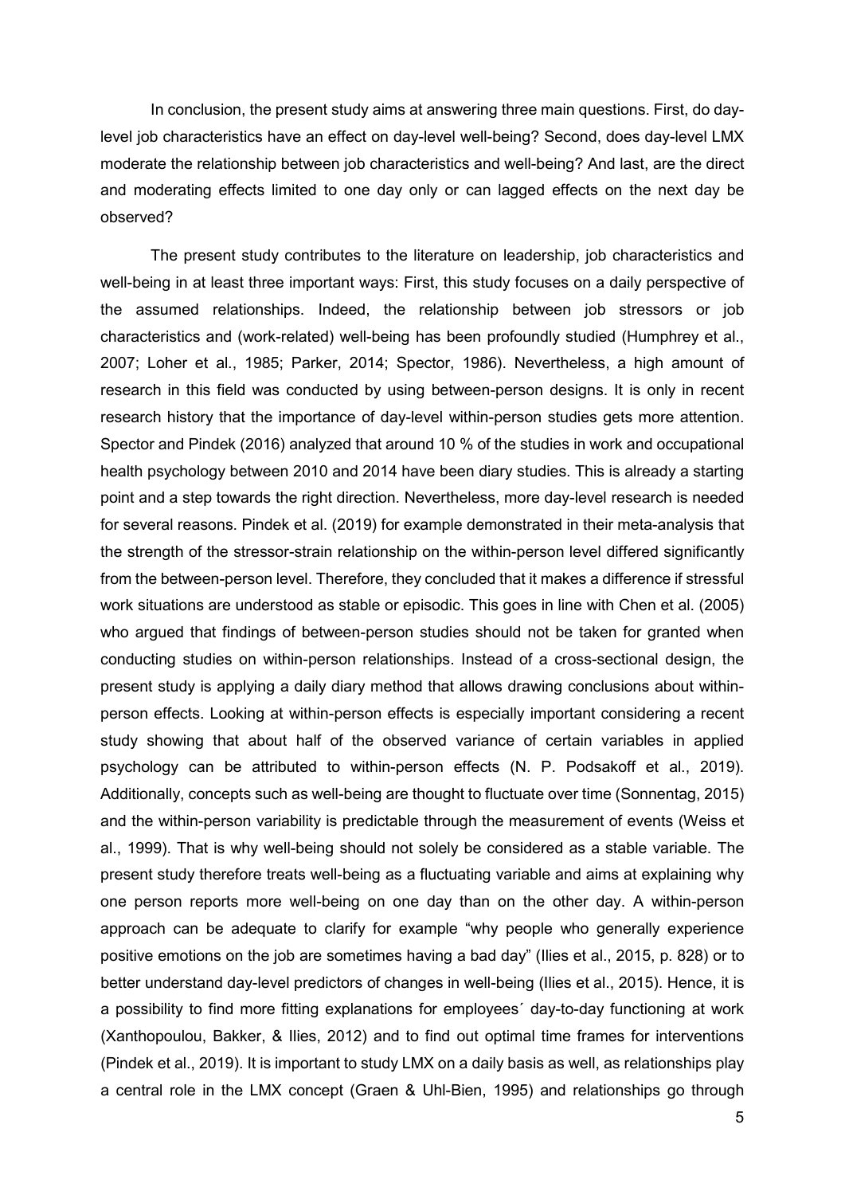In conclusion, the present study aims at answering three main questions. First, do day-level job characteristics have an effect on day-level well-being? Second, does day-level LMX moderate the relationship between job characteristics and well-being? And last, are the direct and moderating effects limited to one day only or can lagged effects on the next day be observed?

The present study contributes to the literature on leadership, job characteristics and well-being in at least three important ways: First, this study focuses on a daily perspective of the assumed relationships. Indeed, the relationship between job stressors or job characteristics and (work-related) well-being has been profoundly studied (Humphrey et al., 2007; Loher et al., 1985; Parker, 2014; Spector, 1986). Nevertheless, a high amount of research in this field was conducted by using between-person designs. It is only in recent research history that the importance of day-level within-person studies gets more attention. Spector and Pindek (2016) analyzed that around 10 % of the studies in work and occupational health psychology between 2010 and 2014 have been diary studies. This is already a starting point and a step towards the right direction. Nevertheless, more day-level research is needed for several reasons. Pindek et al. (2019) for example demonstrated in their meta-analysis that the strength of the stressor-strain relationship on the within-person level differed significantly from the between-person level. Therefore, they concluded that it makes a difference if stressful work situations are understood as stable or episodic. This goes in line with Chen et al. (2005) who argued that findings of between-person studies should not be taken for granted when conducting studies on within-person relationships. Instead of a cross-sectional design, the present study is applying a daily diary method that allows drawing conclusions about within-person effects. Looking at within-person effects is especially important considering a recent study showing that about half of the observed variance of certain variables in applied psychology can be attributed to within-person effects (N. P. Podsakoff et al., 2019). Additionally, concepts such as well-being are thought to fluctuate over time (Sonnentag, 2015) and the within-person variability is predictable through the measurement of events (Weiss et al., 1999). That is why well-being should not solely be considered as a stable variable. The present study therefore treats well-being as a fluctuating variable and aims at explaining why one person reports more well-being on one day than on the other day. A within-person approach can be adequate to clarify for example "why people who generally experience positive emotions on the job are sometimes having a bad day" (Ilies et al., 2015, p. 828) or to better understand day-level predictors of changes in well-being (Ilies et al., 2015). Hence, it is a possibility to find more fitting explanations for employees´ day-to-day functioning at work (Xanthopoulou, Bakker, & Ilies, 2012) and to find out optimal time frames for interventions (Pindek et al., 2019). It is important to study LMX on a daily basis as well, as relationships play a central role in the LMX concept (Graen & Uhl-Bien, 1995) and relationships go through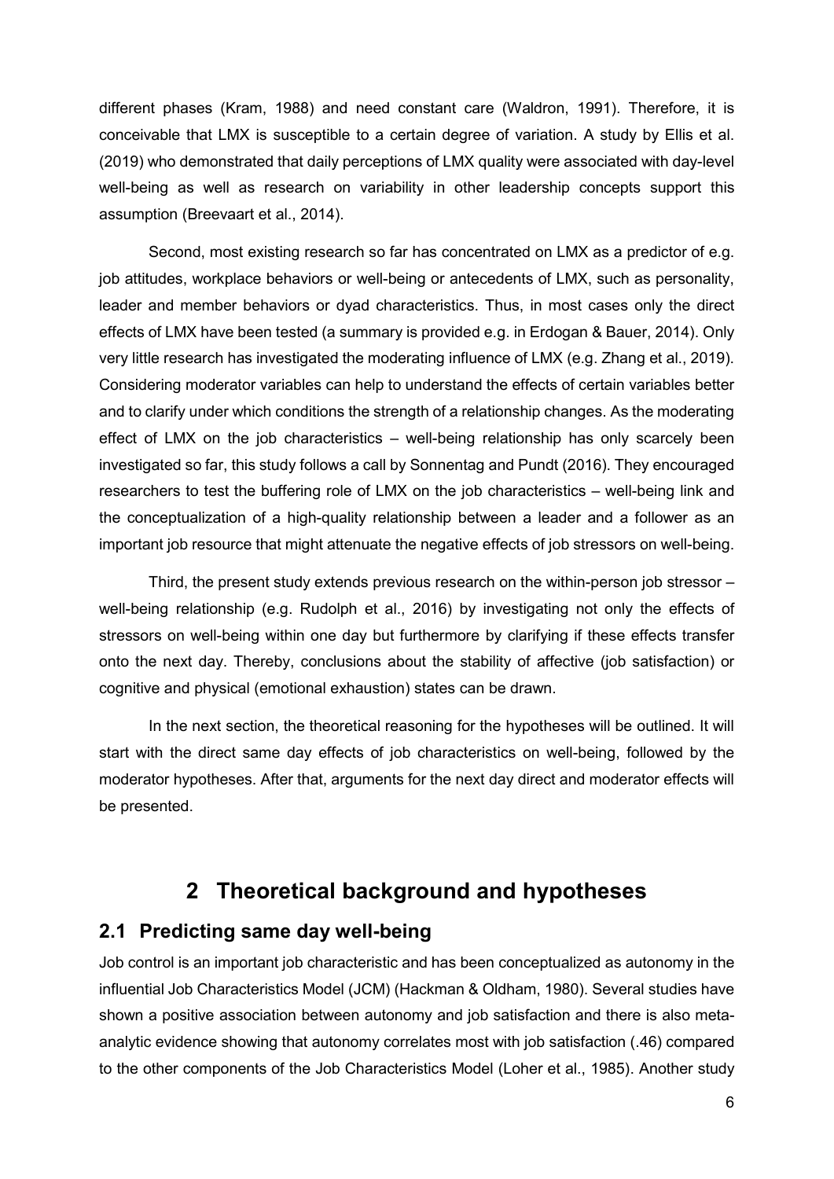different phases (Kram, 1988) and need constant care (Waldron, 1991). Therefore, it is conceivable that LMX is susceptible to a certain degree of variation. A study by Ellis et al. (2019) who demonstrated that daily perceptions of LMX quality were associated with day-level well-being as well as research on variability in other leadership concepts support this assumption (Breevaart et al., 2014).

Second, most existing research so far has concentrated on LMX as a predictor of e.g. job attitudes, workplace behaviors or well-being or antecedents of LMX, such as personality, leader and member behaviors or dyad characteristics. Thus, in most cases only the direct effects of LMX have been tested (a summary is provided e.g. in Erdogan & Bauer, 2014). Only very little research has investigated the moderating influence of LMX (e.g. Zhang et al., 2019). Considering moderator variables can help to understand the effects of certain variables better and to clarify under which conditions the strength of a relationship changes. As the moderating effect of LMX on the job characteristics – well-being relationship has only scarcely been investigated so far, this study follows a call by Sonnentag and Pundt (2016). They encouraged researchers to test the buffering role of LMX on the job characteristics – well-being link and the conceptualization of a high-quality relationship between a leader and a follower as an important job resource that might attenuate the negative effects of job stressors on well-being.

Third, the present study extends previous research on the within-person job stressor – well-being relationship (e.g. Rudolph et al., 2016) by investigating not only the effects of stressors on well-being within one day but furthermore by clarifying if these effects transfer onto the next day. Thereby, conclusions about the stability of affective (job satisfaction) or cognitive and physical (emotional exhaustion) states can be drawn.

In the next section, the theoretical reasoning for the hypotheses will be outlined. It will start with the direct same day effects of job characteristics on well-being, followed by the moderator hypotheses. After that, arguments for the next day direct and moderator effects will be presented.

# 2 Theoretical background and hypotheses

## 2.1 Predicting same day well-being

Job control is an important job characteristic and has been conceptualized as autonomy in the influential Job Characteristics Model (JCM) (Hackman & Oldham, 1980). Several studies have shown a positive association between autonomy and job satisfaction and there is also meta-analytic evidence showing that autonomy correlates most with job satisfaction (.46) compared to the other components of the Job Characteristics Model (Loher et al., 1985). Another study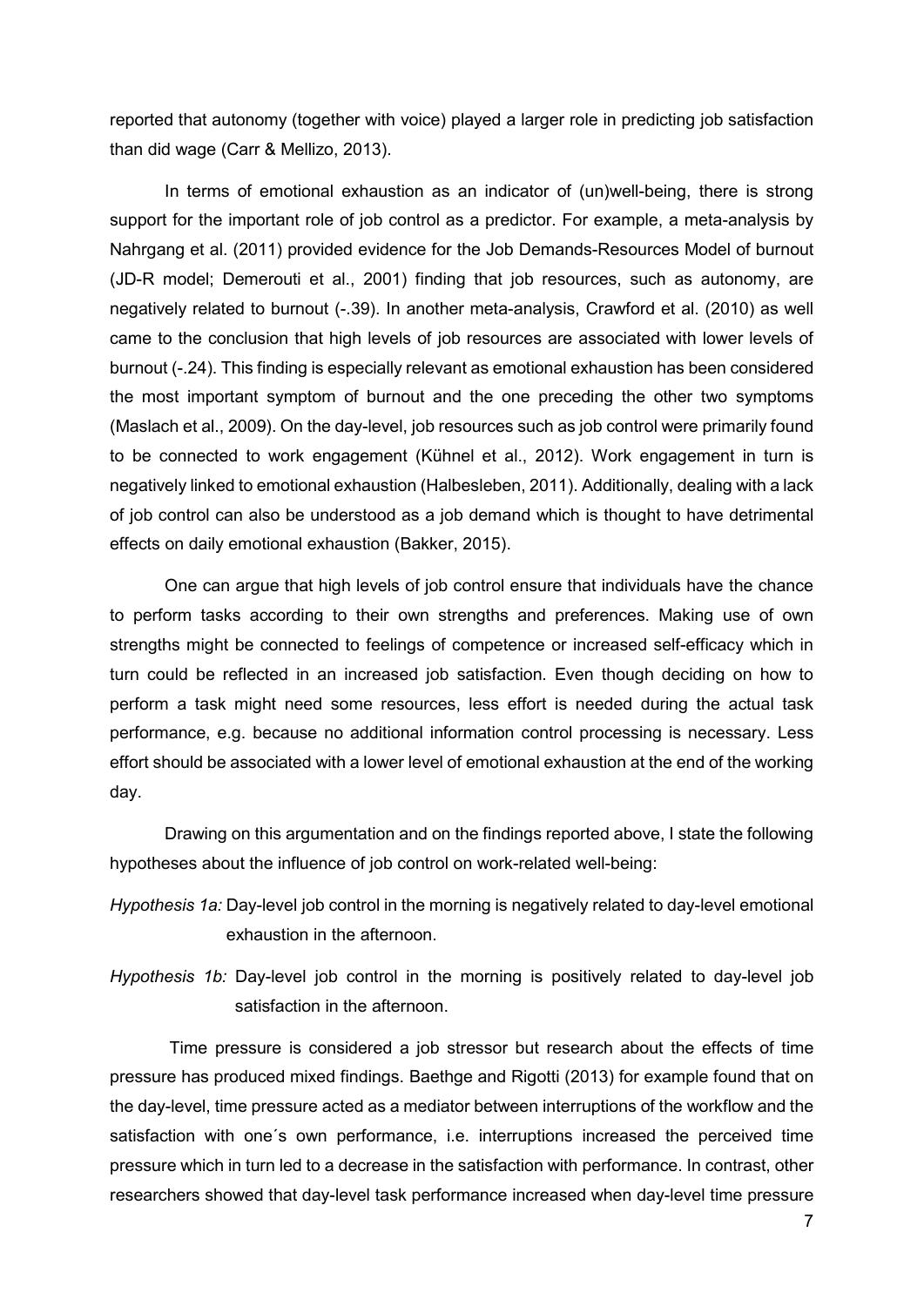reported that autonomy (together with voice) played a larger role in predicting job satisfaction than did wage (Carr & Mellizo, 2013).

In terms of emotional exhaustion as an indicator of (un)well-being, there is strong support for the important role of job control as a predictor. For example, a meta-analysis by Nahrgang et al. (2011) provided evidence for the Job Demands-Resources Model of burnout (JD-R model; Demerouti et al., 2001) finding that job resources, such as autonomy, are negatively related to burnout (-.39). In another meta-analysis, Crawford et al. (2010) as well came to the conclusion that high levels of job resources are associated with lower levels of burnout (-.24). This finding is especially relevant as emotional exhaustion has been considered the most important symptom of burnout and the one preceding the other two symptoms (Maslach et al., 2009). On the day-level, job resources such as job control were primarily found to be connected to work engagement (Kühnel et al., 2012). Work engagement in turn is negatively linked to emotional exhaustion (Halbesleben, 2011). Additionally, dealing with a lack of job control can also be understood as a job demand which is thought to have detrimental effects on daily emotional exhaustion (Bakker, 2015).

One can argue that high levels of job control ensure that individuals have the chance to perform tasks according to their own strengths and preferences. Making use of own strengths might be connected to feelings of competence or increased self-efficacy which in turn could be reflected in an increased job satisfaction. Even though deciding on how to perform a task might need some resources, less effort is needed during the actual task performance, e.g. because no additional information control processing is necessary. Less effort should be associated with a lower level of emotional exhaustion at the end of the working day.

Drawing on this argumentation and on the findings reported above, I state the following hypotheses about the influence of job control on work-related well-being:

*Hypothesis 1a:* Day-level job control in the morning is negatively related to day-level emotional exhaustion in the afternoon.

*Hypothesis 1b:* Day-level job control in the morning is positively related to day-level job satisfaction in the afternoon.

Time pressure is considered a job stressor but research about the effects of time pressure has produced mixed findings. Baethge and Rigotti (2013) for example found that on the day-level, time pressure acted as a mediator between interruptions of the workflow and the satisfaction with one´s own performance, i.e. interruptions increased the perceived time pressure which in turn led to a decrease in the satisfaction with performance. In contrast, other researchers showed that day-level task performance increased when day-level time pressure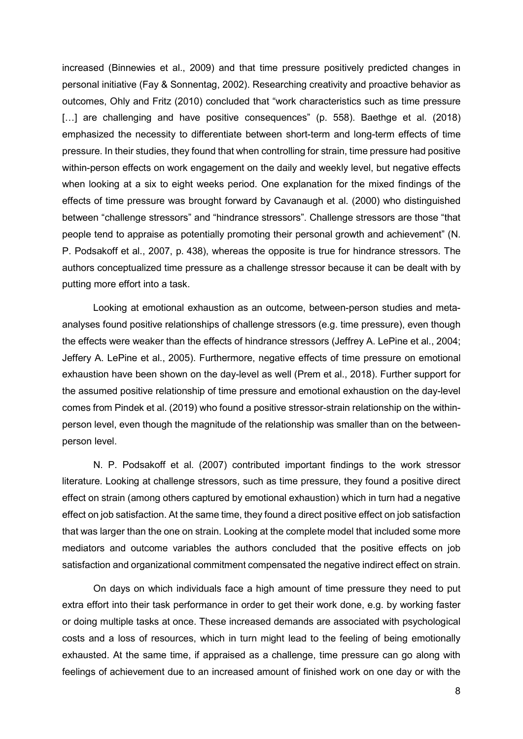increased (Binnewies et al., 2009) and that time pressure positively predicted changes in personal initiative (Fay & Sonnentag, 2002). Researching creativity and proactive behavior as outcomes, Ohly and Fritz (2010) concluded that "work characteristics such as time pressure […] are challenging and have positive consequences" (p. 558). Baethge et al. (2018) emphasized the necessity to differentiate between short-term and long-term effects of time pressure. In their studies, they found that when controlling for strain, time pressure had positive within-person effects on work engagement on the daily and weekly level, but negative effects when looking at a six to eight weeks period. One explanation for the mixed findings of the effects of time pressure was brought forward by Cavanaugh et al. (2000) who distinguished between "challenge stressors" and "hindrance stressors". Challenge stressors are those "that people tend to appraise as potentially promoting their personal growth and achievement" (N. P. Podsakoff et al., 2007, p. 438), whereas the opposite is true for hindrance stressors. The authors conceptualized time pressure as a challenge stressor because it can be dealt with by putting more effort into a task.

Looking at emotional exhaustion as an outcome, between-person studies and meta-analyses found positive relationships of challenge stressors (e.g. time pressure), even though the effects were weaker than the effects of hindrance stressors (Jeffrey A. LePine et al., 2004; Jeffery A. LePine et al., 2005). Furthermore, negative effects of time pressure on emotional exhaustion have been shown on the day-level as well (Prem et al., 2018). Further support for the assumed positive relationship of time pressure and emotional exhaustion on the day-level comes from Pindek et al. (2019) who found a positive stressor-strain relationship on the within-person level, even though the magnitude of the relationship was smaller than on the between-person level.

N. P. Podsakoff et al. (2007) contributed important findings to the work stressor literature. Looking at challenge stressors, such as time pressure, they found a positive direct effect on strain (among others captured by emotional exhaustion) which in turn had a negative effect on job satisfaction. At the same time, they found a direct positive effect on job satisfaction that was larger than the one on strain. Looking at the complete model that included some more mediators and outcome variables the authors concluded that the positive effects on job satisfaction and organizational commitment compensated the negative indirect effect on strain.

On days on which individuals face a high amount of time pressure they need to put extra effort into their task performance in order to get their work done, e.g. by working faster or doing multiple tasks at once. These increased demands are associated with psychological costs and a loss of resources, which in turn might lead to the feeling of being emotionally exhausted. At the same time, if appraised as a challenge, time pressure can go along with feelings of achievement due to an increased amount of finished work on one day or with the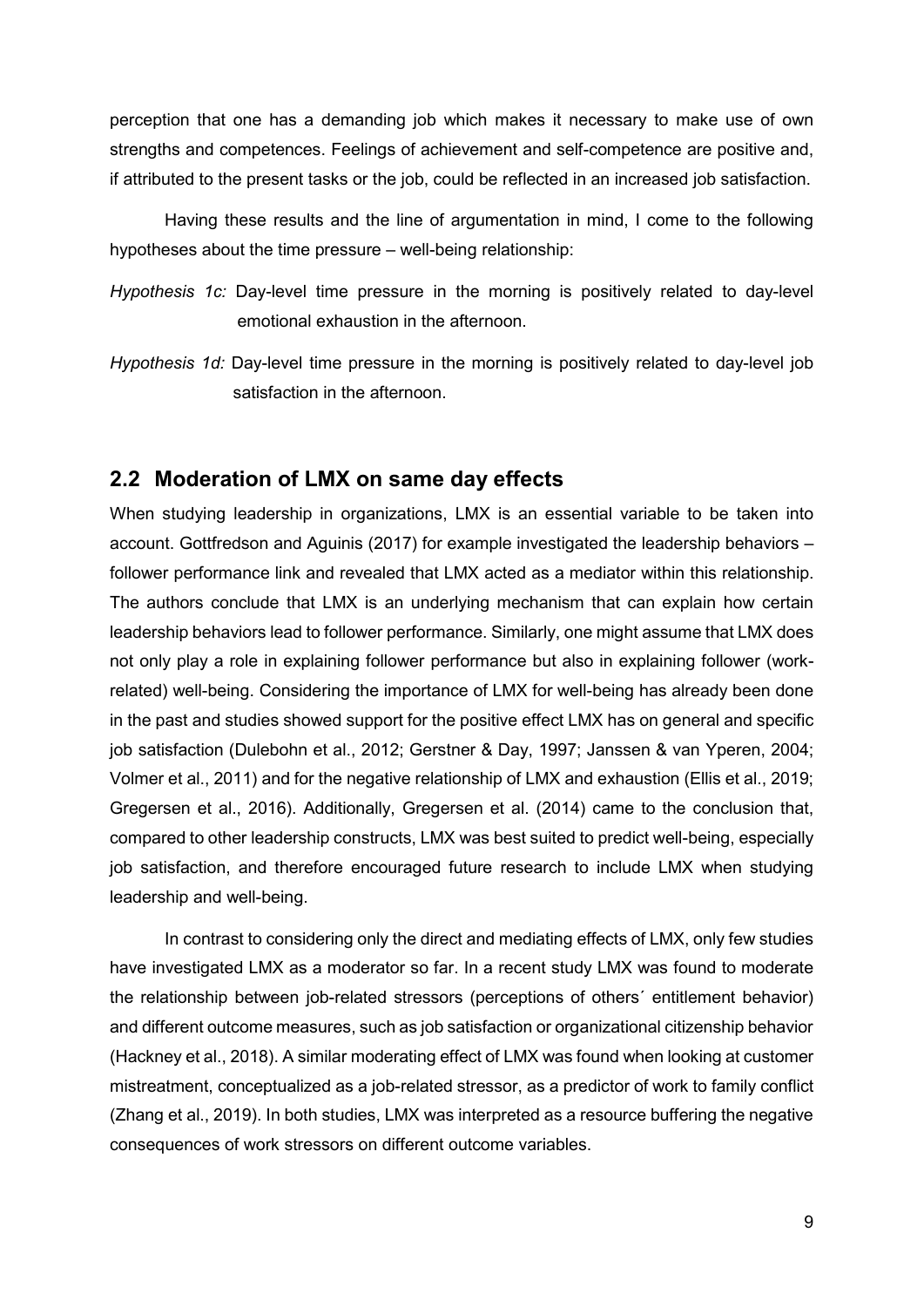perception that one has a demanding job which makes it necessary to make use of own strengths and competences. Feelings of achievement and self-competence are positive and, if attributed to the present tasks or the job, could be reflected in an increased job satisfaction.

Having these results and the line of argumentation in mind, I come to the following hypotheses about the time pressure – well-being relationship:

*Hypothesis 1c:* Day-level time pressure in the morning is positively related to day-level emotional exhaustion in the afternoon.

*Hypothesis 1d:* Day-level time pressure in the morning is positively related to day-level job satisfaction in the afternoon.

## 2.2 Moderation of LMX on same day effects

When studying leadership in organizations, LMX is an essential variable to be taken into account. Gottfredson and Aguinis (2017) for example investigated the leadership behaviors – follower performance link and revealed that LMX acted as a mediator within this relationship. The authors conclude that LMX is an underlying mechanism that can explain how certain leadership behaviors lead to follower performance. Similarly, one might assume that LMX does not only play a role in explaining follower performance but also in explaining follower (work-related) well-being. Considering the importance of LMX for well-being has already been done in the past and studies showed support for the positive effect LMX has on general and specific job satisfaction (Dulebohn et al., 2012; Gerstner & Day, 1997; Janssen & van Yperen, 2004; Volmer et al., 2011) and for the negative relationship of LMX and exhaustion (Ellis et al., 2019; Gregersen et al., 2016). Additionally, Gregersen et al. (2014) came to the conclusion that, compared to other leadership constructs, LMX was best suited to predict well-being, especially job satisfaction, and therefore encouraged future research to include LMX when studying leadership and well-being.

In contrast to considering only the direct and mediating effects of LMX, only few studies have investigated LMX as a moderator so far. In a recent study LMX was found to moderate the relationship between job-related stressors (perceptions of others´ entitlement behavior) and different outcome measures, such as job satisfaction or organizational citizenship behavior (Hackney et al., 2018). A similar moderating effect of LMX was found when looking at customer mistreatment, conceptualized as a job-related stressor, as a predictor of work to family conflict (Zhang et al., 2019). In both studies, LMX was interpreted as a resource buffering the negative consequences of work stressors on different outcome variables.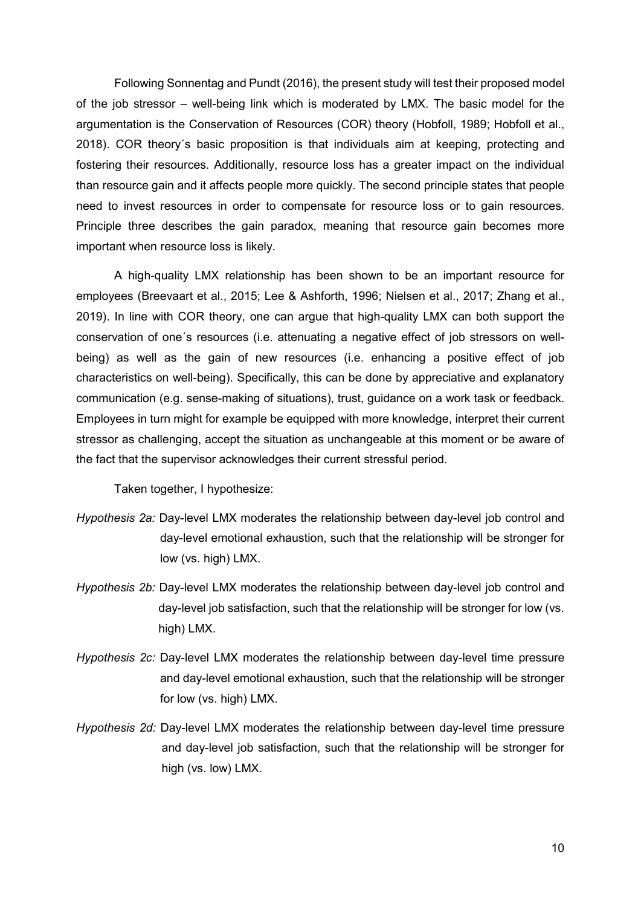Following Sonnentag and Pundt (2016), the present study will test their proposed model of the job stressor – well-being link which is moderated by LMX. The basic model for the argumentation is the Conservation of Resources (COR) theory (Hobfoll, 1989; Hobfoll et al., 2018). COR theory´s basic proposition is that individuals aim at keeping, protecting and fostering their resources. Additionally, resource loss has a greater impact on the individual than resource gain and it affects people more quickly. The second principle states that people need to invest resources in order to compensate for resource loss or to gain resources. Principle three describes the gain paradox, meaning that resource gain becomes more important when resource loss is likely.

A high-quality LMX relationship has been shown to be an important resource for employees (Breevaart et al., 2015; Lee & Ashforth, 1996; Nielsen et al., 2017; Zhang et al., 2019). In line with COR theory, one can argue that high-quality LMX can both support the conservation of one´s resources (i.e. attenuating a negative effect of job stressors on well-being) as well as the gain of new resources (i.e. enhancing a positive effect of job characteristics on well-being). Specifically, this can be done by appreciative and explanatory communication (e.g. sense-making of situations), trust, guidance on a work task or feedback. Employees in turn might for example be equipped with more knowledge, interpret their current stressor as challenging, accept the situation as unchangeable at this moment or be aware of the fact that the supervisor acknowledges their current stressful period.

Taken together, I hypothesize:

*Hypothesis 2a:* Day-level LMX moderates the relationship between day-level job control and day-level emotional exhaustion, such that the relationship will be stronger for low (vs. high) LMX.

*Hypothesis 2b:* Day-level LMX moderates the relationship between day-level job control and day-level job satisfaction, such that the relationship will be stronger for low (vs. high) LMX.

*Hypothesis 2c:* Day-level LMX moderates the relationship between day-level time pressure and day-level emotional exhaustion, such that the relationship will be stronger for low (vs. high) LMX.

*Hypothesis 2d:* Day-level LMX moderates the relationship between day-level time pressure and day-level job satisfaction, such that the relationship will be stronger for high (vs. low) LMX.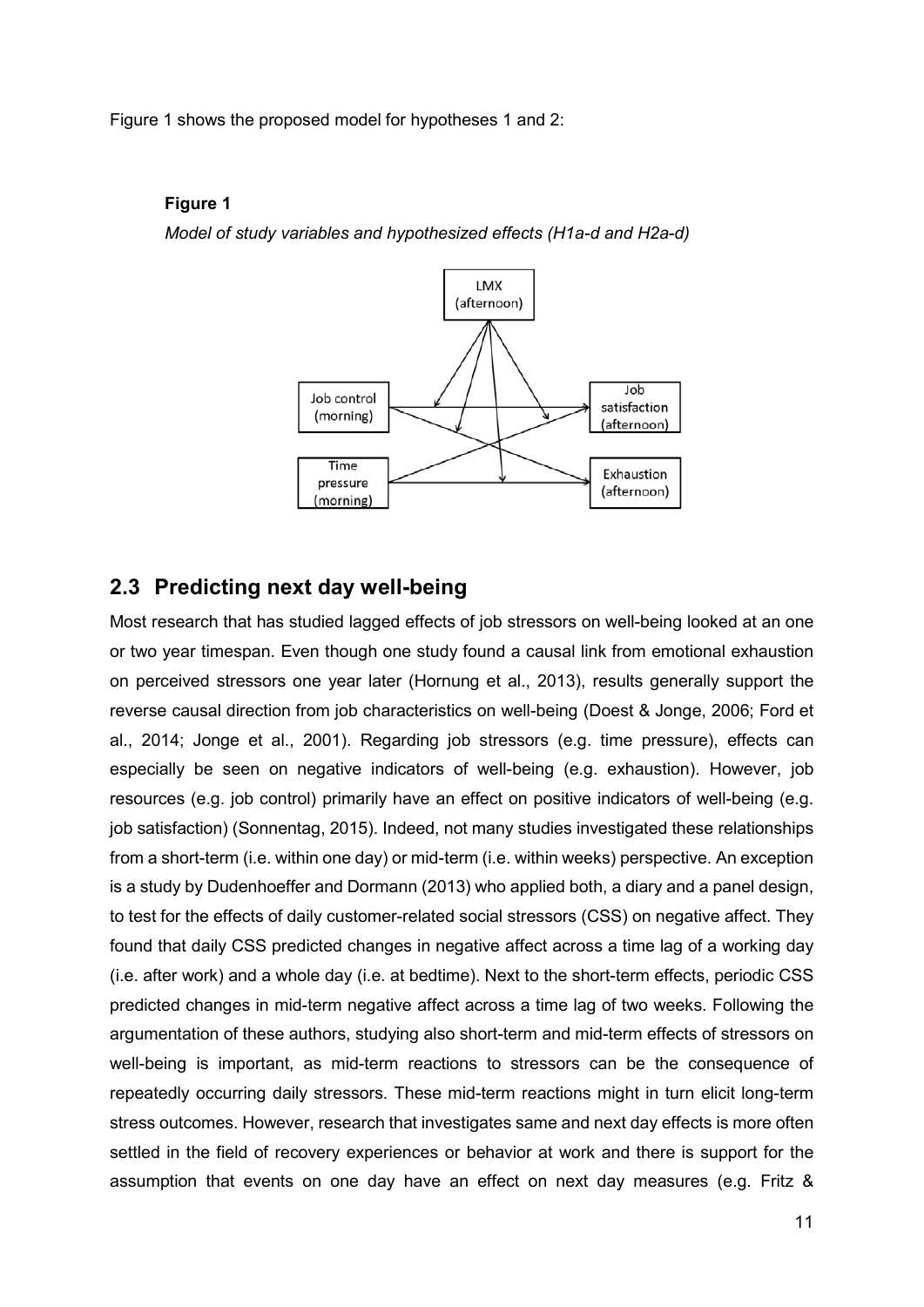Figure 1 shows the proposed model for hypotheses 1 and 2:

**Figure 1**

*Model of study variables and hypothesized effects (H1a-d and H2a-d)*

## 2.3 Predicting next day well-being

Most research that has studied lagged effects of job stressors on well-being looked at an one or two year timespan. Even though one study found a causal link from emotional exhaustion on perceived stressors one year later (Hornung et al., 2013), results generally support the reverse causal direction from job characteristics on well-being (Doest & Jonge, 2006; Ford et al., 2014; Jonge et al., 2001). Regarding job stressors (e.g. time pressure), effects can especially be seen on negative indicators of well-being (e.g. exhaustion). However, job resources (e.g. job control) primarily have an effect on positive indicators of well-being (e.g. job satisfaction) (Sonnentag, 2015). Indeed, not many studies investigated these relationships from a short-term (i.e. within one day) or mid-term (i.e. within weeks) perspective. An exception is a study by Dudenhoeffer and Dormann (2013) who applied both, a diary and a panel design, to test for the effects of daily customer-related social stressors (CSS) on negative affect. They found that daily CSS predicted changes in negative affect across a time lag of a working day (i.e. after work) and a whole day (i.e. at bedtime). Next to the short-term effects, periodic CSS predicted changes in mid-term negative affect across a time lag of two weeks. Following the argumentation of these authors, studying also short-term and mid-term effects of stressors on well-being is important, as mid-term reactions to stressors can be the consequence of repeatedly occurring daily stressors. These mid-term reactions might in turn elicit long-term stress outcomes. However, research that investigates same and next day effects is more often settled in the field of recovery experiences or behavior at work and there is support for the assumption that events on one day have an effect on next day measures (e.g. Fritz &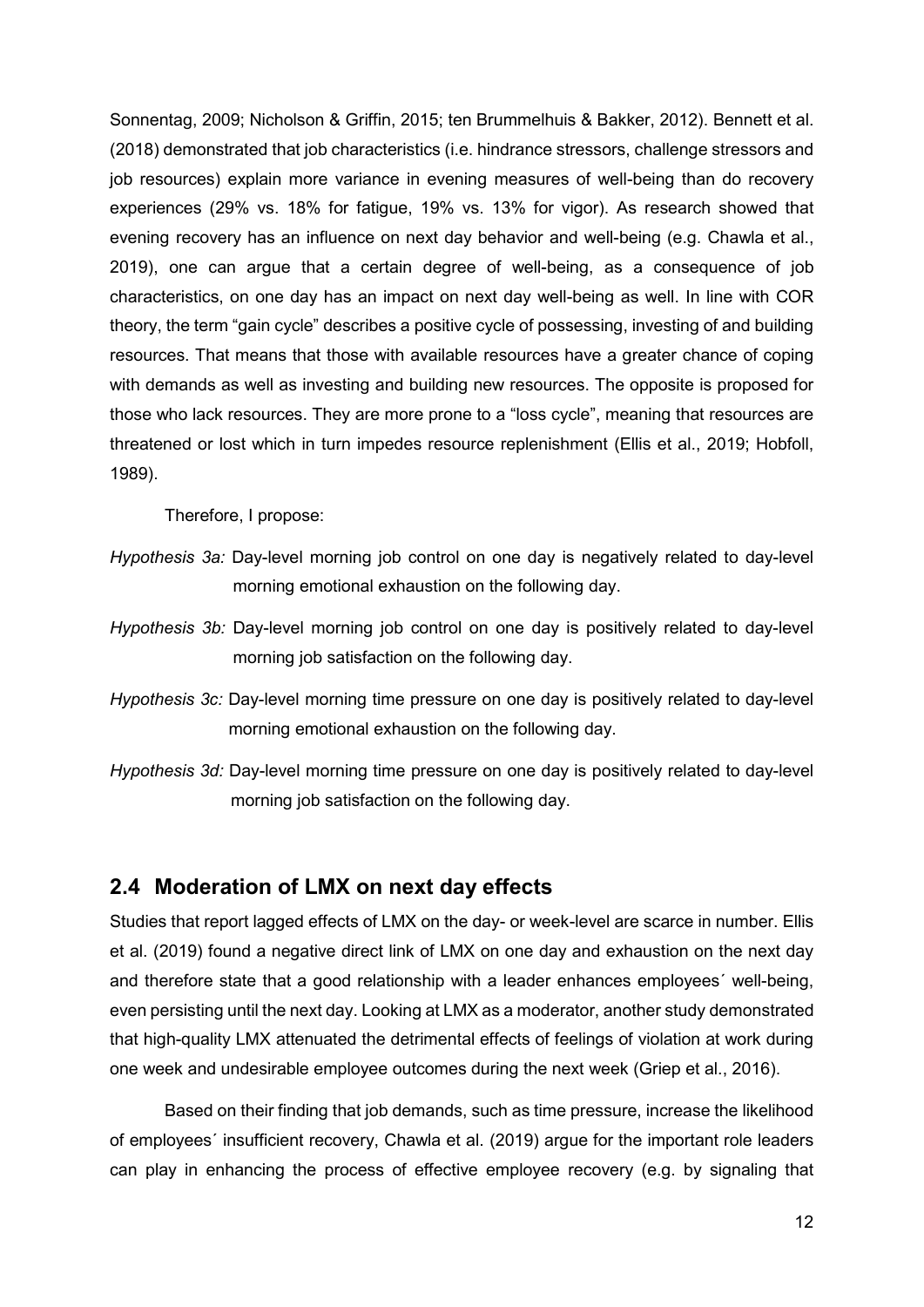Sonnentag, 2009; Nicholson & Griffin, 2015; ten Brummelhuis & Bakker, 2012). Bennett et al. (2018) demonstrated that job characteristics (i.e. hindrance stressors, challenge stressors and job resources) explain more variance in evening measures of well-being than do recovery experiences (29% vs. 18% for fatigue, 19% vs. 13% for vigor). As research showed that evening recovery has an influence on next day behavior and well-being (e.g. Chawla et al., 2019), one can argue that a certain degree of well-being, as a consequence of job characteristics, on one day has an impact on next day well-being as well. In line with COR theory, the term "gain cycle" describes a positive cycle of possessing, investing of and building resources. That means that those with available resources have a greater chance of coping with demands as well as investing and building new resources. The opposite is proposed for those who lack resources. They are more prone to a "loss cycle", meaning that resources are threatened or lost which in turn impedes resource replenishment (Ellis et al., 2019; Hobfoll, 1989).

Therefore, I propose:

*Hypothesis 3a:* Day-level morning job control on one day is negatively related to day-level morning emotional exhaustion on the following day.

*Hypothesis 3b:* Day-level morning job control on one day is positively related to day-level morning job satisfaction on the following day.

*Hypothesis 3c:* Day-level morning time pressure on one day is positively related to day-level morning emotional exhaustion on the following day.

*Hypothesis 3d:* Day-level morning time pressure on one day is positively related to day-level morning job satisfaction on the following day.

## 2.4 Moderation of LMX on next day effects

Studies that report lagged effects of LMX on the day- or week-level are scarce in number. Ellis et al. (2019) found a negative direct link of LMX on one day and exhaustion on the next day and therefore state that a good relationship with a leader enhances employees´ well-being, even persisting until the next day. Looking at LMX as a moderator, another study demonstrated that high-quality LMX attenuated the detrimental effects of feelings of violation at work during one week and undesirable employee outcomes during the next week (Griep et al., 2016).

Based on their finding that job demands, such as time pressure, increase the likelihood of employees´ insufficient recovery, Chawla et al. (2019) argue for the important role leaders can play in enhancing the process of effective employee recovery (e.g. by signaling that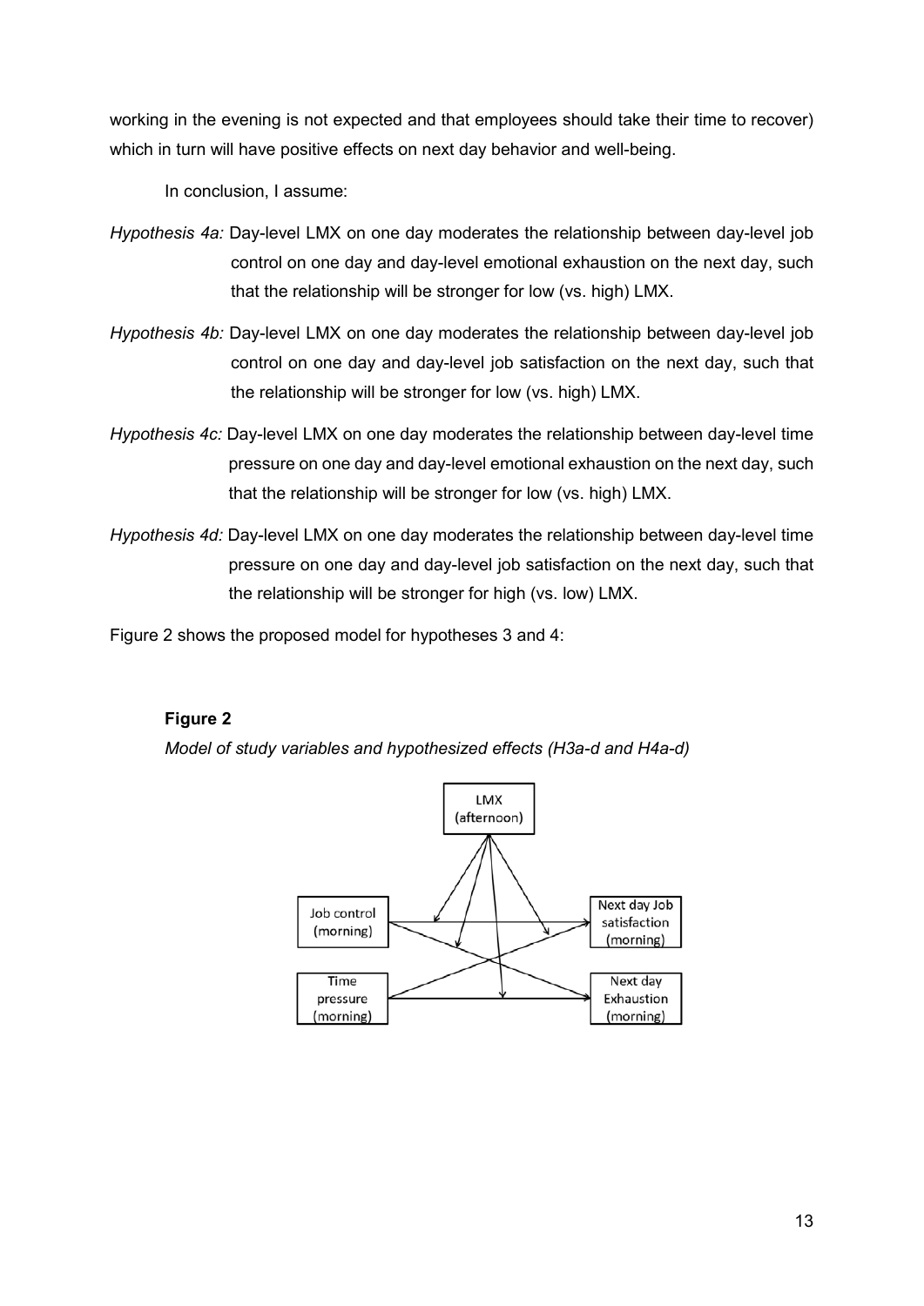working in the evening is not expected and that employees should take their time to recover) which in turn will have positive effects on next day behavior and well-being.

In conclusion, I assume:

*Hypothesis 4a:* Day-level LMX on one day moderates the relationship between day-level job control on one day and day-level emotional exhaustion on the next day, such that the relationship will be stronger for low (vs. high) LMX.

*Hypothesis 4b:* Day-level LMX on one day moderates the relationship between day-level job control on one day and day-level job satisfaction on the next day, such that the relationship will be stronger for low (vs. high) LMX.

*Hypothesis 4c:* Day-level LMX on one day moderates the relationship between day-level time pressure on one day and day-level emotional exhaustion on the next day, such that the relationship will be stronger for low (vs. high) LMX.

*Hypothesis 4d:* Day-level LMX on one day moderates the relationship between day-level time pressure on one day and day-level job satisfaction on the next day, such that the relationship will be stronger for high (vs. low) LMX.

Figure 2 shows the proposed model for hypotheses 3 and 4:

**Figure 2**

*Model of study variables and hypothesized effects (H3a-d and H4a-d)*

LMX (afternoon)

Job control (morning)

Time pressure (morning)

Next day Job satisfaction (morning)

Next day Exhaustion (morning)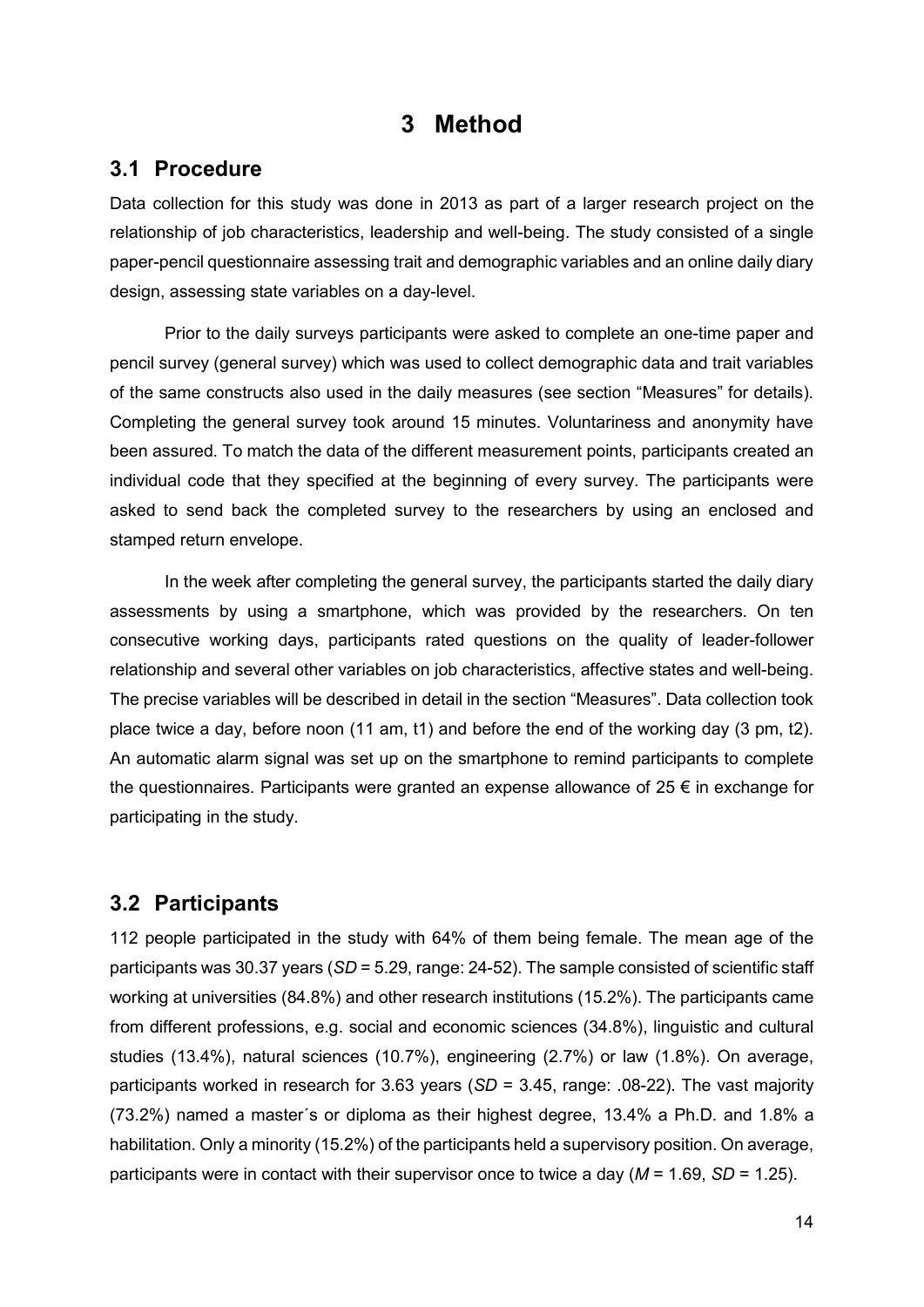# 3 Method

## 3.1 Procedure

Data collection for this study was done in 2013 as part of a larger research project on the relationship of job characteristics, leadership and well-being. The study consisted of a single paper-pencil questionnaire assessing trait and demographic variables and an online daily diary design, assessing state variables on a day-level.

Prior to the daily surveys participants were asked to complete an one-time paper and pencil survey (general survey) which was used to collect demographic data and trait variables of the same constructs also used in the daily measures (see section "Measures" for details). Completing the general survey took around 15 minutes. Voluntariness and anonymity have been assured. To match the data of the different measurement points, participants created an individual code that they specified at the beginning of every survey. The participants were asked to send back the completed survey to the researchers by using an enclosed and stamped return envelope.

In the week after completing the general survey, the participants started the daily diary assessments by using a smartphone, which was provided by the researchers. On ten consecutive working days, participants rated questions on the quality of leader-follower relationship and several other variables on job characteristics, affective states and well-being. The precise variables will be described in detail in the section "Measures". Data collection took place twice a day, before noon (11 am, t1) and before the end of the working day (3 pm, t2). An automatic alarm signal was set up on the smartphone to remind participants to complete the questionnaires. Participants were granted an expense allowance of 25 € in exchange for participating in the study.

## 3.2 Participants

112 people participated in the study with 64% of them being female. The mean age of the participants was 30.37 years (*SD* = 5.29, range: 24-52). The sample consisted of scientific staff working at universities (84.8%) and other research institutions (15.2%). The participants came from different professions, e.g. social and economic sciences (34.8%), linguistic and cultural studies (13.4%), natural sciences (10.7%), engineering (2.7%) or law (1.8%). On average, participants worked in research for 3.63 years (*SD* = 3.45, range: .08-22). The vast majority (73.2%) named a master´s or diploma as their highest degree, 13.4% a Ph.D. and 1.8% a habilitation. Only a minority (15.2%) of the participants held a supervisory position. On average, participants were in contact with their supervisor once to twice a day (*M* = 1.69, *SD* = 1.25).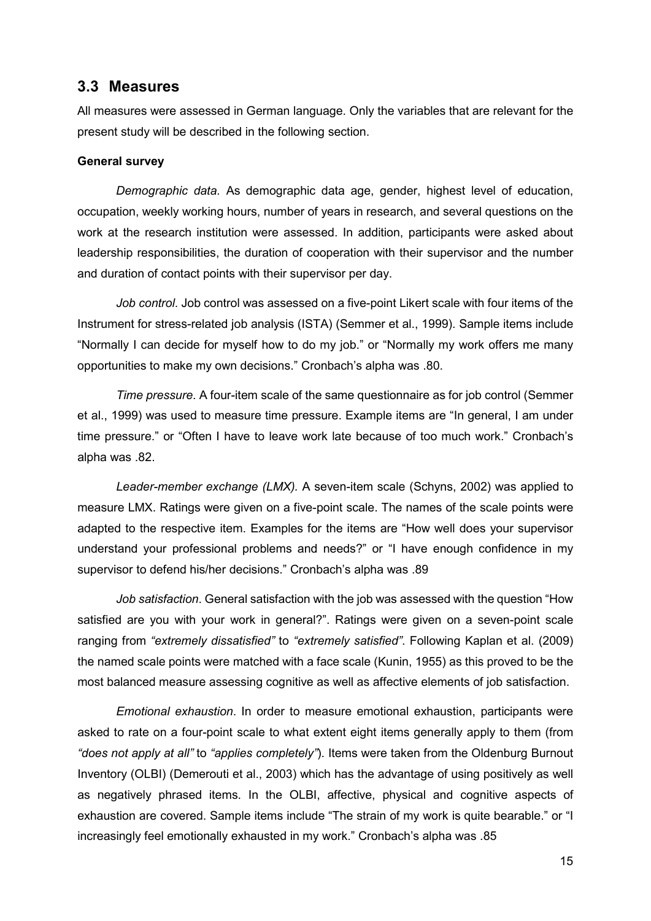## 3.3 Measures

All measures were assessed in German language. Only the variables that are relevant for the present study will be described in the following section.

**General survey**

*Demographic data*. As demographic data age, gender, highest level of education, occupation, weekly working hours, number of years in research, and several questions on the work at the research institution were assessed. In addition, participants were asked about leadership responsibilities, the duration of cooperation with their supervisor and the number and duration of contact points with their supervisor per day.

*Job control*. Job control was assessed on a five-point Likert scale with four items of the Instrument for stress-related job analysis (ISTA) (Semmer et al., 1999). Sample items include "Normally I can decide for myself how to do my job." or "Normally my work offers me many opportunities to make my own decisions." Cronbach's alpha was .80.

*Time pressure*. A four-item scale of the same questionnaire as for job control (Semmer et al., 1999) was used to measure time pressure. Example items are "In general, I am under time pressure." or "Often I have to leave work late because of too much work." Cronbach's alpha was .82.

*Leader-member exchange (LMX).* A seven-item scale (Schyns, 2002) was applied to measure LMX. Ratings were given on a five-point scale. The names of the scale points were adapted to the respective item. Examples for the items are "How well does your supervisor understand your professional problems and needs?" or "I have enough confidence in my supervisor to defend his/her decisions." Cronbach's alpha was .89

*Job satisfaction*. General satisfaction with the job was assessed with the question "How satisfied are you with your work in general?". Ratings were given on a seven-point scale ranging from *"extremely dissatisfied"* to *"extremely satisfied"*. Following Kaplan et al. (2009) the named scale points were matched with a face scale (Kunin, 1955) as this proved to be the most balanced measure assessing cognitive as well as affective elements of job satisfaction.

*Emotional exhaustion*. In order to measure emotional exhaustion, participants were asked to rate on a four-point scale to what extent eight items generally apply to them (from *"does not apply at all"* to *"applies completely"*). Items were taken from the Oldenburg Burnout Inventory (OLBI) (Demerouti et al., 2003) which has the advantage of using positively as well as negatively phrased items. In the OLBI, affective, physical and cognitive aspects of exhaustion are covered. Sample items include "The strain of my work is quite bearable." or "I increasingly feel emotionally exhausted in my work." Cronbach's alpha was .85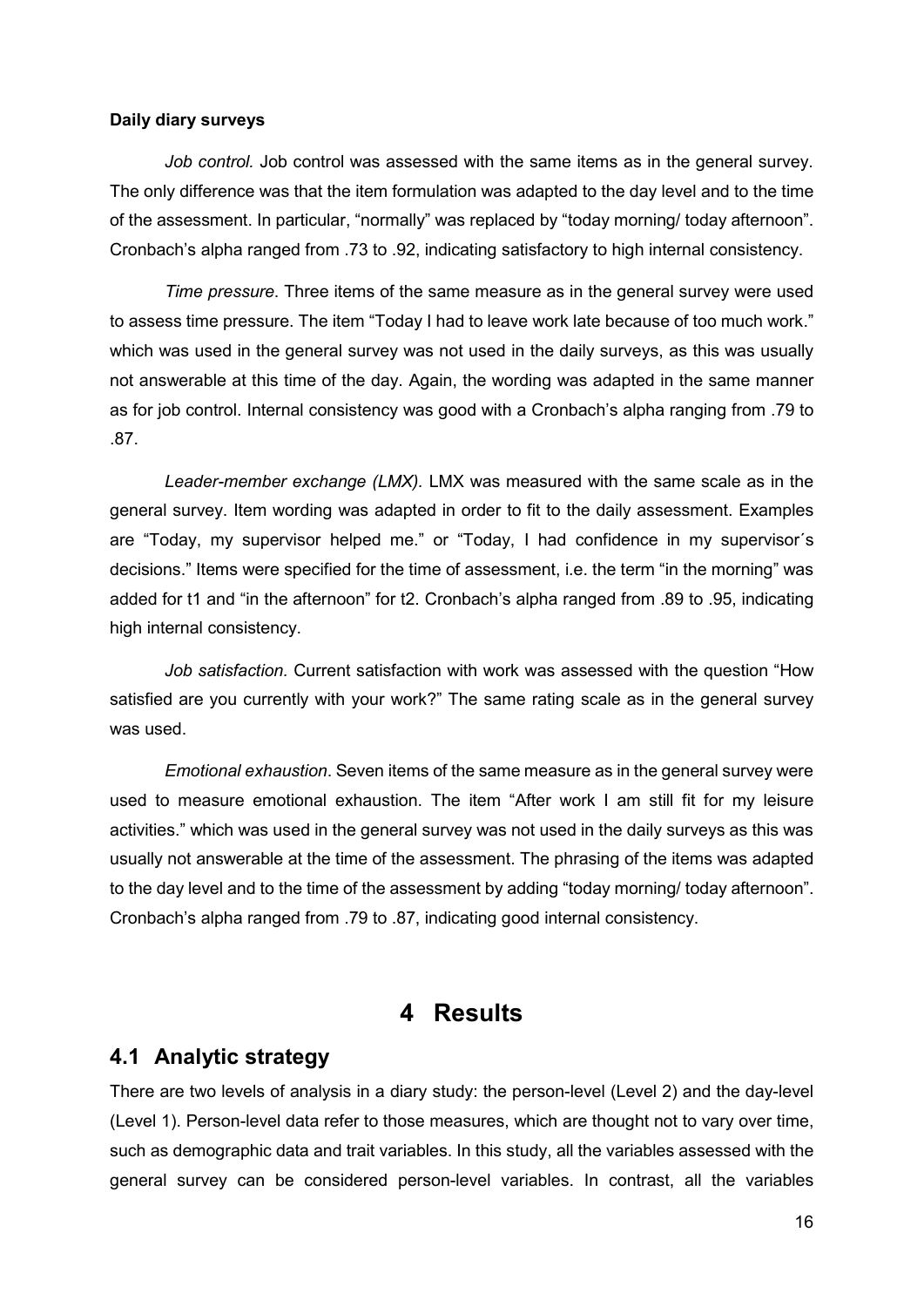**Daily diary surveys**

*Job control.* Job control was assessed with the same items as in the general survey. The only difference was that the item formulation was adapted to the day level and to the time of the assessment. In particular, "normally" was replaced by "today morning/ today afternoon". Cronbach's alpha ranged from .73 to .92, indicating satisfactory to high internal consistency.

*Time pressure*. Three items of the same measure as in the general survey were used to assess time pressure. The item "Today I had to leave work late because of too much work." which was used in the general survey was not used in the daily surveys, as this was usually not answerable at this time of the day. Again, the wording was adapted in the same manner as for job control. Internal consistency was good with a Cronbach's alpha ranging from .79 to .87.

*Leader-member exchange (LMX).* LMX was measured with the same scale as in the general survey. Item wording was adapted in order to fit to the daily assessment. Examples are "Today, my supervisor helped me." or "Today, I had confidence in my supervisor´s decisions." Items were specified for the time of assessment, i.e. the term "in the morning" was added for t1 and "in the afternoon" for t2. Cronbach's alpha ranged from .89 to .95, indicating high internal consistency.

*Job satisfaction.* Current satisfaction with work was assessed with the question "How satisfied are you currently with your work?" The same rating scale as in the general survey was used.

*Emotional exhaustion*. Seven items of the same measure as in the general survey were used to measure emotional exhaustion. The item "After work I am still fit for my leisure activities." which was used in the general survey was not used in the daily surveys as this was usually not answerable at the time of the assessment. The phrasing of the items was adapted to the day level and to the time of the assessment by adding "today morning/ today afternoon". Cronbach's alpha ranged from .79 to .87, indicating good internal consistency.

# 4 Results

## 4.1 Analytic strategy

There are two levels of analysis in a diary study: the person-level (Level 2) and the day-level (Level 1). Person-level data refer to those measures, which are thought not to vary over time, such as demographic data and trait variables. In this study, all the variables assessed with the general survey can be considered person-level variables. In contrast, all the variables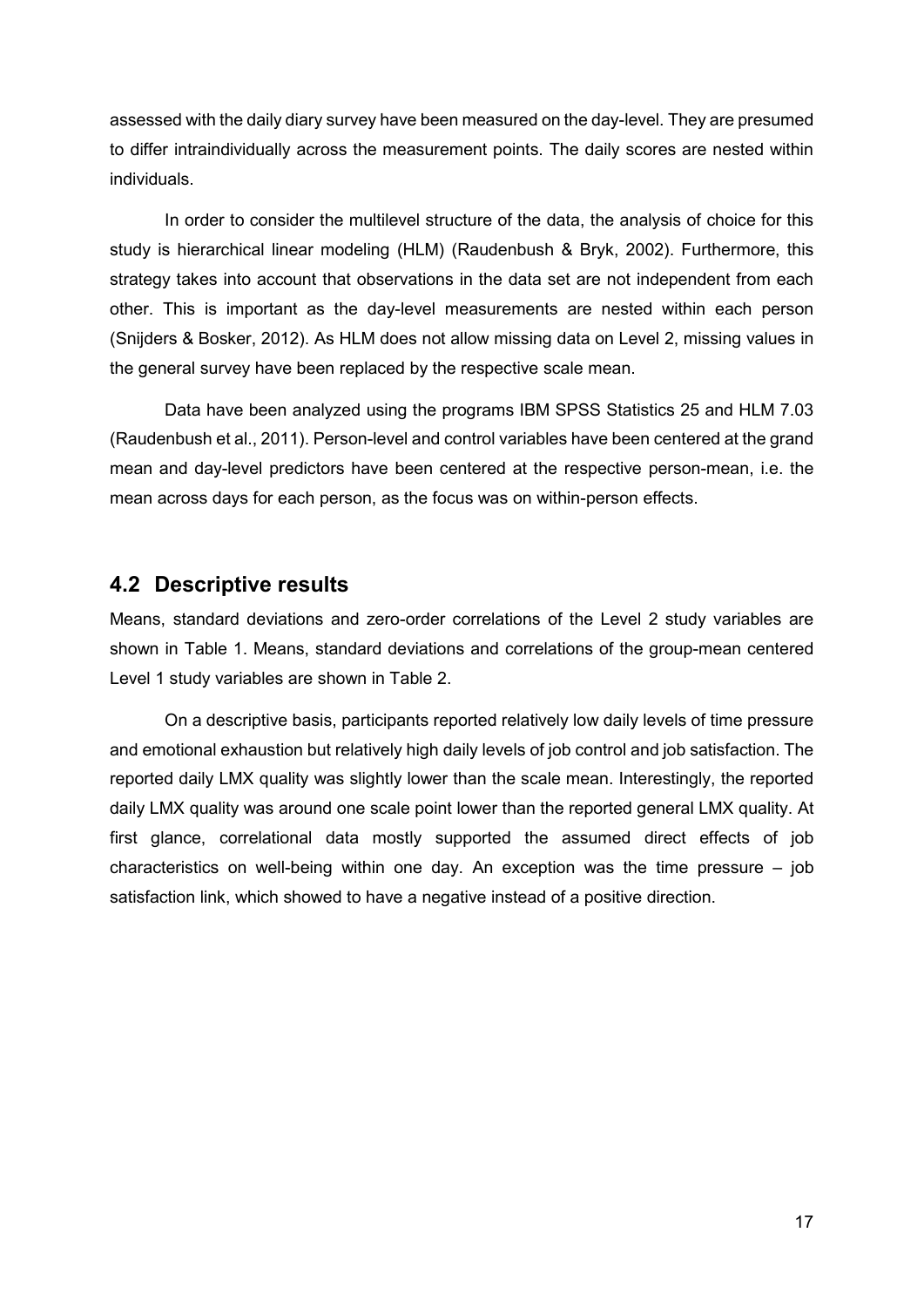assessed with the daily diary survey have been measured on the day-level. They are presumed to differ intraindividually across the measurement points. The daily scores are nested within individuals.

In order to consider the multilevel structure of the data, the analysis of choice for this study is hierarchical linear modeling (HLM) (Raudenbush & Bryk, 2002). Furthermore, this strategy takes into account that observations in the data set are not independent from each other. This is important as the day-level measurements are nested within each person (Snijders & Bosker, 2012). As HLM does not allow missing data on Level 2, missing values in the general survey have been replaced by the respective scale mean.

Data have been analyzed using the programs IBM SPSS Statistics 25 and HLM 7.03 (Raudenbush et al., 2011). Person-level and control variables have been centered at the grand mean and day-level predictors have been centered at the respective person-mean, i.e. the mean across days for each person, as the focus was on within-person effects.

## 4.2 Descriptive results

Means, standard deviations and zero-order correlations of the Level 2 study variables are shown in Table 1. Means, standard deviations and correlations of the group-mean centered Level 1 study variables are shown in Table 2.

On a descriptive basis, participants reported relatively low daily levels of time pressure and emotional exhaustion but relatively high daily levels of job control and job satisfaction. The reported daily LMX quality was slightly lower than the scale mean. Interestingly, the reported daily LMX quality was around one scale point lower than the reported general LMX quality. At first glance, correlational data mostly supported the assumed direct effects of job characteristics on well-being within one day. An exception was the time pressure – job satisfaction link, which showed to have a negative instead of a positive direction.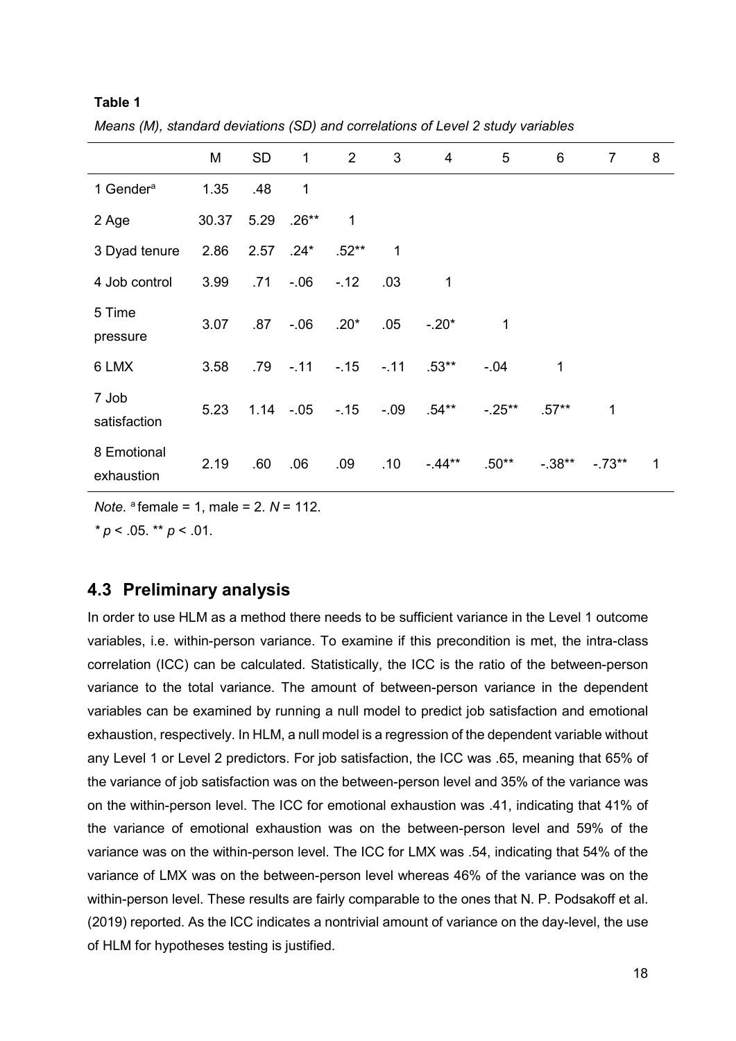**Table 1**

*Means (M), standard deviations (SD) and correlations of Level 2 study variables*

| | M | SD | 1 | 2 | 3 | 4 | 5 | 6 | 7 | 8 |
|---|---|---|---|---|---|---|---|---|---|---|
| 1 Gender[a] | 1.35 | .48 | 1 | | | | | | | |
| 2 Age | 30.37 | 5.29 | .26** | 1 | | | | | | |
| 3 Dyad tenure | 2.86 | 2.57 | .24* | .52** | 1 | | | | | |
| 4 Job control | 3.99 | .71 | -.06 | -.12 | .03 | 1 | | | | |
| 5 Time pressure | 3.07 | .87 | -.06 | .20* | .05 | -.20* | 1 | | | |
| 6 LMX | 3.58 | .79 | -.11 | -.15 | -.11 | .53** | -.04 | 1 | | |
| 7 Job satisfaction | 5.23 | 1.14 | -.05 | -.15 | -.09 | .54** | -.25** | .57** | 1 | |
| 8 Emotional exhaustion | 2.19 | .60 | .06 | .09 | .10 | -.44** | .50** | -.38** | -.73** | 1 |

*Note.* [a] female = 1, male = 2. *N* = 112.

* $p < .05$. ** $p < .01$.

## 4.3 Preliminary analysis

In order to use HLM as a method there needs to be sufficient variance in the Level 1 outcome variables, i.e. within-person variance. To examine if this precondition is met, the intra-class correlation (ICC) can be calculated. Statistically, the ICC is the ratio of the between-person variance to the total variance. The amount of between-person variance in the dependent variables can be examined by running a null model to predict job satisfaction and emotional exhaustion, respectively. In HLM, a null model is a regression of the dependent variable without any Level 1 or Level 2 predictors. For job satisfaction, the ICC was .65, meaning that 65% of the variance of job satisfaction was on the between-person level and 35% of the variance was on the within-person level. The ICC for emotional exhaustion was .41, indicating that 41% of the variance of emotional exhaustion was on the between-person level and 59% of the variance was on the within-person level. The ICC for LMX was .54, indicating that 54% of the variance of LMX was on the between-person level whereas 46% of the variance was on the within-person level. These results are fairly comparable to the ones that N. P. Podsakoff et al. (2019) reported. As the ICC indicates a nontrivial amount of variance on the day-level, the use of HLM for hypotheses testing is justified.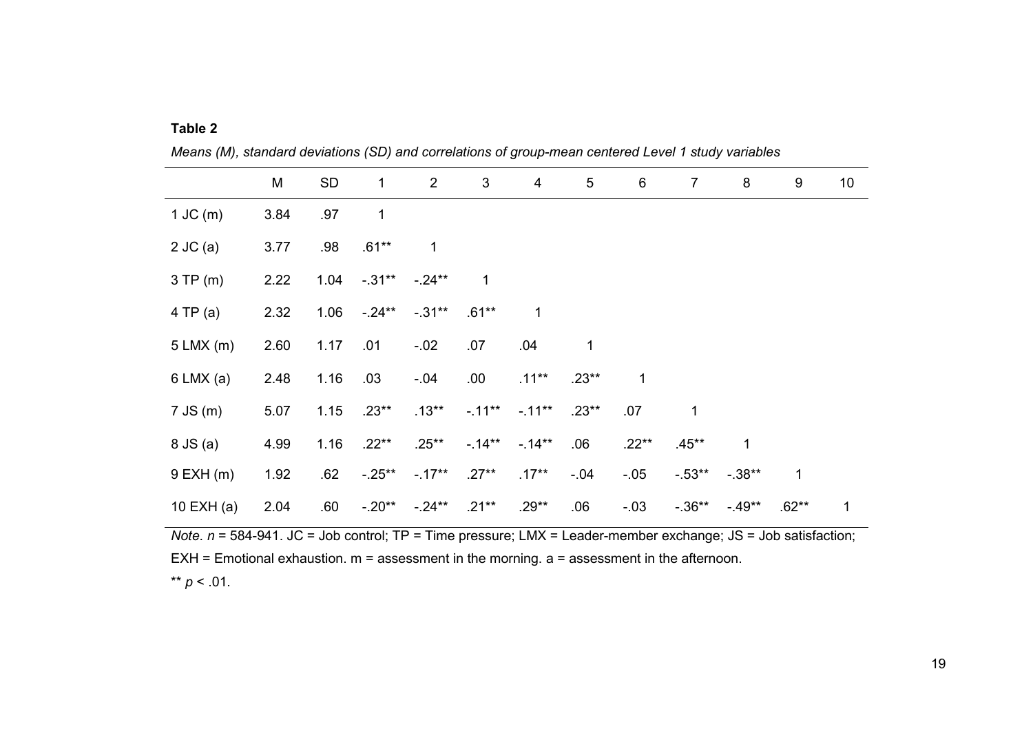**Table 2**

*Means (M), standard deviations (SD) and correlations of group-mean centered Level 1 study variables*

| | M | SD | 1 | 2 | 3 | 4 | 5 | 6 | 7 | 8 | 9 | 10 |
|---|---|---|---|---|---|---|---|---|---|---|---|---|
| 1 JC (m) | 3.84 | .97 | 1 | | | | | | | | | |
| 2 JC (a) | 3.77 | .98 | .61** | 1 | | | | | | | | |
| 3 TP (m) | 2.22 | 1.04 | -.31** | -.24** | 1 | | | | | | | |
| 4 TP (a) | 2.32 | 1.06 | -.24** | -.31** | .61** | 1 | | | | | | |
| 5 LMX (m) | 2.60 | 1.17 | .01 | -.02 | .07 | .04 | 1 | | | | | |
| 6 LMX (a) | 2.48 | 1.16 | .03 | -.04 | .00 | .11** | .23** | 1 | | | | |
| 7 JS (m) | 5.07 | 1.15 | .23** | .13** | -.11** | -.11** | .23** | .07 | 1 | | | |
| 8 JS (a) | 4.99 | 1.16 | .22** | .25** | -.14** | -.14** | .06 | .22** | .45** | 1 | | |
| 9 EXH (m) | 1.92 | .62 | -.25** | -.17** | .27** | .17** | -.04 | -.05 | -.53** | -.38** | 1 | |
| 10 EXH (a) | 2.04 | .60 | -.20** | -.24** | .21** | .29** | .06 | -.03 | -.36** | -.49** | .62** | 1 |

*Note. n* = 584-941. JC = Job control; TP = Time pressure; LMX = Leader-member exchange; JS = Job satisfaction; EXH = Emotional exhaustion. m = assessment in the morning. a = assessment in the afternoon.

** $p < .01$.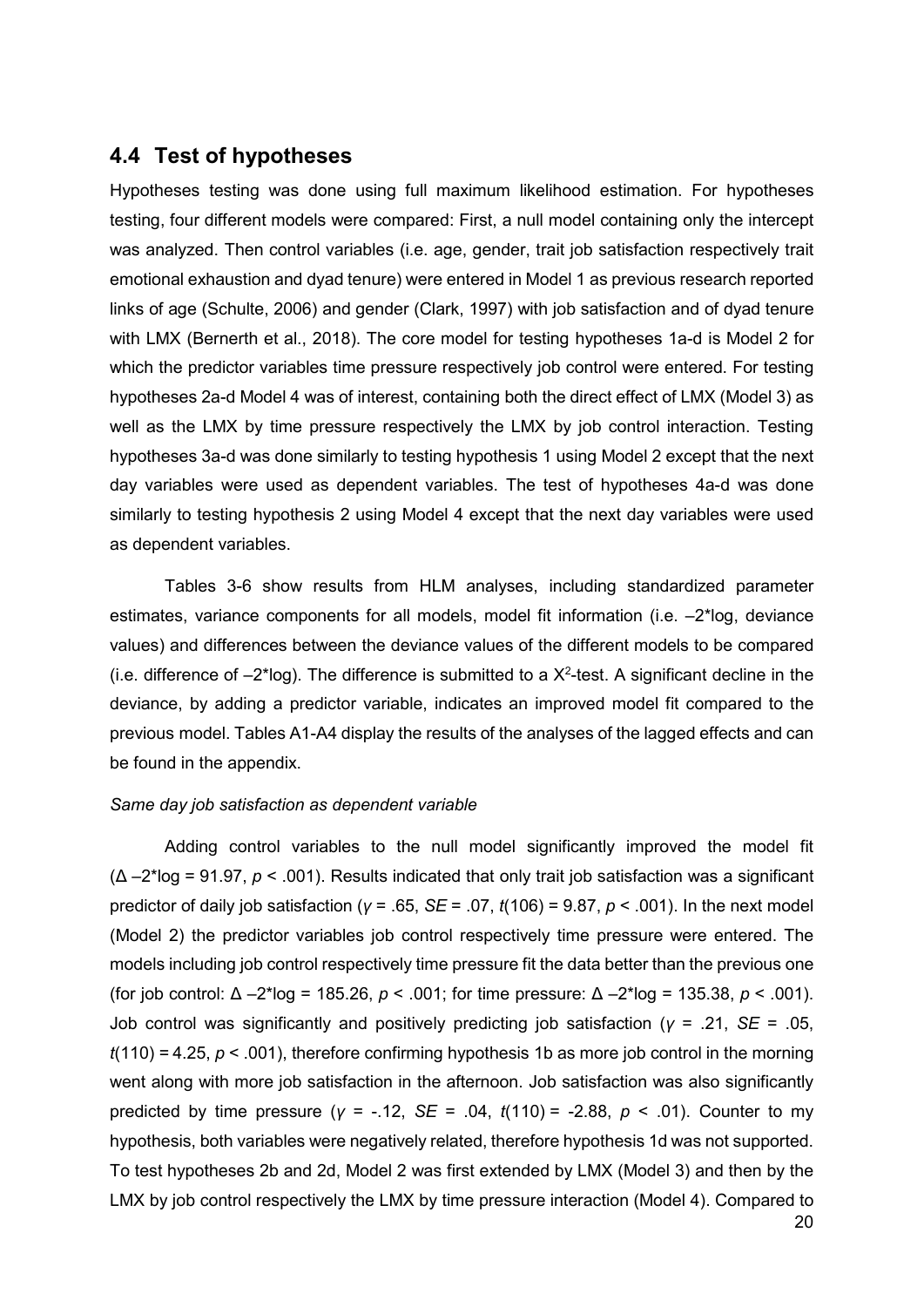## 4.4 Test of hypotheses

Hypotheses testing was done using full maximum likelihood estimation. For hypotheses testing, four different models were compared: First, a null model containing only the intercept was analyzed. Then control variables (i.e. age, gender, trait job satisfaction respectively trait emotional exhaustion and dyad tenure) were entered in Model 1 as previous research reported links of age (Schulte, 2006) and gender (Clark, 1997) with job satisfaction and of dyad tenure with LMX (Bernerth et al., 2018). The core model for testing hypotheses 1a-d is Model 2 for which the predictor variables time pressure respectively job control were entered. For testing hypotheses 2a-d Model 4 was of interest, containing both the direct effect of LMX (Model 3) as well as the LMX by time pressure respectively the LMX by job control interaction. Testing hypotheses 3a-d was done similarly to testing hypothesis 1 using Model 2 except that the next day variables were used as dependent variables. The test of hypotheses 4a-d was done similarly to testing hypothesis 2 using Model 4 except that the next day variables were used as dependent variables.

Tables 3-6 show results from HLM analyses, including standardized parameter estimates, variance components for all models, model fit information (i.e. –2*log, deviance values) and differences between the deviance values of the different models to be compared (i.e. difference of –2*log). The difference is submitted to a $X^2$-test. A significant decline in the deviance, by adding a predictor variable, indicates an improved model fit compared to the previous model. Tables A1-A4 display the results of the analyses of the lagged effects and can be found in the appendix.

*Same day job satisfaction as dependent variable*

Adding control variables to the null model significantly improved the model fit ($\Delta$ –2*log = 91.97, $p$ < .001). Results indicated that only trait job satisfaction was a significant predictor of daily job satisfaction ($\gamma$ = .65, $SE$ = .07, $t$(106) = 9.87, $p$ < .001). In the next model (Model 2) the predictor variables job control respectively time pressure were entered. The models including job control respectively time pressure fit the data better than the previous one (for job control: $\Delta$ –2*log = 185.26, $p$ < .001; for time pressure: $\Delta$ –2*log = 135.38, $p$ < .001). Job control was significantly and positively predicting job satisfaction ($\gamma$ = .21, $SE$ = .05, $t$(110) = 4.25, $p$ < .001), therefore confirming hypothesis 1b as more job control in the morning went along with more job satisfaction in the afternoon. Job satisfaction was also significantly predicted by time pressure ($\gamma$ = -.12, $SE$ = .04, $t$(110) = -2.88, $p$ < .01). Counter to my hypothesis, both variables were negatively related, therefore hypothesis 1d was not supported. To test hypotheses 2b and 2d, Model 2 was first extended by LMX (Model 3) and then by the LMX by job control respectively the LMX by time pressure interaction (Model 4). Compared to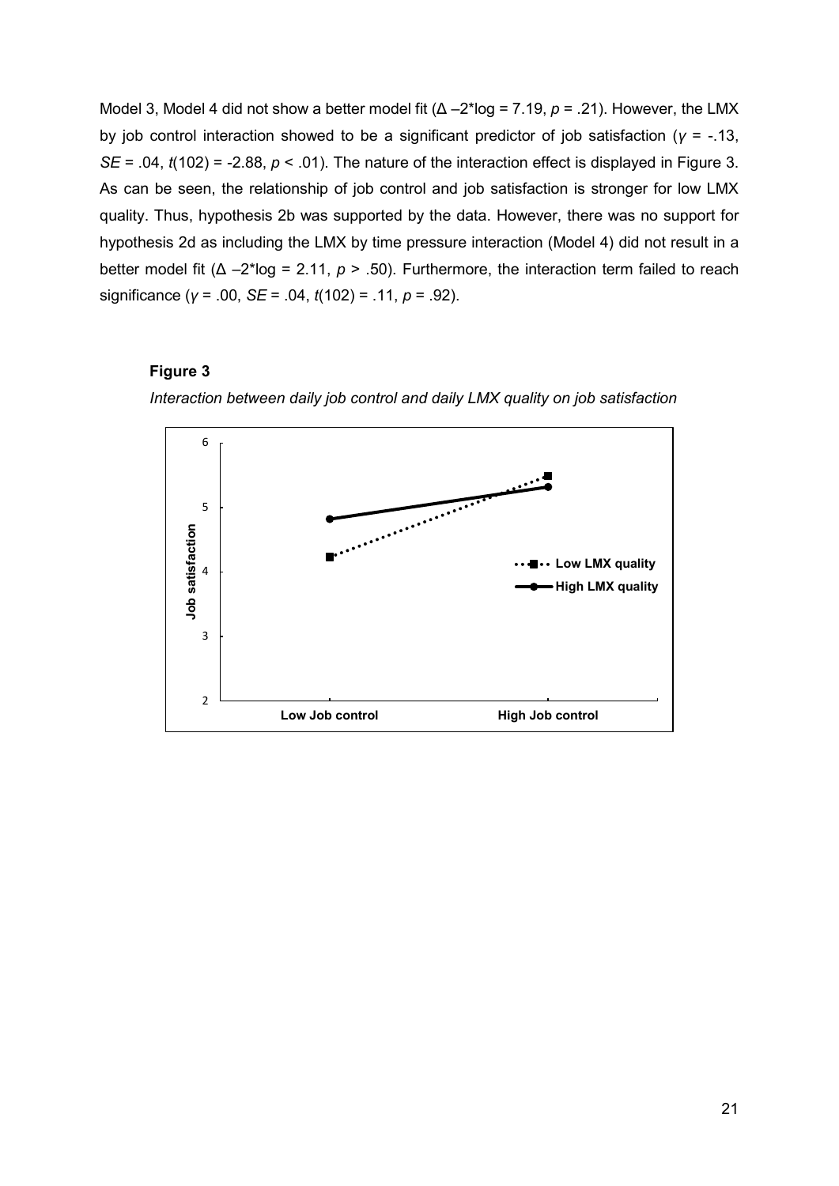Model 3, Model 4 did not show a better model fit ($\Delta$ –2*log = 7.19, $p$ = .21). However, the LMX by job control interaction showed to be a significant predictor of job satisfaction ($\gamma$ = -.13, $SE$ = .04, $t(102)$ = -2.88, $p$ < .01). The nature of the interaction effect is displayed in Figure 3. As can be seen, the relationship of job control and job satisfaction is stronger for low LMX quality. Thus, hypothesis 2b was supported by the data. However, there was no support for hypothesis 2d as including the LMX by time pressure interaction (Model 4) did not result in a better model fit ($\Delta$ –2*log = 2.11, $p$ > .50). Furthermore, the interaction term failed to reach significance ($\gamma$ = .00, $SE$ = .04, $t(102)$ = .11, $p$ = .92).

**Figure 3**

*Interaction between daily job control and daily LMX quality on job satisfaction*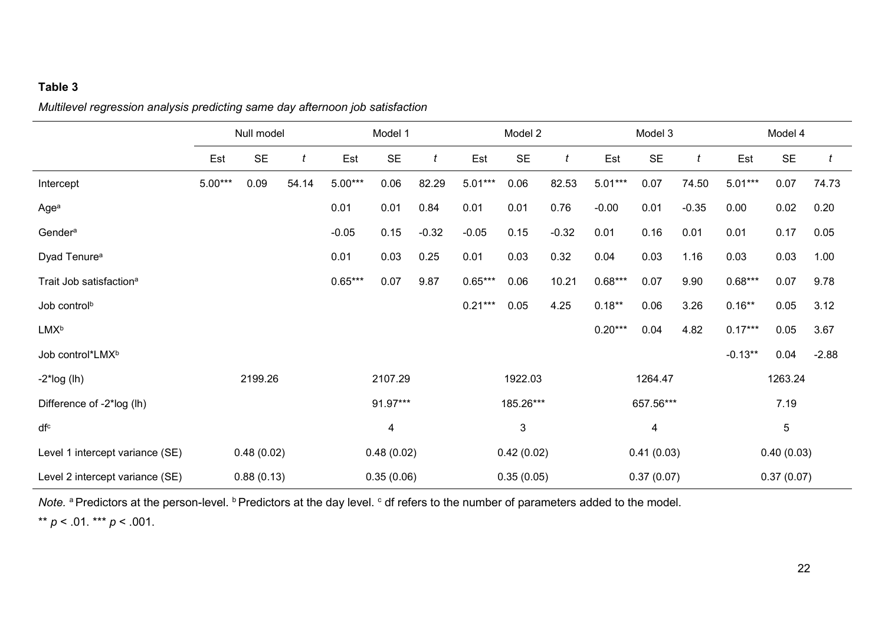**Table 3**

*Multilevel regression analysis predicting same day afternoon job satisfaction*

| | Null model | | | Model 1 | | | Model 2 | | | Model 3 | | | Model 4 | | |
|---|---|---|---|---|---|---|---|---|---|---|---|---|---|---|---|
| | Est | SE | *t* | Est | SE | *t* | Est | SE | *t* | Est | SE | *t* | Est | SE | *t* |
| Intercept | 5.00*** | 0.09 | 54.14 | 5.00*** | 0.06 | 82.29 | 5.01*** | 0.06 | 82.53 | 5.01*** | 0.07 | 74.50 | 5.01*** | 0.07 | 74.73 |
| Age[a] | | | | 0.01 | 0.01 | 0.84 | 0.01 | 0.01 | 0.76 | -0.00 | 0.01 | -0.35 | 0.00 | 0.02 | 0.20 |
| Gender[a] | | | | -0.05 | 0.15 | -0.32 | -0.05 | 0.15 | -0.32 | 0.01 | 0.16 | 0.01 | 0.01 | 0.17 | 0.05 |
| Dyad Tenure[a] | | | | 0.01 | 0.03 | 0.25 | 0.01 | 0.03 | 0.32 | 0.04 | 0.03 | 1.16 | 0.03 | 0.03 | 1.00 |
| Trait Job satisfaction[a] | | | | 0.65*** | 0.07 | 9.87 | 0.65*** | 0.06 | 10.21 | 0.68*** | 0.07 | 9.90 | 0.68*** | 0.07 | 9.78 |
| Job control[b] | | | | | | | 0.21*** | 0.05 | 4.25 | 0.18** | 0.06 | 3.26 | 0.16** | 0.05 | 3.12 |
| LMX[b] | | | | | | | | | | 0.20*** | 0.04 | 4.82 | 0.17*** | 0.05 | 3.67 |
| Job control*LMX[b] | | | | | | | | | | | | | -0.13** | 0.04 | -2.88 |
| -2*log (lh) | 2199.26 | | | 2107.29 | | | 1922.03 | | | 1264.47 | | | 1263.24 | | |
| Difference of -2*log (lh) | | | | 91.97*** | | | 185.26*** | | | 657.56*** | | | 7.19 | | |
| df[c] | | | | 4 | | | 3 | | | 4 | | | 5 | | |
| Level 1 intercept variance (SE) | 0.48 (0.02) | | | 0.48 (0.02) | | | 0.42 (0.02) | | | 0.41 (0.03) | | | 0.40 (0.03) | | |
| Level 2 intercept variance (SE) | 0.88 (0.13) | | | 0.35 (0.06) | | | 0.35 (0.05) | | | 0.37 (0.07) | | | 0.37 (0.07) | | |

*Note.* [a] Predictors at the person-level. [b] Predictors at the day level. [c] df refers to the number of parameters added to the model.

** $p < .01$. *** $p < .001$.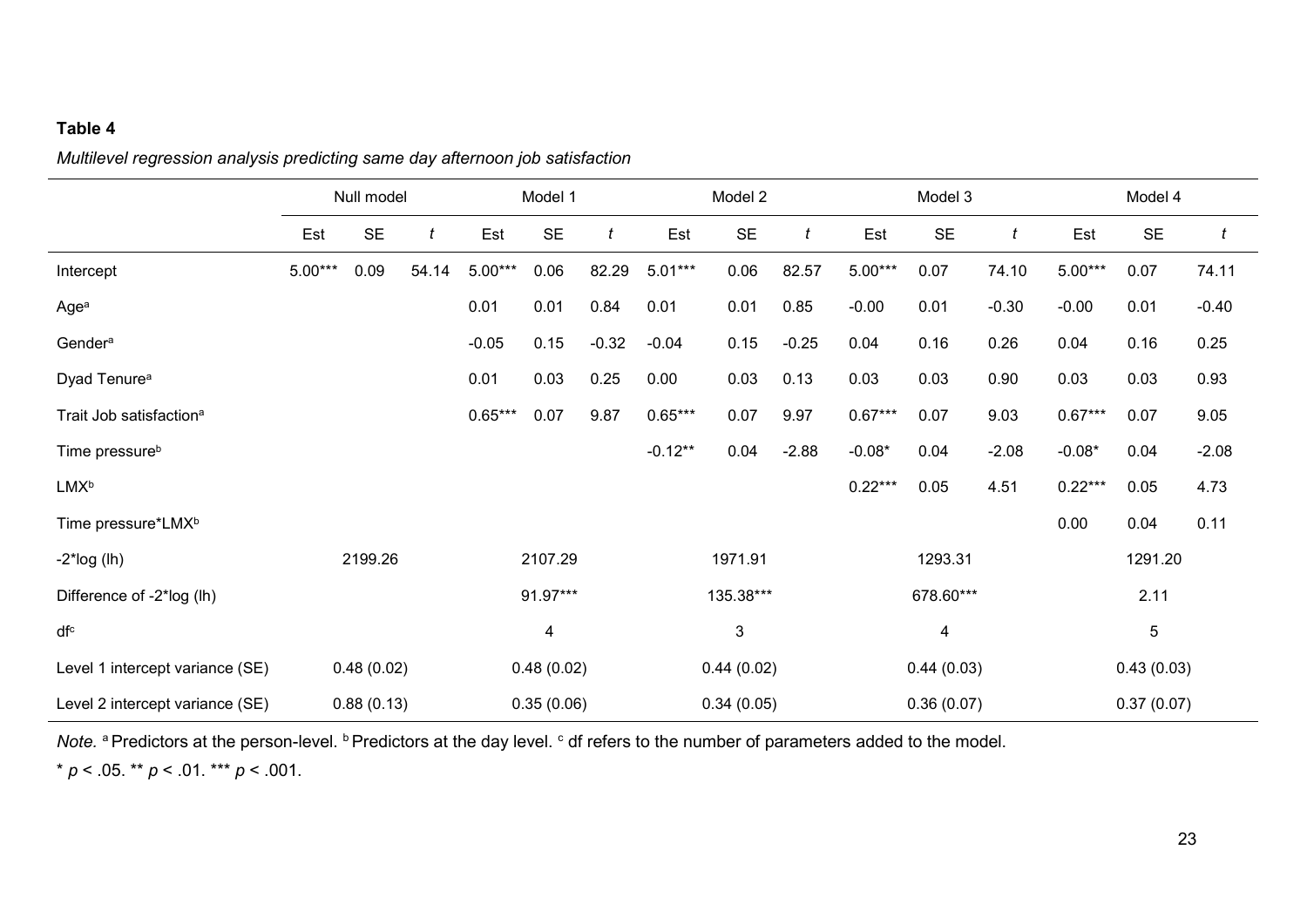**Table 4**

*Multilevel regression analysis predicting same day afternoon job satisfaction*

| | Null model | | | Model 1 | | | Model 2 | | | Model 3 | | | Model 4 | | |
|---|---|---|---|---|---|---|---|---|---|---|---|---|---|---|---|
| | Est | SE | *t* | Est | SE | *t* | Est | SE | *t* | Est | SE | *t* | Est | SE | *t* |
| Intercept | 5.00*** | 0.09 | 54.14 | 5.00*** | 0.06 | 82.29 | 5.01*** | 0.06 | 82.57 | 5.00*** | 0.07 | 74.10 | 5.00*** | 0.07 | 74.11 |
| Age[a] | | | | 0.01 | 0.01 | 0.84 | 0.01 | 0.01 | 0.85 | -0.00 | 0.01 | -0.30 | -0.00 | 0.01 | -0.40 |
| Gender[a] | | | | -0.05 | 0.15 | -0.32 | -0.04 | 0.15 | -0.25 | 0.04 | 0.16 | 0.26 | 0.04 | 0.16 | 0.25 |
| Dyad Tenure[a] | | | | 0.01 | 0.03 | 0.25 | 0.00 | 0.03 | 0.13 | 0.03 | 0.03 | 0.90 | 0.03 | 0.03 | 0.93 |
| Trait Job satisfaction[a] | | | | 0.65*** | 0.07 | 9.87 | 0.65*** | 0.07 | 9.97 | 0.67*** | 0.07 | 9.03 | 0.67*** | 0.07 | 9.05 |
| Time pressure[b] | | | | | | | -0.12** | 0.04 | -2.88 | -0.08* | 0.04 | -2.08 | -0.08* | 0.04 | -2.08 |
| LMX[b] | | | | | | | | | | 0.22*** | 0.05 | 4.51 | 0.22*** | 0.05 | 4.73 |
| Time pressure*LMX[b] | | | | | | | | | | | | | 0.00 | 0.04 | 0.11 |
| -2*log (lh) | 2199.26 | | | 2107.29 | | | 1971.91 | | | 1293.31 | | | 1291.20 | | |
| Difference of -2*log (lh) | | | | 91.97*** | | | 135.38*** | | | 678.60*** | | | 2.11 | | |
| df[c] | | | | 4 | | | 3 | | | 4 | | | 5 | | |
| Level 1 intercept variance (SE) | 0.48 (0.02) | | | 0.48 (0.02) | | | 0.44 (0.02) | | | 0.44 (0.03) | | | 0.43 (0.03) | | |
| Level 2 intercept variance (SE) | 0.88 (0.13) | | | 0.35 (0.06) | | | 0.34 (0.05) | | | 0.36 (0.07) | | | 0.37 (0.07) | | |

*Note.* [a] Predictors at the person-level. [b] Predictors at the day level. [c] df refers to the number of parameters added to the model.

* $p < .05$. ** $p < .01$. *** $p < .001$.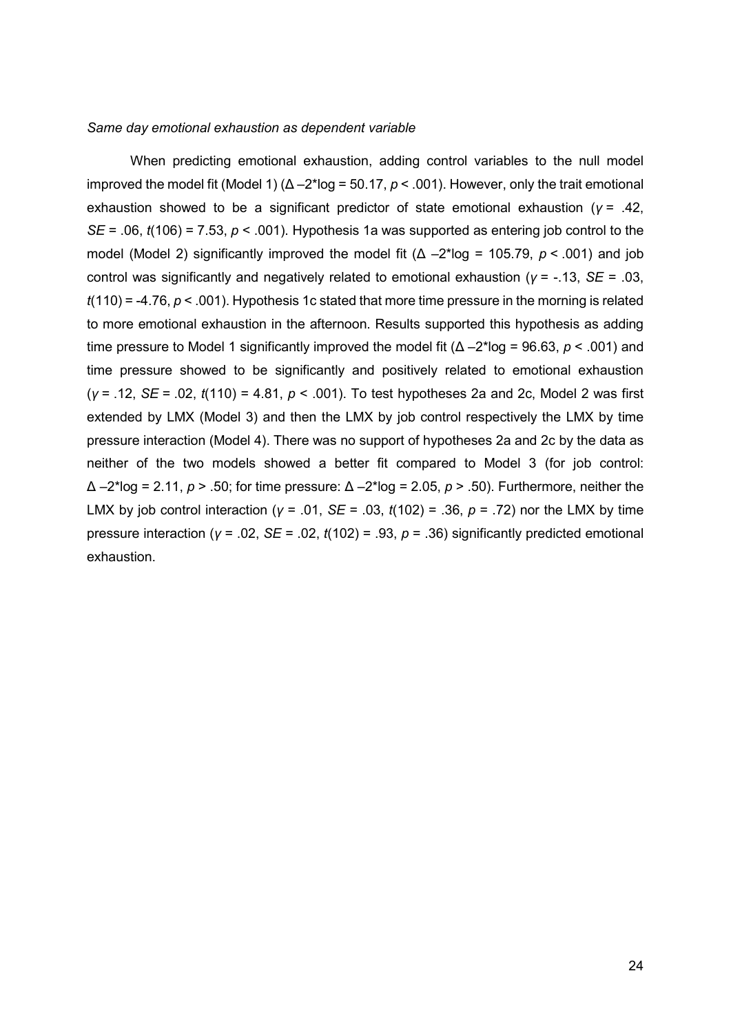*Same day emotional exhaustion as dependent variable*

When predicting emotional exhaustion, adding control variables to the null model improved the model fit (Model 1) ($\Delta$ –2*log = 50.17, $p < .001$). However, only the trait emotional exhaustion showed to be a significant predictor of state emotional exhaustion ($\gamma = .42$, $SE = .06$, $t(106) = 7.53$, $p < .001$). Hypothesis 1a was supported as entering job control to the model (Model 2) significantly improved the model fit ($\Delta$ –2*log = 105.79, $p < .001$) and job control was significantly and negatively related to emotional exhaustion ($\gamma = -.13$, $SE = .03$, $t(110) = -4.76$, $p < .001$). Hypothesis 1c stated that more time pressure in the morning is related to more emotional exhaustion in the afternoon. Results supported this hypothesis as adding time pressure to Model 1 significantly improved the model fit ($\Delta$ –2*log = 96.63, $p < .001$) and time pressure showed to be significantly and positively related to emotional exhaustion ($\gamma = .12$, $SE = .02$, $t(110) = 4.81$, $p < .001$). To test hypotheses 2a and 2c, Model 2 was first extended by LMX (Model 3) and then the LMX by job control respectively the LMX by time pressure interaction (Model 4). There was no support of hypotheses 2a and 2c by the data as neither of the two models showed a better fit compared to Model 3 (for job control: $\Delta$ –2*log = 2.11, $p > .50$; for time pressure: $\Delta$ –2*log = 2.05, $p > .50$). Furthermore, neither the LMX by job control interaction ($\gamma = .01$, $SE = .03$, $t(102) = .36$, $p = .72$) nor the LMX by time pressure interaction ($\gamma = .02$, $SE = .02$, $t(102) = .93$, $p = .36$) significantly predicted emotional exhaustion.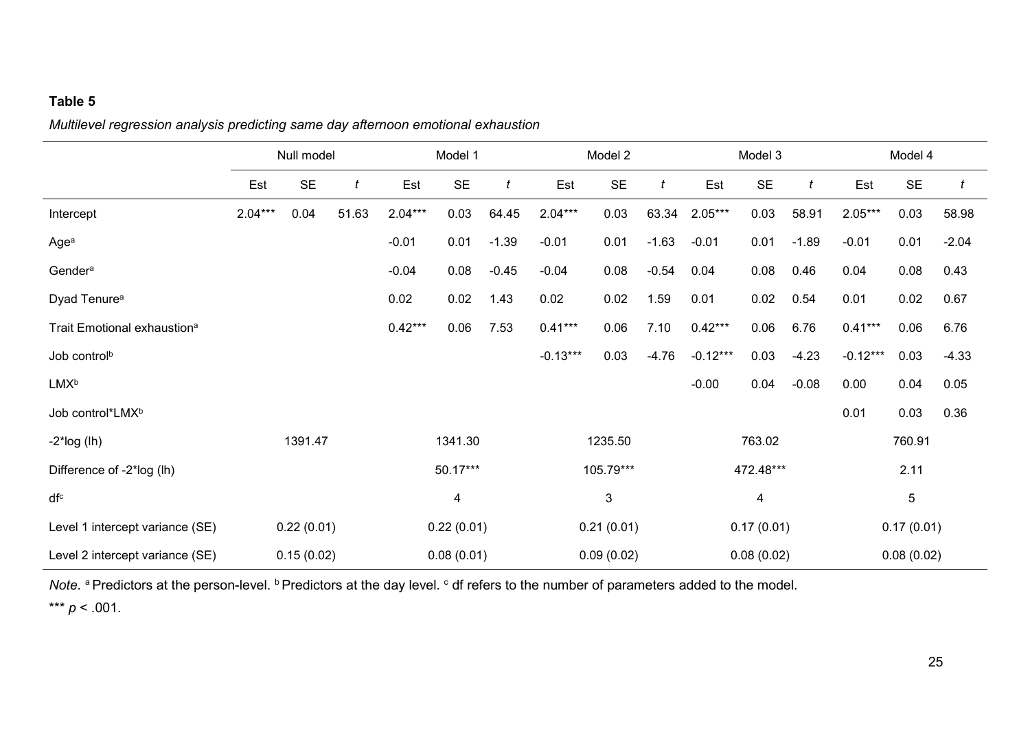**Table 5**

*Multilevel regression analysis predicting same day afternoon emotional exhaustion*

| | Null model | | | Model 1 | | | Model 2 | | | Model 3 | | | Model 4 | | |
|---|---|---|---|---|---|---|---|---|---|---|---|---|---|---|---|
| | Est | SE | *t* | Est | SE | *t* | Est | SE | *t* | Est | SE | *t* | Est | SE | *t* |
| Intercept | 2.04*** | 0.04 | 51.63 | 2.04*** | 0.03 | 64.45 | 2.04*** | 0.03 | 63.34 | 2.05*** | 0.03 | 58.91 | 2.05*** | 0.03 | 58.98 |
| Age[a] | | | | -0.01 | 0.01 | -1.39 | -0.01 | 0.01 | -1.63 | -0.01 | 0.01 | -1.89 | -0.01 | 0.01 | -2.04 |
| Gender[a] | | | | -0.04 | 0.08 | -0.45 | -0.04 | 0.08 | -0.54 | 0.04 | 0.08 | 0.46 | 0.04 | 0.08 | 0.43 |
| Dyad Tenure[a] | | | | 0.02 | 0.02 | 1.43 | 0.02 | 0.02 | 1.59 | 0.01 | 0.02 | 0.54 | 0.01 | 0.02 | 0.67 |
| Trait Emotional exhaustion[a] | | | | 0.42*** | 0.06 | 7.53 | 0.41*** | 0.06 | 7.10 | 0.42*** | 0.06 | 6.76 | 0.41*** | 0.06 | 6.76 |
| Job control[b] | | | | | | | -0.13*** | 0.03 | -4.76 | -0.12*** | 0.03 | -4.23 | -0.12*** | 0.03 | -4.33 |
| LMX[b] | | | | | | | | | | -0.00 | 0.04 | -0.08 | 0.00 | 0.04 | 0.05 |
| Job control*LMX[b] | | | | | | | | | | | | | 0.01 | 0.03 | 0.36 |
| -2*log (lh) | 1391.47 | | | 1341.30 | | | 1235.50 | | | 763.02 | | | 760.91 | | |
| Difference of -2*log (lh) | | | | 50.17*** | | | 105.79*** | | | 472.48*** | | | 2.11 | | |
| df[c] | | | | 4 | | | 3 | | | 4 | | | 5 | | |
| Level 1 intercept variance (SE) | 0.22 (0.01) | | | 0.22 (0.01) | | | 0.21 (0.01) | | | 0.17 (0.01) | | | 0.17 (0.01) | | |
| Level 2 intercept variance (SE) | 0.15 (0.02) | | | 0.08 (0.01) | | | 0.09 (0.02) | | | 0.08 (0.02) | | | 0.08 (0.02) | | |

*Note.* [a] Predictors at the person-level. [b] Predictors at the day level. [c] df refers to the number of parameters added to the model.

*** $p < .001$.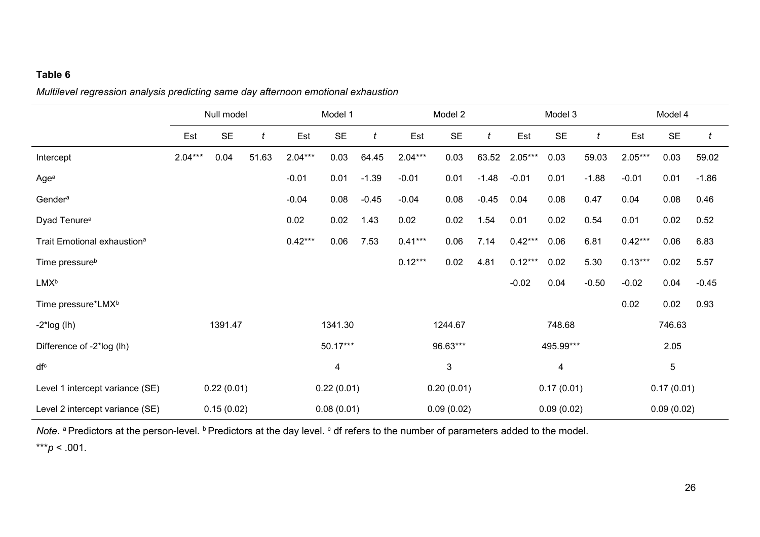**Table 6**

*Multilevel regression analysis predicting same day afternoon emotional exhaustion*

| | Null model | | | Model 1 | | | Model 2 | | | Model 3 | | | Model 4 | | |
|---|---|---|---|---|---|---|---|---|---|---|---|---|---|---|---|
| | Est | SE | *t* | Est | SE | *t* | Est | SE | *t* | Est | SE | *t* | Est | SE | *t* |
| Intercept | 2.04*** | 0.04 | 51.63 | 2.04*** | 0.03 | 64.45 | 2.04*** | 0.03 | 63.52 | 2.05*** | 0.03 | 59.03 | 2.05*** | 0.03 | 59.02 |
| Age[a] | | | | -0.01 | 0.01 | -1.39 | -0.01 | 0.01 | -1.48 | -0.01 | 0.01 | -1.88 | -0.01 | 0.01 | -1.86 |
| Gender[a] | | | | -0.04 | 0.08 | -0.45 | -0.04 | 0.08 | -0.45 | 0.04 | 0.08 | 0.47 | 0.04 | 0.08 | 0.46 |
| Dyad Tenure[a] | | | | 0.02 | 0.02 | 1.43 | 0.02 | 0.02 | 1.54 | 0.01 | 0.02 | 0.54 | 0.01 | 0.02 | 0.52 |
| Trait Emotional exhaustion[a] | | | | 0.42*** | 0.06 | 7.53 | 0.41*** | 0.06 | 7.14 | 0.42*** | 0.06 | 6.81 | 0.42*** | 0.06 | 6.83 |
| Time pressure[b] | | | | | | | 0.12*** | 0.02 | 4.81 | 0.12*** | 0.02 | 5.30 | 0.13*** | 0.02 | 5.57 |
| LMX[b] | | | | | | | | | | -0.02 | 0.04 | -0.50 | -0.02 | 0.04 | -0.45 |
| Time pressure*LMX[b] | | | | | | | | | | | | | 0.02 | 0.02 | 0.93 |
| -2*log (lh) | 1391.47 | | | 1341.30 | | | 1244.67 | | | 748.68 | | | 746.63 | | |
| Difference of -2*log (lh) | | | | 50.17*** | | | 96.63*** | | | 495.99*** | | | 2.05 | | |
| df[c] | | | | 4 | | | 3 | | | 4 | | | 5 | | |
| Level 1 intercept variance (SE) | 0.22 (0.01) | | | 0.22 (0.01) | | | 0.20 (0.01) | | | 0.17 (0.01) | | | 0.17 (0.01) | | |
| Level 2 intercept variance (SE) | 0.15 (0.02) | | | 0.08 (0.01) | | | 0.09 (0.02) | | | 0.09 (0.02) | | | 0.09 (0.02) | | |

*Note.* [a] Predictors at the person-level. [b] Predictors at the day level. [c] df refers to the number of parameters added to the model.

***$p < .001$.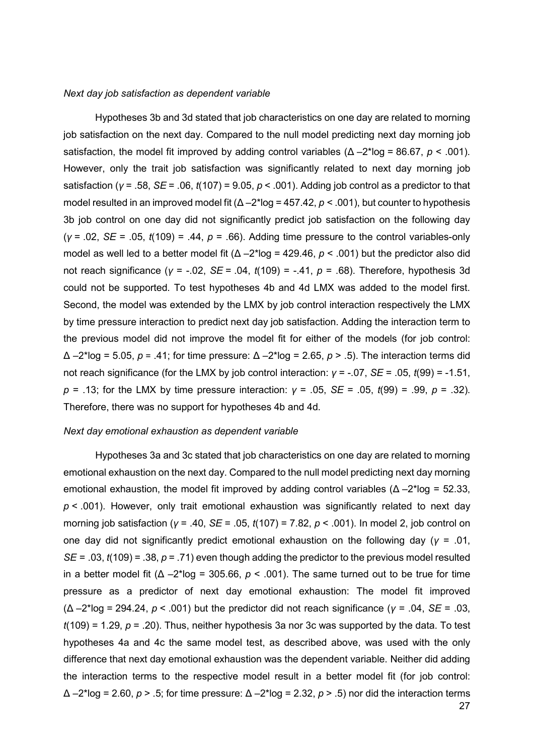*Next day job satisfaction as dependent variable*

Hypotheses 3b and 3d stated that job characteristics on one day are related to morning job satisfaction on the next day. Compared to the null model predicting next day morning job satisfaction, the model fit improved by adding control variables ($\Delta$ –2*log = 86.67, $p < .001$). However, only the trait job satisfaction was significantly related to next day morning job satisfaction ($\gamma = .58$, $SE = .06$, $t(107) = 9.05$, $p < .001$). Adding job control as a predictor to that model resulted in an improved model fit ($\Delta$ –2*log = 457.42, $p < .001$), but counter to hypothesis 3b job control on one day did not significantly predict job satisfaction on the following day ($\gamma = .02$, $SE = .05$, $t(109) = .44$, $p = .66$). Adding time pressure to the control variables-only model as well led to a better model fit ($\Delta$ –2*log = 429.46, $p < .001$) but the predictor also did not reach significance ($\gamma = -.02$, $SE = .04$, $t(109) = -.41$, $p = .68$). Therefore, hypothesis 3d could not be supported. To test hypotheses 4b and 4d LMX was added to the model first. Second, the model was extended by the LMX by job control interaction respectively the LMX by time pressure interaction to predict next day job satisfaction. Adding the interaction term to the previous model did not improve the model fit for either of the models (for job control: $\Delta$ –2*log = 5.05, $p = .41$; for time pressure: $\Delta$ –2*log = 2.65, $p > .5$). The interaction terms did not reach significance (for the LMX by job control interaction: $\gamma = -.07$, $SE = .05$, $t(99) = -1.51$, $p = .13$; for the LMX by time pressure interaction: $\gamma = .05$, $SE = .05$, $t(99) = .99$, $p = .32$). Therefore, there was no support for hypotheses 4b and 4d.

*Next day emotional exhaustion as dependent variable*

Hypotheses 3a and 3c stated that job characteristics on one day are related to morning emotional exhaustion on the next day. Compared to the null model predicting next day morning emotional exhaustion, the model fit improved by adding control variables ($\Delta$ –2*log = 52.33, $p < .001$). However, only trait emotional exhaustion was significantly related to next day morning job satisfaction ($\gamma = .40$, $SE = .05$, $t(107) = 7.82$, $p < .001$). In model 2, job control on one day did not significantly predict emotional exhaustion on the following day ($\gamma = .01$, $SE = .03$, $t(109) = .38$, $p = .71$) even though adding the predictor to the previous model resulted in a better model fit ($\Delta$ –2*log = 305.66, $p < .001$). The same turned out to be true for time pressure as a predictor of next day emotional exhaustion: The model fit improved ($\Delta$ –2*log = 294.24, $p < .001$) but the predictor did not reach significance ($\gamma = .04$, $SE = .03$, $t(109) = 1.29$, $p = .20$). Thus, neither hypothesis 3a nor 3c was supported by the data. To test hypotheses 4a and 4c the same model test, as described above, was used with the only difference that next day emotional exhaustion was the dependent variable. Neither did adding the interaction terms to the respective model result in a better model fit (for job control: $\Delta$ –2*log = 2.60, $p > .5$; for time pressure: $\Delta$ –2*log = 2.32, $p > .5$) nor did the interaction terms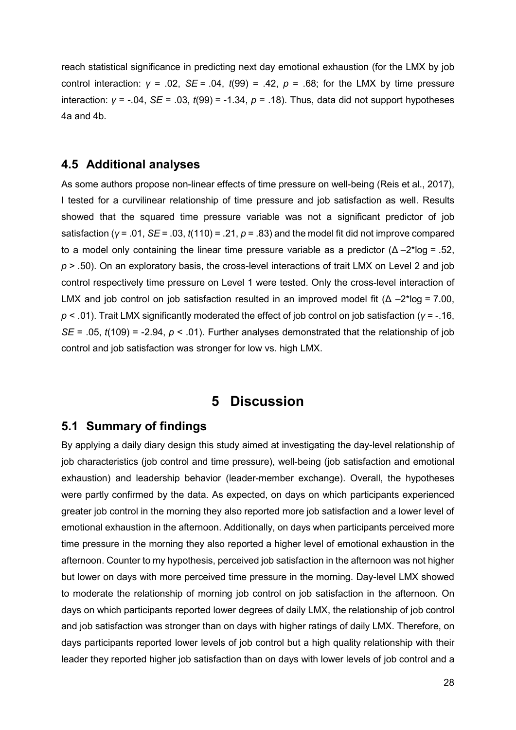reach statistical significance in predicting next day emotional exhaustion (for the LMX by job control interaction: $\gamma = .02$, $SE = .04$, $t(99) = .42$, $p = .68$; for the LMX by time pressure interaction: $\gamma = -.04$, $SE = .03$, $t(99) = -1.34$, $p = .18$). Thus, data did not support hypotheses 4a and 4b.

## 4.5 Additional analyses

As some authors propose non-linear effects of time pressure on well-being (Reis et al., 2017), I tested for a curvilinear relationship of time pressure and job satisfaction as well. Results showed that the squared time pressure variable was not a significant predictor of job satisfaction ($\gamma = .01$, $SE = .03$, $t(110) = .21$, $p = .83$) and the model fit did not improve compared to a model only containing the linear time pressure variable as a predictor ($\Delta -2$*log = .52, $p > .50$). On an exploratory basis, the cross-level interactions of trait LMX on Level 2 and job control respectively time pressure on Level 1 were tested. Only the cross-level interaction of LMX and job control on job satisfaction resulted in an improved model fit ($\Delta -2$*log = 7.00, $p < .01$). Trait LMX significantly moderated the effect of job control on job satisfaction ($\gamma = -.16$, $SE = .05$, $t(109) = -2.94$, $p < .01$). Further analyses demonstrated that the relationship of job control and job satisfaction was stronger for low vs. high LMX.

# 5 Discussion

## 5.1 Summary of findings

By applying a daily diary design this study aimed at investigating the day-level relationship of job characteristics (job control and time pressure), well-being (job satisfaction and emotional exhaustion) and leadership behavior (leader-member exchange). Overall, the hypotheses were partly confirmed by the data. As expected, on days on which participants experienced greater job control in the morning they also reported more job satisfaction and a lower level of emotional exhaustion in the afternoon. Additionally, on days when participants perceived more time pressure in the morning they also reported a higher level of emotional exhaustion in the afternoon. Counter to my hypothesis, perceived job satisfaction in the afternoon was not higher but lower on days with more perceived time pressure in the morning. Day-level LMX showed to moderate the relationship of morning job control on job satisfaction in the afternoon. On days on which participants reported lower degrees of daily LMX, the relationship of job control and job satisfaction was stronger than on days with higher ratings of daily LMX. Therefore, on days participants reported lower levels of job control but a high quality relationship with their leader they reported higher job satisfaction than on days with lower levels of job control and a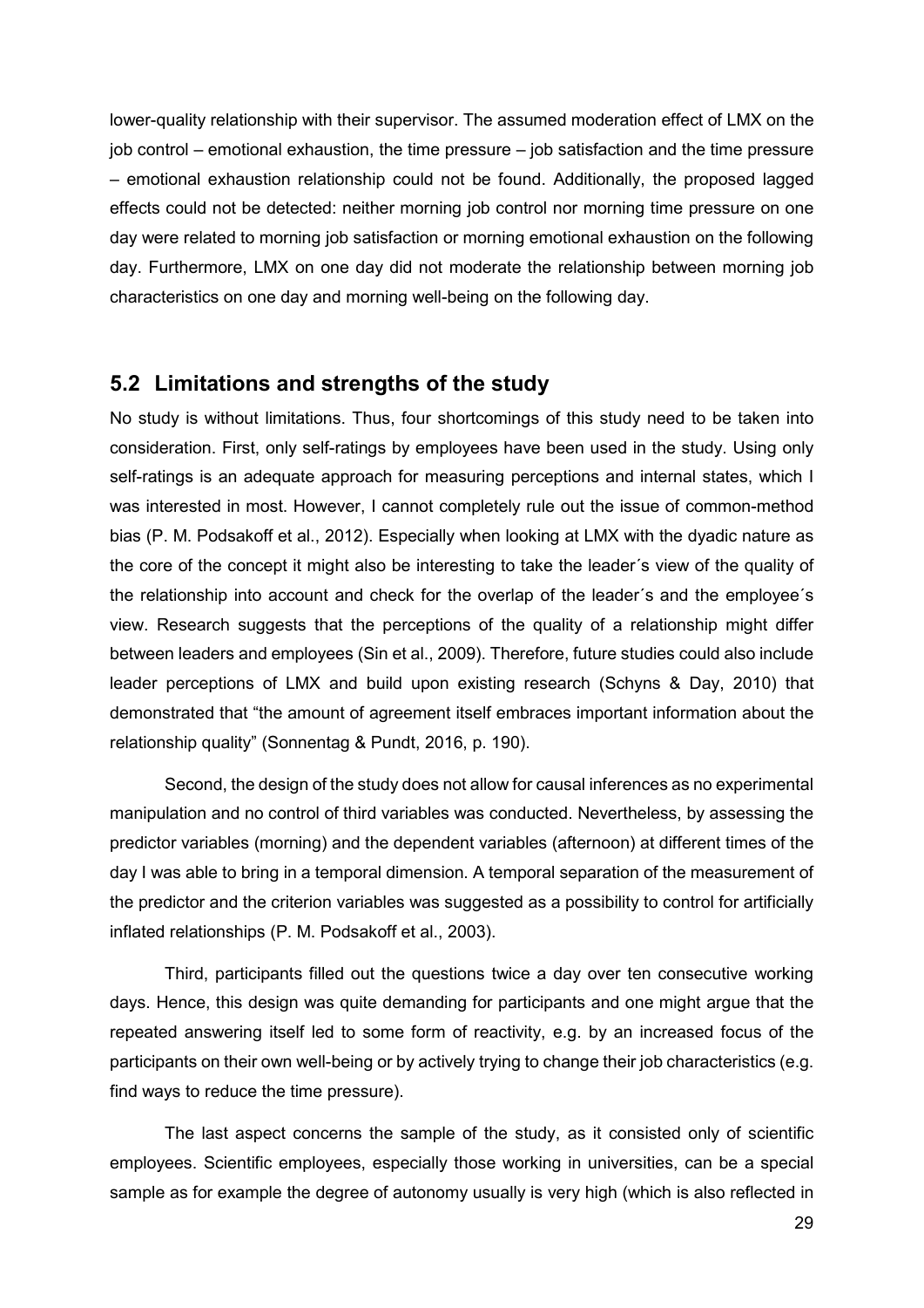lower-quality relationship with their supervisor. The assumed moderation effect of LMX on the job control – emotional exhaustion, the time pressure – job satisfaction and the time pressure – emotional exhaustion relationship could not be found. Additionally, the proposed lagged effects could not be detected: neither morning job control nor morning time pressure on one day were related to morning job satisfaction or morning emotional exhaustion on the following day. Furthermore, LMX on one day did not moderate the relationship between morning job characteristics on one day and morning well-being on the following day.

## 5.2 Limitations and strengths of the study

No study is without limitations. Thus, four shortcomings of this study need to be taken into consideration. First, only self-ratings by employees have been used in the study. Using only self-ratings is an adequate approach for measuring perceptions and internal states, which I was interested in most. However, I cannot completely rule out the issue of common-method bias (P. M. Podsakoff et al., 2012). Especially when looking at LMX with the dyadic nature as the core of the concept it might also be interesting to take the leader´s view of the quality of the relationship into account and check for the overlap of the leader´s and the employee´s view. Research suggests that the perceptions of the quality of a relationship might differ between leaders and employees (Sin et al., 2009). Therefore, future studies could also include leader perceptions of LMX and build upon existing research (Schyns & Day, 2010) that demonstrated that "the amount of agreement itself embraces important information about the relationship quality" (Sonnentag & Pundt, 2016, p. 190).

Second, the design of the study does not allow for causal inferences as no experimental manipulation and no control of third variables was conducted. Nevertheless, by assessing the predictor variables (morning) and the dependent variables (afternoon) at different times of the day I was able to bring in a temporal dimension. A temporal separation of the measurement of the predictor and the criterion variables was suggested as a possibility to control for artificially inflated relationships (P. M. Podsakoff et al., 2003).

Third, participants filled out the questions twice a day over ten consecutive working days. Hence, this design was quite demanding for participants and one might argue that the repeated answering itself led to some form of reactivity, e.g. by an increased focus of the participants on their own well-being or by actively trying to change their job characteristics (e.g. find ways to reduce the time pressure).

The last aspect concerns the sample of the study, as it consisted only of scientific employees. Scientific employees, especially those working in universities, can be a special sample as for example the degree of autonomy usually is very high (which is also reflected in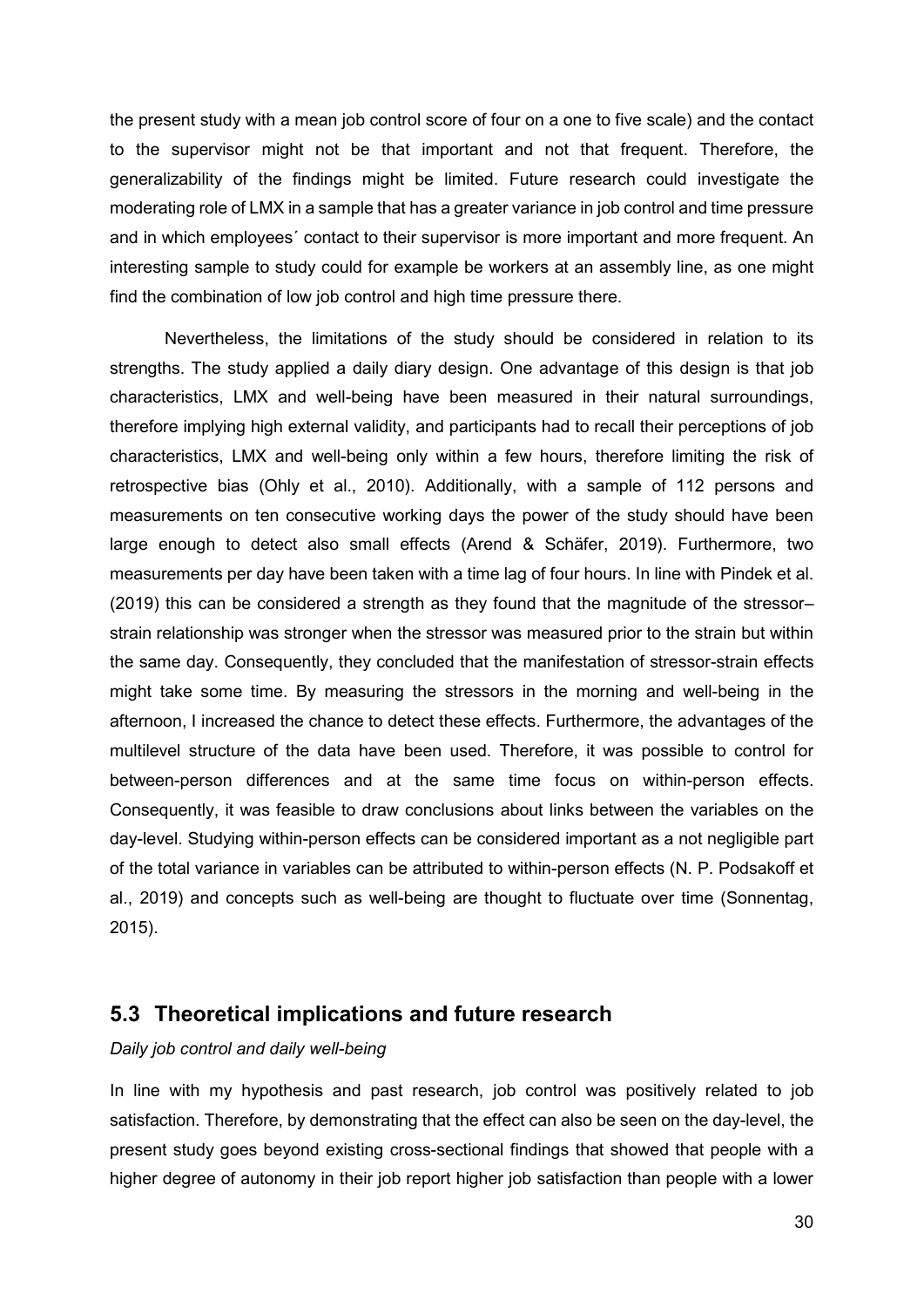the present study with a mean job control score of four on a one to five scale) and the contact to the supervisor might not be that important and not that frequent. Therefore, the generalizability of the findings might be limited. Future research could investigate the moderating role of LMX in a sample that has a greater variance in job control and time pressure and in which employees´ contact to their supervisor is more important and more frequent. An interesting sample to study could for example be workers at an assembly line, as one might find the combination of low job control and high time pressure there.

Nevertheless, the limitations of the study should be considered in relation to its strengths. The study applied a daily diary design. One advantage of this design is that job characteristics, LMX and well-being have been measured in their natural surroundings, therefore implying high external validity, and participants had to recall their perceptions of job characteristics, LMX and well-being only within a few hours, therefore limiting the risk of retrospective bias (Ohly et al., 2010). Additionally, with a sample of 112 persons and measurements on ten consecutive working days the power of the study should have been large enough to detect also small effects (Arend & Schäfer, 2019). Furthermore, two measurements per day have been taken with a time lag of four hours. In line with Pindek et al. (2019) this can be considered a strength as they found that the magnitude of the stressor–strain relationship was stronger when the stressor was measured prior to the strain but within the same day. Consequently, they concluded that the manifestation of stressor-strain effects might take some time. By measuring the stressors in the morning and well-being in the afternoon, I increased the chance to detect these effects. Furthermore, the advantages of the multilevel structure of the data have been used. Therefore, it was possible to control for between-person differences and at the same time focus on within-person effects. Consequently, it was feasible to draw conclusions about links between the variables on the day-level. Studying within-person effects can be considered important as a not negligible part of the total variance in variables can be attributed to within-person effects (N. P. Podsakoff et al., 2019) and concepts such as well-being are thought to fluctuate over time (Sonnentag, 2015).

## 5.3 Theoretical implications and future research

*Daily job control and daily well-being*

In line with my hypothesis and past research, job control was positively related to job satisfaction. Therefore, by demonstrating that the effect can also be seen on the day-level, the present study goes beyond existing cross-sectional findings that showed that people with a higher degree of autonomy in their job report higher job satisfaction than people with a lower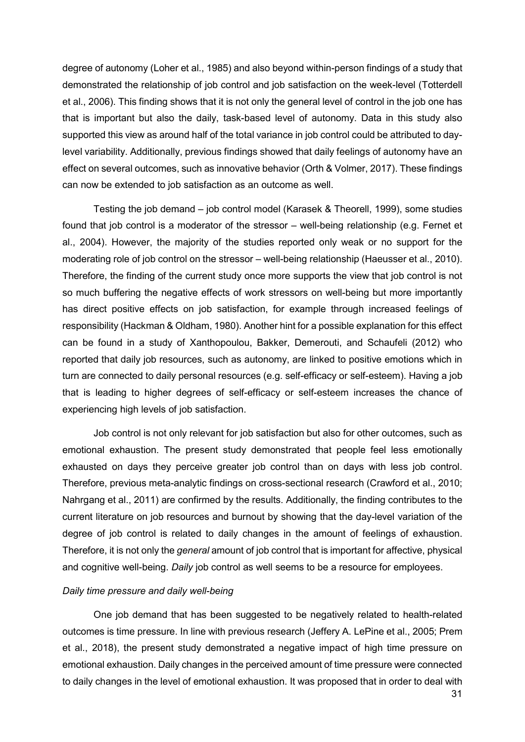degree of autonomy (Loher et al., 1985) and also beyond within-person findings of a study that demonstrated the relationship of job control and job satisfaction on the week-level (Totterdell et al., 2006). This finding shows that it is not only the general level of control in the job one has that is important but also the daily, task-based level of autonomy. Data in this study also supported this view as around half of the total variance in job control could be attributed to day-level variability. Additionally, previous findings showed that daily feelings of autonomy have an effect on several outcomes, such as innovative behavior (Orth & Volmer, 2017). These findings can now be extended to job satisfaction as an outcome as well.

Testing the job demand – job control model (Karasek & Theorell, 1999), some studies found that job control is a moderator of the stressor – well-being relationship (e.g. Fernet et al., 2004). However, the majority of the studies reported only weak or no support for the moderating role of job control on the stressor – well-being relationship (Haeusser et al., 2010). Therefore, the finding of the current study once more supports the view that job control is not so much buffering the negative effects of work stressors on well-being but more importantly has direct positive effects on job satisfaction, for example through increased feelings of responsibility (Hackman & Oldham, 1980). Another hint for a possible explanation for this effect can be found in a study of Xanthopoulou, Bakker, Demerouti, and Schaufeli (2012) who reported that daily job resources, such as autonomy, are linked to positive emotions which in turn are connected to daily personal resources (e.g. self-efficacy or self-esteem). Having a job that is leading to higher degrees of self-efficacy or self-esteem increases the chance of experiencing high levels of job satisfaction.

Job control is not only relevant for job satisfaction but also for other outcomes, such as emotional exhaustion. The present study demonstrated that people feel less emotionally exhausted on days they perceive greater job control than on days with less job control. Therefore, previous meta-analytic findings on cross-sectional research (Crawford et al., 2010; Nahrgang et al., 2011) are confirmed by the results. Additionally, the finding contributes to the current literature on job resources and burnout by showing that the day-level variation of the degree of job control is related to daily changes in the amount of feelings of exhaustion. Therefore, it is not only the *general* amount of job control that is important for affective, physical and cognitive well-being. *Daily* job control as well seems to be a resource for employees.

*Daily time pressure and daily well-being*

One job demand that has been suggested to be negatively related to health-related outcomes is time pressure. In line with previous research (Jeffery A. LePine et al., 2005; Prem et al., 2018), the present study demonstrated a negative impact of high time pressure on emotional exhaustion. Daily changes in the perceived amount of time pressure were connected to daily changes in the level of emotional exhaustion. It was proposed that in order to deal with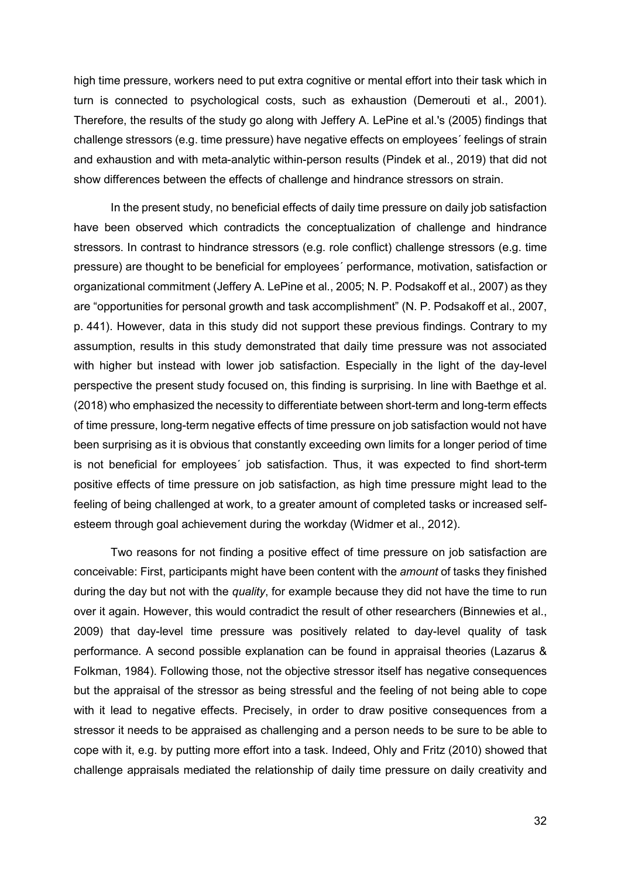high time pressure, workers need to put extra cognitive or mental effort into their task which in turn is connected to psychological costs, such as exhaustion (Demerouti et al., 2001). Therefore, the results of the study go along with Jeffery A. LePine et al.'s (2005) findings that challenge stressors (e.g. time pressure) have negative effects on employees´ feelings of strain and exhaustion and with meta-analytic within-person results (Pindek et al., 2019) that did not show differences between the effects of challenge and hindrance stressors on strain.

In the present study, no beneficial effects of daily time pressure on daily job satisfaction have been observed which contradicts the conceptualization of challenge and hindrance stressors. In contrast to hindrance stressors (e.g. role conflict) challenge stressors (e.g. time pressure) are thought to be beneficial for employees´ performance, motivation, satisfaction or organizational commitment (Jeffery A. LePine et al., 2005; N. P. Podsakoff et al., 2007) as they are "opportunities for personal growth and task accomplishment" (N. P. Podsakoff et al., 2007, p. 441). However, data in this study did not support these previous findings. Contrary to my assumption, results in this study demonstrated that daily time pressure was not associated with higher but instead with lower job satisfaction. Especially in the light of the day-level perspective the present study focused on, this finding is surprising. In line with Baethge et al. (2018) who emphasized the necessity to differentiate between short-term and long-term effects of time pressure, long-term negative effects of time pressure on job satisfaction would not have been surprising as it is obvious that constantly exceeding own limits for a longer period of time is not beneficial for employees´ job satisfaction. Thus, it was expected to find short-term positive effects of time pressure on job satisfaction, as high time pressure might lead to the feeling of being challenged at work, to a greater amount of completed tasks or increased self-esteem through goal achievement during the workday (Widmer et al., 2012).

Two reasons for not finding a positive effect of time pressure on job satisfaction are conceivable: First, participants might have been content with the *amount* of tasks they finished during the day but not with the *quality*, for example because they did not have the time to run over it again. However, this would contradict the result of other researchers (Binnewies et al., 2009) that day-level time pressure was positively related to day-level quality of task performance. A second possible explanation can be found in appraisal theories (Lazarus & Folkman, 1984). Following those, not the objective stressor itself has negative consequences but the appraisal of the stressor as being stressful and the feeling of not being able to cope with it lead to negative effects. Precisely, in order to draw positive consequences from a stressor it needs to be appraised as challenging and a person needs to be sure to be able to cope with it, e.g. by putting more effort into a task. Indeed, Ohly and Fritz (2010) showed that challenge appraisals mediated the relationship of daily time pressure on daily creativity and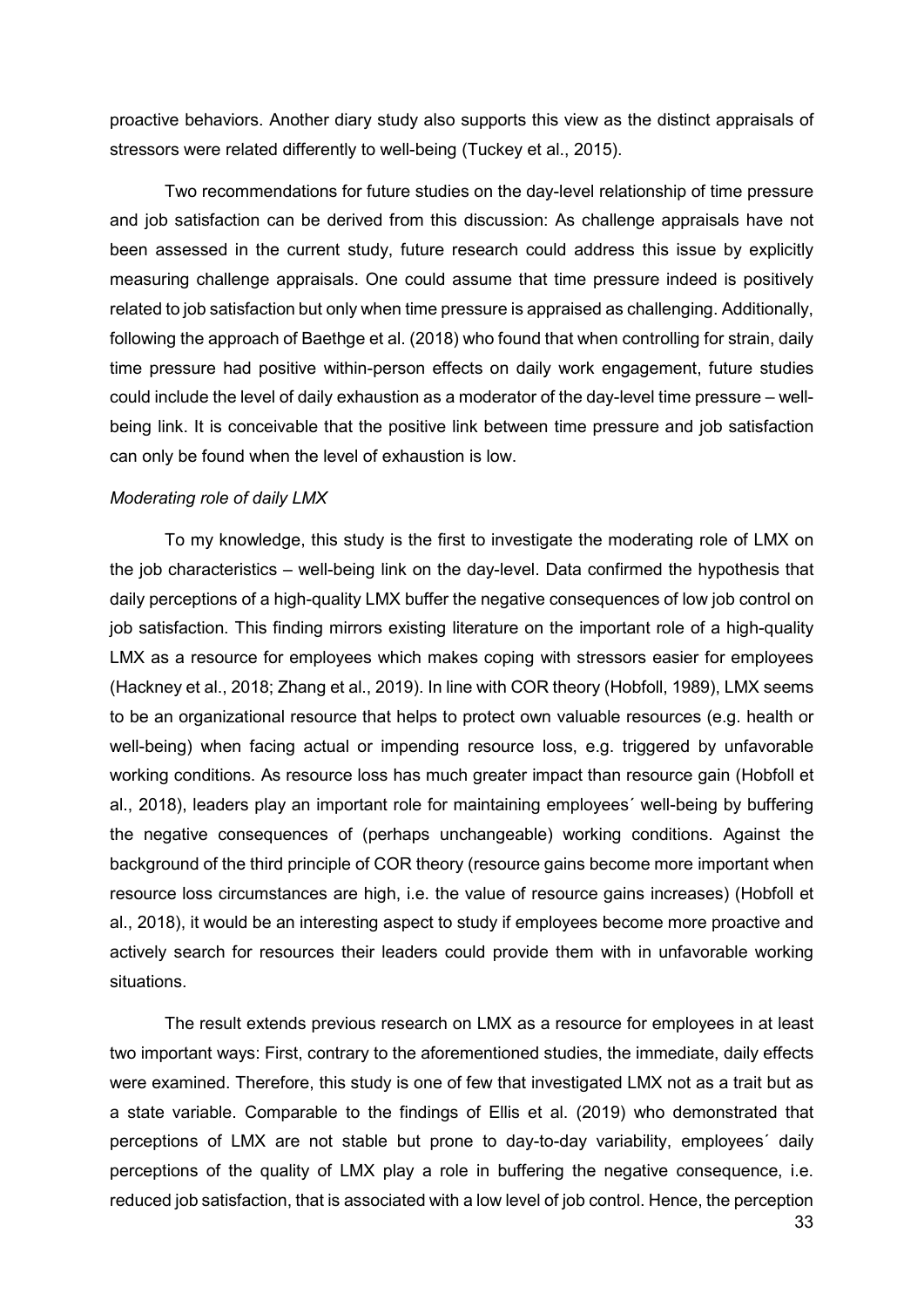proactive behaviors. Another diary study also supports this view as the distinct appraisals of stressors were related differently to well-being (Tuckey et al., 2015).

Two recommendations for future studies on the day-level relationship of time pressure and job satisfaction can be derived from this discussion: As challenge appraisals have not been assessed in the current study, future research could address this issue by explicitly measuring challenge appraisals. One could assume that time pressure indeed is positively related to job satisfaction but only when time pressure is appraised as challenging. Additionally, following the approach of Baethge et al. (2018) who found that when controlling for strain, daily time pressure had positive within-person effects on daily work engagement, future studies could include the level of daily exhaustion as a moderator of the day-level time pressure – well-being link. It is conceivable that the positive link between time pressure and job satisfaction can only be found when the level of exhaustion is low.

*Moderating role of daily LMX*

To my knowledge, this study is the first to investigate the moderating role of LMX on the job characteristics – well-being link on the day-level. Data confirmed the hypothesis that daily perceptions of a high-quality LMX buffer the negative consequences of low job control on job satisfaction. This finding mirrors existing literature on the important role of a high-quality LMX as a resource for employees which makes coping with stressors easier for employees (Hackney et al., 2018; Zhang et al., 2019). In line with COR theory (Hobfoll, 1989), LMX seems to be an organizational resource that helps to protect own valuable resources (e.g. health or well-being) when facing actual or impending resource loss, e.g. triggered by unfavorable working conditions. As resource loss has much greater impact than resource gain (Hobfoll et al., 2018), leaders play an important role for maintaining employees´ well-being by buffering the negative consequences of (perhaps unchangeable) working conditions. Against the background of the third principle of COR theory (resource gains become more important when resource loss circumstances are high, i.e. the value of resource gains increases) (Hobfoll et al., 2018), it would be an interesting aspect to study if employees become more proactive and actively search for resources their leaders could provide them with in unfavorable working situations.

The result extends previous research on LMX as a resource for employees in at least two important ways: First, contrary to the aforementioned studies, the immediate, daily effects were examined. Therefore, this study is one of few that investigated LMX not as a trait but as a state variable. Comparable to the findings of Ellis et al. (2019) who demonstrated that perceptions of LMX are not stable but prone to day-to-day variability, employees´ daily perceptions of the quality of LMX play a role in buffering the negative consequence, i.e. reduced job satisfaction, that is associated with a low level of job control. Hence, the perception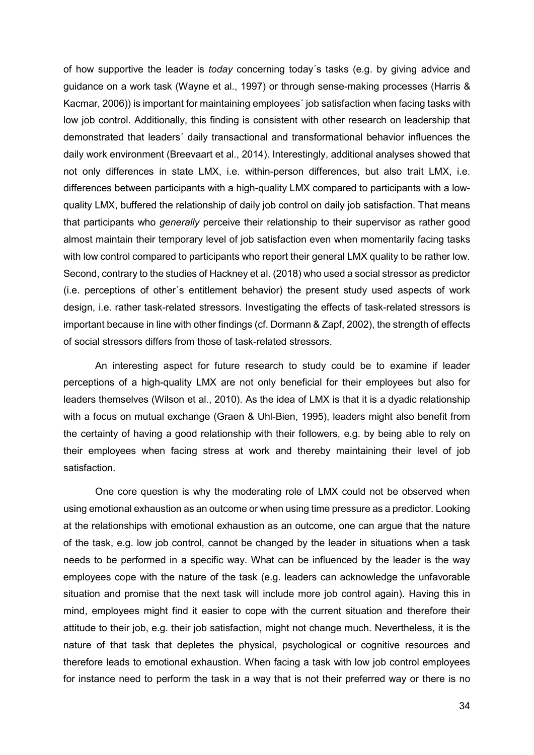of how supportive the leader is *today* concerning today´s tasks (e.g. by giving advice and guidance on a work task (Wayne et al., 1997) or through sense-making processes (Harris & Kacmar, 2006)) is important for maintaining employees´ job satisfaction when facing tasks with low job control. Additionally, this finding is consistent with other research on leadership that demonstrated that leaders´ daily transactional and transformational behavior influences the daily work environment (Breevaart et al., 2014). Interestingly, additional analyses showed that not only differences in state LMX, i.e. within-person differences, but also trait LMX, i.e. differences between participants with a high-quality LMX compared to participants with a low-quality LMX, buffered the relationship of daily job control on daily job satisfaction. That means that participants who *generally* perceive their relationship to their supervisor as rather good almost maintain their temporary level of job satisfaction even when momentarily facing tasks with low control compared to participants who report their general LMX quality to be rather low. Second, contrary to the studies of Hackney et al. (2018) who used a social stressor as predictor (i.e. perceptions of other´s entitlement behavior) the present study used aspects of work design, i.e. rather task-related stressors. Investigating the effects of task-related stressors is important because in line with other findings (cf. Dormann & Zapf, 2002), the strength of effects of social stressors differs from those of task-related stressors.

An interesting aspect for future research to study could be to examine if leader perceptions of a high-quality LMX are not only beneficial for their employees but also for leaders themselves (Wilson et al., 2010). As the idea of LMX is that it is a dyadic relationship with a focus on mutual exchange (Graen & Uhl-Bien, 1995), leaders might also benefit from the certainty of having a good relationship with their followers, e.g. by being able to rely on their employees when facing stress at work and thereby maintaining their level of job satisfaction.

One core question is why the moderating role of LMX could not be observed when using emotional exhaustion as an outcome or when using time pressure as a predictor. Looking at the relationships with emotional exhaustion as an outcome, one can argue that the nature of the task, e.g. low job control, cannot be changed by the leader in situations when a task needs to be performed in a specific way. What can be influenced by the leader is the way employees cope with the nature of the task (e.g. leaders can acknowledge the unfavorable situation and promise that the next task will include more job control again). Having this in mind, employees might find it easier to cope with the current situation and therefore their attitude to their job, e.g. their job satisfaction, might not change much. Nevertheless, it is the nature of that task that depletes the physical, psychological or cognitive resources and therefore leads to emotional exhaustion. When facing a task with low job control employees for instance need to perform the task in a way that is not their preferred way or there is no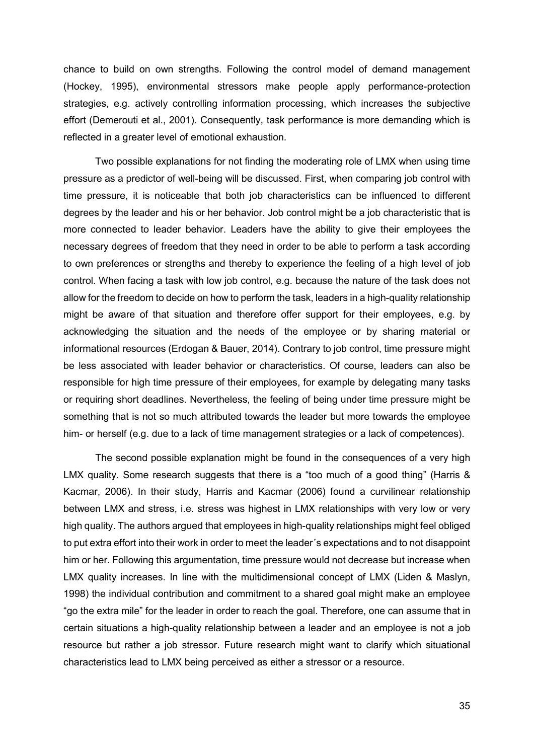chance to build on own strengths. Following the control model of demand management (Hockey, 1995), environmental stressors make people apply performance-protection strategies, e.g. actively controlling information processing, which increases the subjective effort (Demerouti et al., 2001). Consequently, task performance is more demanding which is reflected in a greater level of emotional exhaustion.

Two possible explanations for not finding the moderating role of LMX when using time pressure as a predictor of well-being will be discussed. First, when comparing job control with time pressure, it is noticeable that both job characteristics can be influenced to different degrees by the leader and his or her behavior. Job control might be a job characteristic that is more connected to leader behavior. Leaders have the ability to give their employees the necessary degrees of freedom that they need in order to be able to perform a task according to own preferences or strengths and thereby to experience the feeling of a high level of job control. When facing a task with low job control, e.g. because the nature of the task does not allow for the freedom to decide on how to perform the task, leaders in a high-quality relationship might be aware of that situation and therefore offer support for their employees, e.g. by acknowledging the situation and the needs of the employee or by sharing material or informational resources (Erdogan & Bauer, 2014). Contrary to job control, time pressure might be less associated with leader behavior or characteristics. Of course, leaders can also be responsible for high time pressure of their employees, for example by delegating many tasks or requiring short deadlines. Nevertheless, the feeling of being under time pressure might be something that is not so much attributed towards the leader but more towards the employee him- or herself (e.g. due to a lack of time management strategies or a lack of competences).

The second possible explanation might be found in the consequences of a very high LMX quality. Some research suggests that there is a "too much of a good thing" (Harris & Kacmar, 2006). In their study, Harris and Kacmar (2006) found a curvilinear relationship between LMX and stress, i.e. stress was highest in LMX relationships with very low or very high quality. The authors argued that employees in high-quality relationships might feel obliged to put extra effort into their work in order to meet the leader´s expectations and to not disappoint him or her. Following this argumentation, time pressure would not decrease but increase when LMX quality increases. In line with the multidimensional concept of LMX (Liden & Maslyn, 1998) the individual contribution and commitment to a shared goal might make an employee "go the extra mile" for the leader in order to reach the goal. Therefore, one can assume that in certain situations a high-quality relationship between a leader and an employee is not a job resource but rather a job stressor. Future research might want to clarify which situational characteristics lead to LMX being perceived as either a stressor or a resource.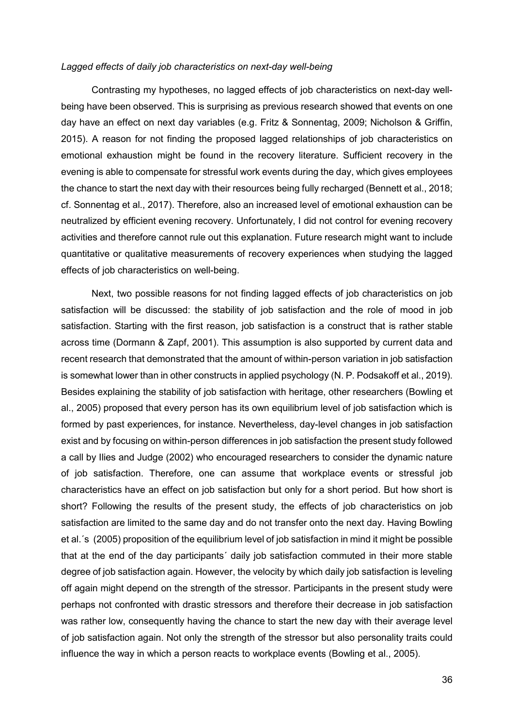*Lagged effects of daily job characteristics on next-day well-being*

Contrasting my hypotheses, no lagged effects of job characteristics on next-day well-being have been observed. This is surprising as previous research showed that events on one day have an effect on next day variables (e.g. Fritz & Sonnentag, 2009; Nicholson & Griffin, 2015). A reason for not finding the proposed lagged relationships of job characteristics on emotional exhaustion might be found in the recovery literature. Sufficient recovery in the evening is able to compensate for stressful work events during the day, which gives employees the chance to start the next day with their resources being fully recharged (Bennett et al., 2018; cf. Sonnentag et al., 2017). Therefore, also an increased level of emotional exhaustion can be neutralized by efficient evening recovery. Unfortunately, I did not control for evening recovery activities and therefore cannot rule out this explanation. Future research might want to include quantitative or qualitative measurements of recovery experiences when studying the lagged effects of job characteristics on well-being.

Next, two possible reasons for not finding lagged effects of job characteristics on job satisfaction will be discussed: the stability of job satisfaction and the role of mood in job satisfaction. Starting with the first reason, job satisfaction is a construct that is rather stable across time (Dormann & Zapf, 2001). This assumption is also supported by current data and recent research that demonstrated that the amount of within-person variation in job satisfaction is somewhat lower than in other constructs in applied psychology (N. P. Podsakoff et al., 2019). Besides explaining the stability of job satisfaction with heritage, other researchers (Bowling et al., 2005) proposed that every person has its own equilibrium level of job satisfaction which is formed by past experiences, for instance. Nevertheless, day-level changes in job satisfaction exist and by focusing on within-person differences in job satisfaction the present study followed a call by Ilies and Judge (2002) who encouraged researchers to consider the dynamic nature of job satisfaction. Therefore, one can assume that workplace events or stressful job characteristics have an effect on job satisfaction but only for a short period. But how short is short? Following the results of the present study, the effects of job characteristics on job satisfaction are limited to the same day and do not transfer onto the next day. Having Bowling et al.´s (2005) proposition of the equilibrium level of job satisfaction in mind it might be possible that at the end of the day participants´ daily job satisfaction commuted in their more stable degree of job satisfaction again. However, the velocity by which daily job satisfaction is leveling off again might depend on the strength of the stressor. Participants in the present study were perhaps not confronted with drastic stressors and therefore their decrease in job satisfaction was rather low, consequently having the chance to start the new day with their average level of job satisfaction again. Not only the strength of the stressor but also personality traits could influence the way in which a person reacts to workplace events (Bowling et al., 2005).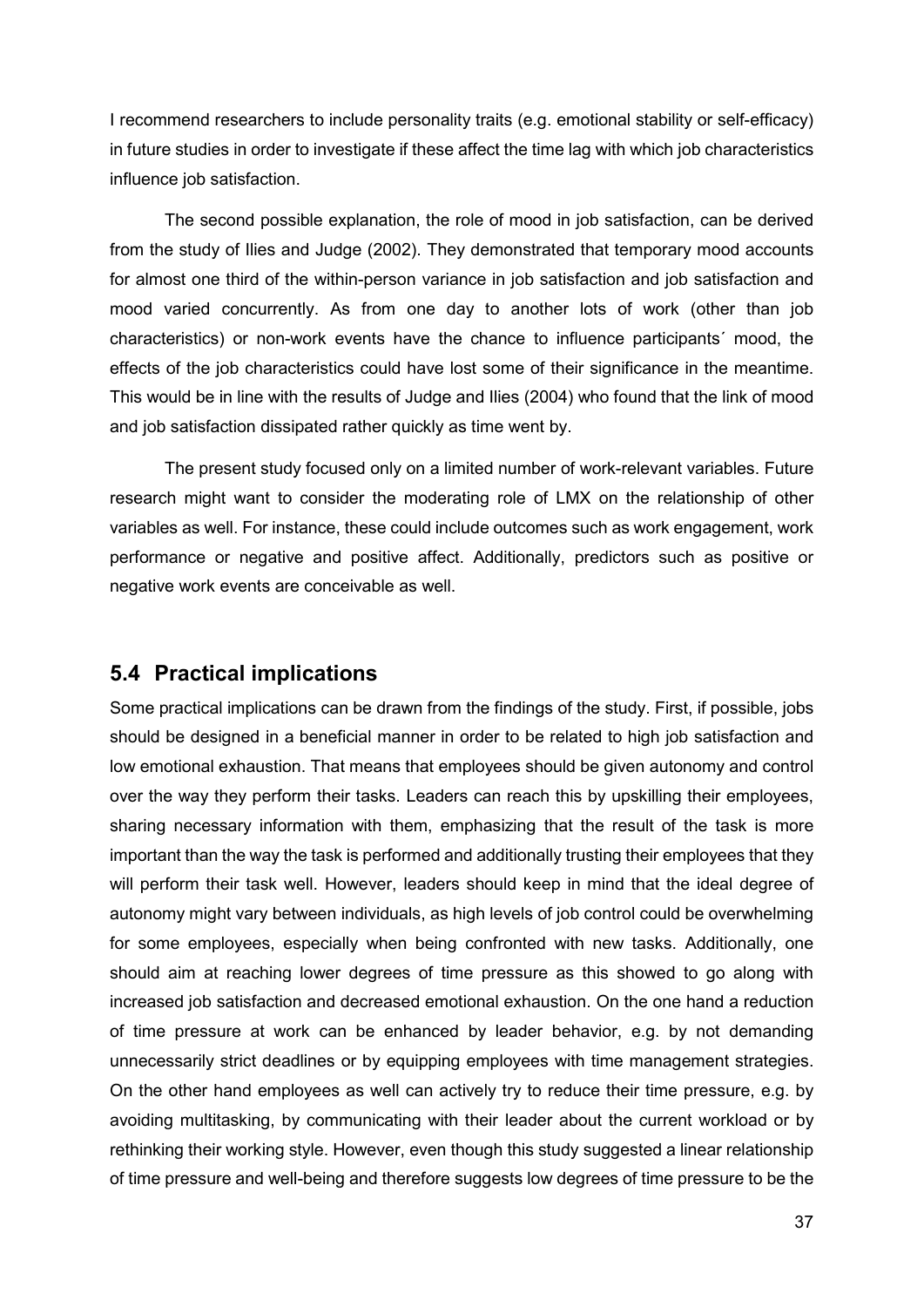I recommend researchers to include personality traits (e.g. emotional stability or self-efficacy) in future studies in order to investigate if these affect the time lag with which job characteristics influence job satisfaction.

The second possible explanation, the role of mood in job satisfaction, can be derived from the study of Ilies and Judge (2002). They demonstrated that temporary mood accounts for almost one third of the within-person variance in job satisfaction and job satisfaction and mood varied concurrently. As from one day to another lots of work (other than job characteristics) or non-work events have the chance to influence participants´ mood, the effects of the job characteristics could have lost some of their significance in the meantime. This would be in line with the results of Judge and Ilies (2004) who found that the link of mood and job satisfaction dissipated rather quickly as time went by.

The present study focused only on a limited number of work-relevant variables. Future research might want to consider the moderating role of LMX on the relationship of other variables as well. For instance, these could include outcomes such as work engagement, work performance or negative and positive affect. Additionally, predictors such as positive or negative work events are conceivable as well.

## 5.4 Practical implications

Some practical implications can be drawn from the findings of the study. First, if possible, jobs should be designed in a beneficial manner in order to be related to high job satisfaction and low emotional exhaustion. That means that employees should be given autonomy and control over the way they perform their tasks. Leaders can reach this by upskilling their employees, sharing necessary information with them, emphasizing that the result of the task is more important than the way the task is performed and additionally trusting their employees that they will perform their task well. However, leaders should keep in mind that the ideal degree of autonomy might vary between individuals, as high levels of job control could be overwhelming for some employees, especially when being confronted with new tasks. Additionally, one should aim at reaching lower degrees of time pressure as this showed to go along with increased job satisfaction and decreased emotional exhaustion. On the one hand a reduction of time pressure at work can be enhanced by leader behavior, e.g. by not demanding unnecessarily strict deadlines or by equipping employees with time management strategies. On the other hand employees as well can actively try to reduce their time pressure, e.g. by avoiding multitasking, by communicating with their leader about the current workload or by rethinking their working style. However, even though this study suggested a linear relationship of time pressure and well-being and therefore suggests low degrees of time pressure to be the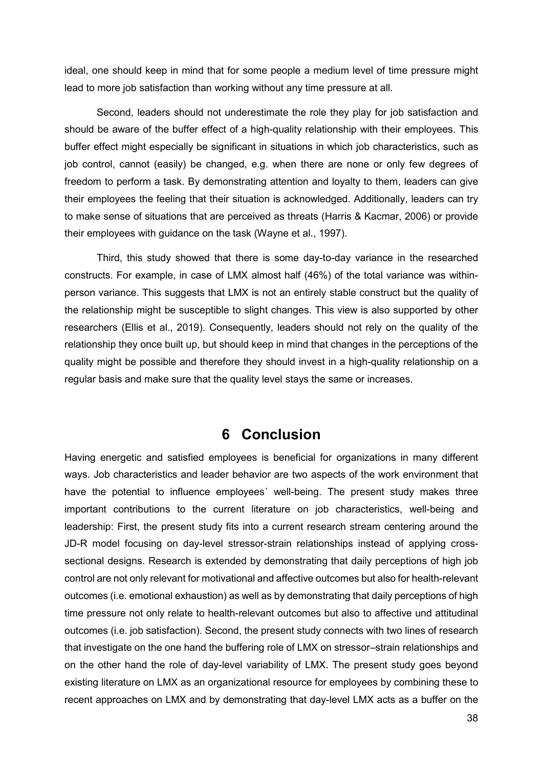ideal, one should keep in mind that for some people a medium level of time pressure might lead to more job satisfaction than working without any time pressure at all.

Second, leaders should not underestimate the role they play for job satisfaction and should be aware of the buffer effect of a high-quality relationship with their employees. This buffer effect might especially be significant in situations in which job characteristics, such as job control, cannot (easily) be changed, e.g. when there are none or only few degrees of freedom to perform a task. By demonstrating attention and loyalty to them, leaders can give their employees the feeling that their situation is acknowledged. Additionally, leaders can try to make sense of situations that are perceived as threats (Harris & Kacmar, 2006) or provide their employees with guidance on the task (Wayne et al., 1997).

Third, this study showed that there is some day-to-day variance in the researched constructs. For example, in case of LMX almost half (46%) of the total variance was within-person variance. This suggests that LMX is not an entirely stable construct but the quality of the relationship might be susceptible to slight changes. This view is also supported by other researchers (Ellis et al., 2019). Consequently, leaders should not rely on the quality of the relationship they once built up, but should keep in mind that changes in the perceptions of the quality might be possible and therefore they should invest in a high-quality relationship on a regular basis and make sure that the quality level stays the same or increases.

# 6 Conclusion

Having energetic and satisfied employees is beneficial for organizations in many different ways. Job characteristics and leader behavior are two aspects of the work environment that have the potential to influence employees´ well-being. The present study makes three important contributions to the current literature on job characteristics, well-being and leadership: First, the present study fits into a current research stream centering around the JD-R model focusing on day-level stressor-strain relationships instead of applying cross-sectional designs. Research is extended by demonstrating that daily perceptions of high job control are not only relevant for motivational and affective outcomes but also for health-relevant outcomes (i.e. emotional exhaustion) as well as by demonstrating that daily perceptions of high time pressure not only relate to health-relevant outcomes but also to affective und attitudinal outcomes (i.e. job satisfaction). Second, the present study connects with two lines of research that investigate on the one hand the buffering role of LMX on stressor–strain relationships and on the other hand the role of day-level variability of LMX. The present study goes beyond existing literature on LMX as an organizational resource for employees by combining these to recent approaches on LMX and by demonstrating that day-level LMX acts as a buffer on the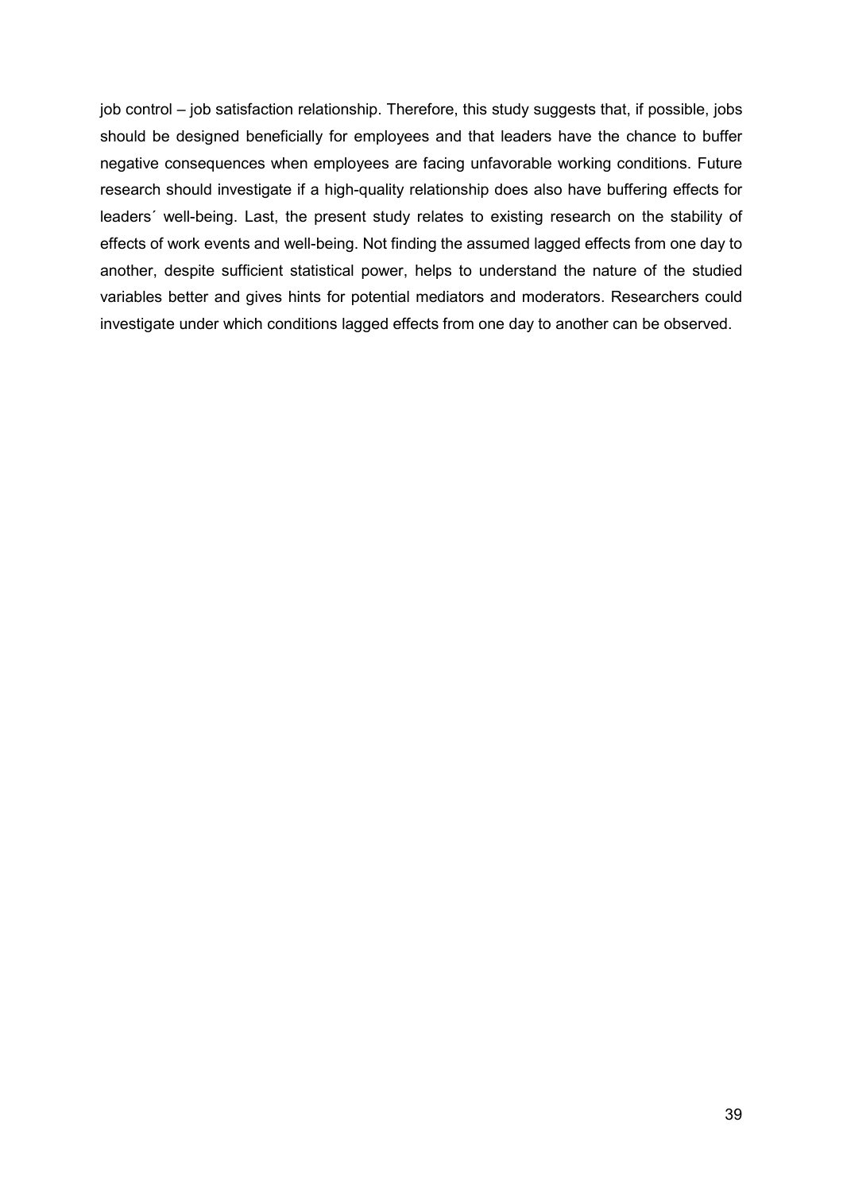job control – job satisfaction relationship. Therefore, this study suggests that, if possible, jobs should be designed beneficially for employees and that leaders have the chance to buffer negative consequences when employees are facing unfavorable working conditions. Future research should investigate if a high-quality relationship does also have buffering effects for leaders´ well-being. Last, the present study relates to existing research on the stability of effects of work events and well-being. Not finding the assumed lagged effects from one day to another, despite sufficient statistical power, helps to understand the nature of the studied variables better and gives hints for potential mediators and moderators. Researchers could investigate under which conditions lagged effects from one day to another can be observed.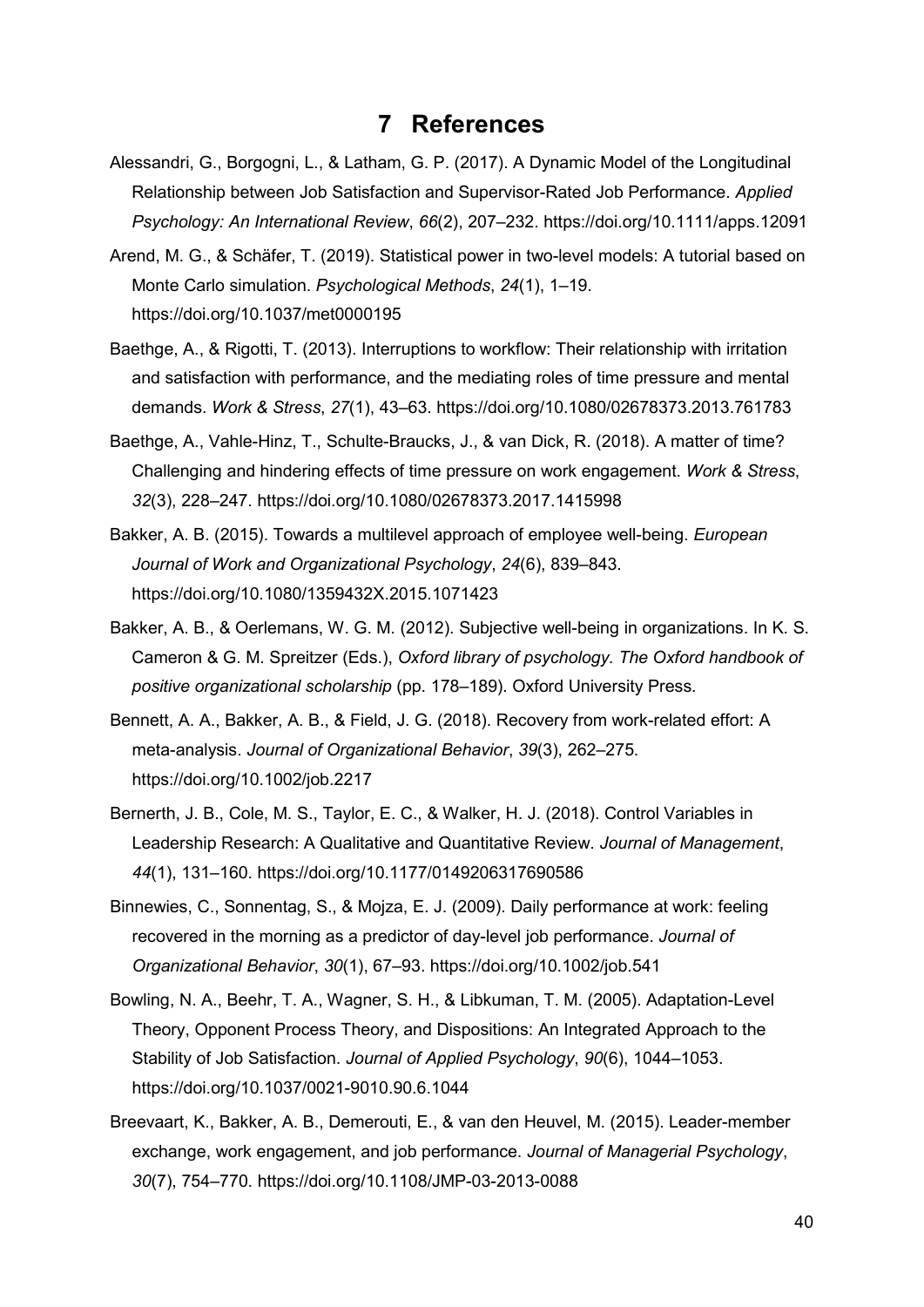# 7 References

Alessandri, G., Borgogni, L., & Latham, G. P. (2017). A Dynamic Model of the Longitudinal Relationship between Job Satisfaction and Supervisor-Rated Job Performance. *Applied Psychology: An International Review*, *66*(2), 207–232. https://doi.org/10.1111/apps.12091

Arend, M. G., & Schäfer, T. (2019). Statistical power in two-level models: A tutorial based on Monte Carlo simulation. *Psychological Methods*, *24*(1), 1–19. https://doi.org/10.1037/met0000195

Baethge, A., & Rigotti, T. (2013). Interruptions to workflow: Their relationship with irritation and satisfaction with performance, and the mediating roles of time pressure and mental demands. *Work & Stress*, *27*(1), 43–63. https://doi.org/10.1080/02678373.2013.761783

Baethge, A., Vahle-Hinz, T., Schulte-Braucks, J., & van Dick, R. (2018). A matter of time? Challenging and hindering effects of time pressure on work engagement. *Work & Stress*, *32*(3), 228–247. https://doi.org/10.1080/02678373.2017.1415998

Bakker, A. B. (2015). Towards a multilevel approach of employee well-being. *European Journal of Work and Organizational Psychology*, *24*(6), 839–843. https://doi.org/10.1080/1359432X.2015.1071423

Bakker, A. B., & Oerlemans, W. G. M. (2012). Subjective well-being in organizations. In K. S. Cameron & G. M. Spreitzer (Eds.), *Oxford library of psychology. The Oxford handbook of positive organizational scholarship* (pp. 178–189). Oxford University Press.

Bennett, A. A., Bakker, A. B., & Field, J. G. (2018). Recovery from work-related effort: A meta-analysis. *Journal of Organizational Behavior*, *39*(3), 262–275. https://doi.org/10.1002/job.2217

Bernerth, J. B., Cole, M. S., Taylor, E. C., & Walker, H. J. (2018). Control Variables in Leadership Research: A Qualitative and Quantitative Review. *Journal of Management*, *44*(1), 131–160. https://doi.org/10.1177/0149206317690586

Binnewies, C., Sonnentag, S., & Mojza, E. J. (2009). Daily performance at work: feeling recovered in the morning as a predictor of day-level job performance. *Journal of Organizational Behavior*, *30*(1), 67–93. https://doi.org/10.1002/job.541

Bowling, N. A., Beehr, T. A., Wagner, S. H., & Libkuman, T. M. (2005). Adaptation-Level Theory, Opponent Process Theory, and Dispositions: An Integrated Approach to the Stability of Job Satisfaction. *Journal of Applied Psychology*, *90*(6), 1044–1053. https://doi.org/10.1037/0021-9010.90.6.1044

Breevaart, K., Bakker, A. B., Demerouti, E., & van den Heuvel, M. (2015). Leader-member exchange, work engagement, and job performance. *Journal of Managerial Psychology*, *30*(7), 754–770. https://doi.org/10.1108/JMP-03-2013-0088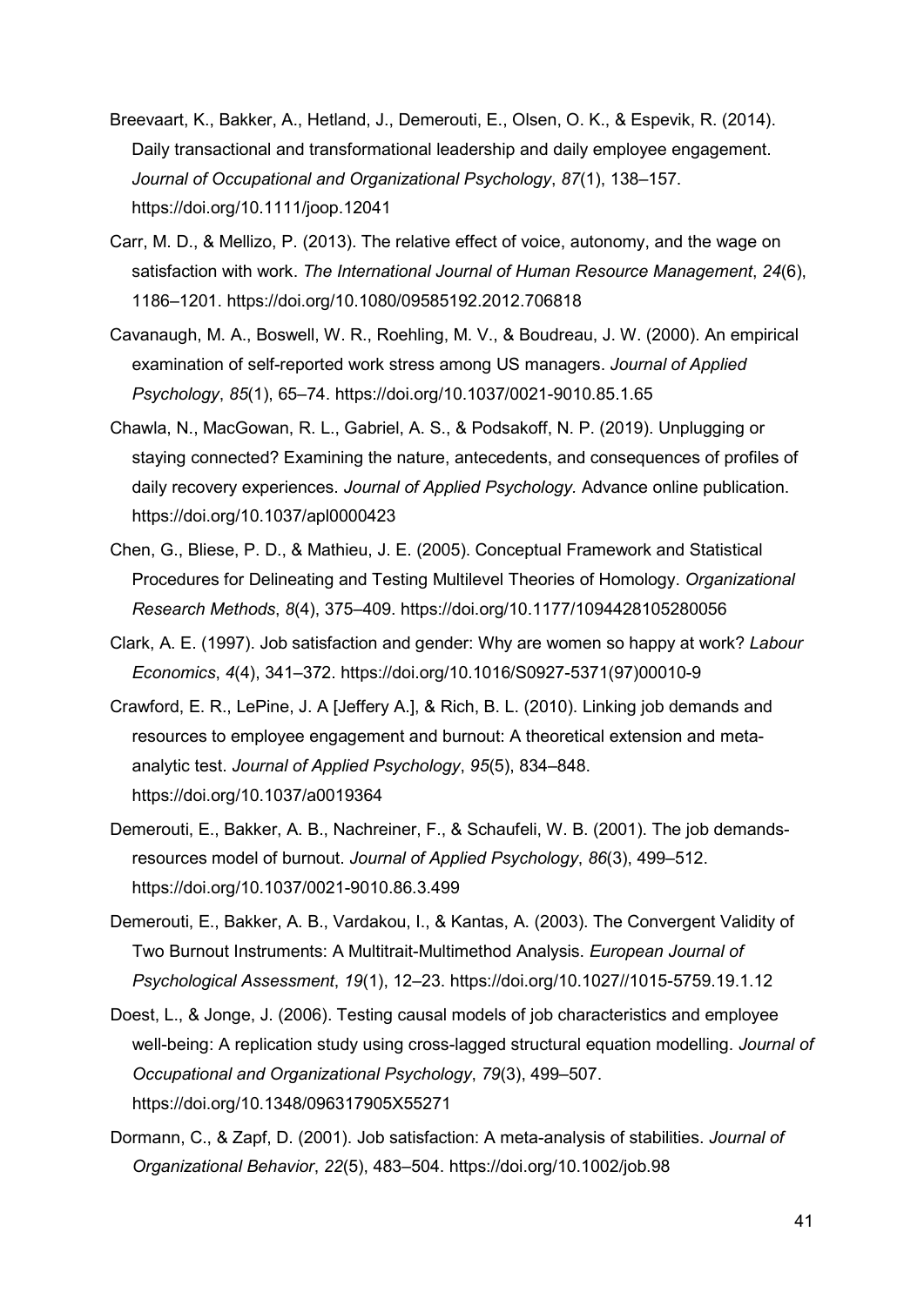Breevaart, K., Bakker, A., Hetland, J., Demerouti, E., Olsen, O. K., & Espevik, R. (2014). Daily transactional and transformational leadership and daily employee engagement. *Journal of Occupational and Organizational Psychology*, *87*(1), 138–157. https://doi.org/10.1111/joop.12041

Carr, M. D., & Mellizo, P. (2013). The relative effect of voice, autonomy, and the wage on satisfaction with work. *The International Journal of Human Resource Management*, *24*(6), 1186–1201. https://doi.org/10.1080/09585192.2012.706818

Cavanaugh, M. A., Boswell, W. R., Roehling, M. V., & Boudreau, J. W. (2000). An empirical examination of self-reported work stress among US managers. *Journal of Applied Psychology*, *85*(1), 65–74. https://doi.org/10.1037/0021-9010.85.1.65

Chawla, N., MacGowan, R. L., Gabriel, A. S., & Podsakoff, N. P. (2019). Unplugging or staying connected? Examining the nature, antecedents, and consequences of profiles of daily recovery experiences. *Journal of Applied Psychology.* Advance online publication. https://doi.org/10.1037/apl0000423

Chen, G., Bliese, P. D., & Mathieu, J. E. (2005). Conceptual Framework and Statistical Procedures for Delineating and Testing Multilevel Theories of Homology. *Organizational Research Methods*, *8*(4), 375–409. https://doi.org/10.1177/1094428105280056

Clark, A. E. (1997). Job satisfaction and gender: Why are women so happy at work? *Labour Economics*, *4*(4), 341–372. https://doi.org/10.1016/S0927-5371(97)00010-9

Crawford, E. R., LePine, J. A [Jeffery A.], & Rich, B. L. (2010). Linking job demands and resources to employee engagement and burnout: A theoretical extension and meta-analytic test. *Journal of Applied Psychology*, *95*(5), 834–848. https://doi.org/10.1037/a0019364

Demerouti, E., Bakker, A. B., Nachreiner, F., & Schaufeli, W. B. (2001). The job demands-resources model of burnout. *Journal of Applied Psychology*, *86*(3), 499–512. https://doi.org/10.1037/0021-9010.86.3.499

Demerouti, E., Bakker, A. B., Vardakou, I., & Kantas, A. (2003). The Convergent Validity of Two Burnout Instruments: A Multitrait-Multimethod Analysis. *European Journal of Psychological Assessment*, *19*(1), 12–23. https://doi.org/10.1027//1015-5759.19.1.12

Doest, L., & Jonge, J. (2006). Testing causal models of job characteristics and employee well-being: A replication study using cross-lagged structural equation modelling. *Journal of Occupational and Organizational Psychology*, *79*(3), 499–507. https://doi.org/10.1348/096317905X55271

Dormann, C., & Zapf, D. (2001). Job satisfaction: A meta-analysis of stabilities. *Journal of Organizational Behavior*, *22*(5), 483–504. https://doi.org/10.1002/job.98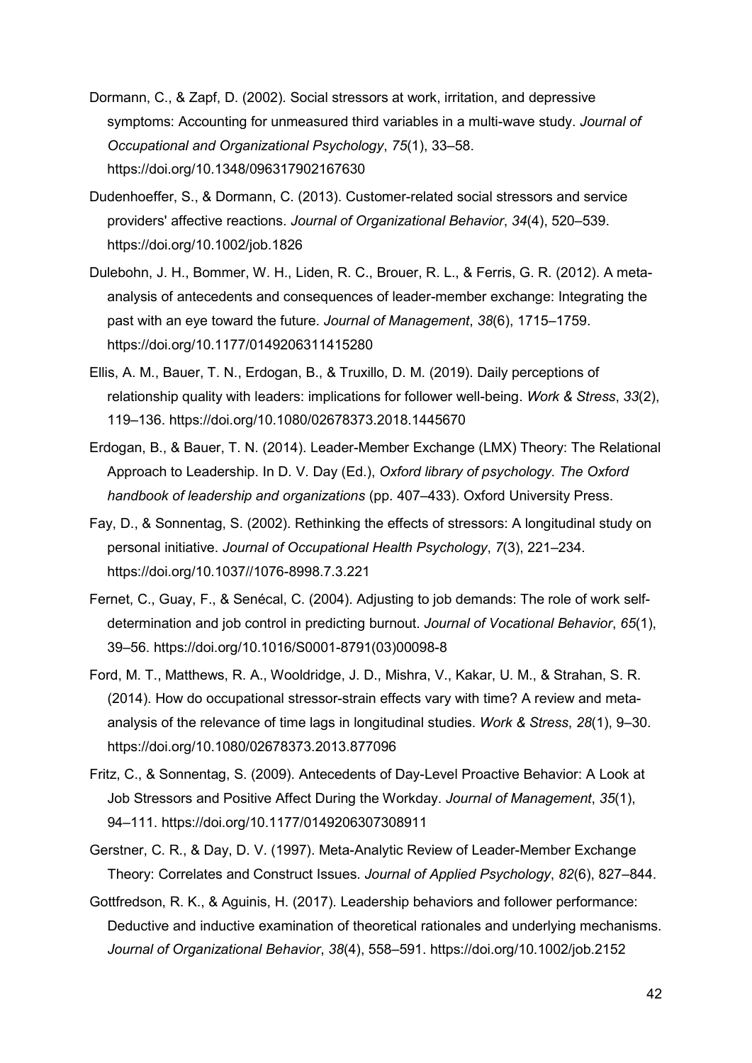Dormann, C., & Zapf, D. (2002). Social stressors at work, irritation, and depressive symptoms: Accounting for unmeasured third variables in a multi-wave study. *Journal of Occupational and Organizational Psychology*, *75*(1), 33–58. https://doi.org/10.1348/096317902167630

Dudenhoeffer, S., & Dormann, C. (2013). Customer-related social stressors and service providers' affective reactions. *Journal of Organizational Behavior*, *34*(4), 520–539. https://doi.org/10.1002/job.1826

Dulebohn, J. H., Bommer, W. H., Liden, R. C., Brouer, R. L., & Ferris, G. R. (2012). A meta-analysis of antecedents and consequences of leader-member exchange: Integrating the past with an eye toward the future. *Journal of Management*, *38*(6), 1715–1759. https://doi.org/10.1177/0149206311415280

Ellis, A. M., Bauer, T. N., Erdogan, B., & Truxillo, D. M. (2019). Daily perceptions of relationship quality with leaders: implications for follower well-being. *Work & Stress*, *33*(2), 119–136. https://doi.org/10.1080/02678373.2018.1445670

Erdogan, B., & Bauer, T. N. (2014). Leader-Member Exchange (LMX) Theory: The Relational Approach to Leadership. In D. V. Day (Ed.), *Oxford library of psychology. The Oxford handbook of leadership and organizations* (pp. 407–433). Oxford University Press.

Fay, D., & Sonnentag, S. (2002). Rethinking the effects of stressors: A longitudinal study on personal initiative. *Journal of Occupational Health Psychology*, *7*(3), 221–234. https://doi.org/10.1037//1076-8998.7.3.221

Fernet, C., Guay, F., & Senécal, C. (2004). Adjusting to job demands: The role of work self-determination and job control in predicting burnout. *Journal of Vocational Behavior*, *65*(1), 39–56. https://doi.org/10.1016/S0001-8791(03)00098-8

Ford, M. T., Matthews, R. A., Wooldridge, J. D., Mishra, V., Kakar, U. M., & Strahan, S. R. (2014). How do occupational stressor-strain effects vary with time? A review and meta-analysis of the relevance of time lags in longitudinal studies. *Work & Stress*, *28*(1), 9–30. https://doi.org/10.1080/02678373.2013.877096

Fritz, C., & Sonnentag, S. (2009). Antecedents of Day-Level Proactive Behavior: A Look at Job Stressors and Positive Affect During the Workday. *Journal of Management*, *35*(1), 94–111. https://doi.org/10.1177/0149206307308911

Gerstner, C. R., & Day, D. V. (1997). Meta-Analytic Review of Leader-Member Exchange Theory: Correlates and Construct Issues. *Journal of Applied Psychology*, *82*(6), 827–844.

Gottfredson, R. K., & Aguinis, H. (2017). Leadership behaviors and follower performance: Deductive and inductive examination of theoretical rationales and underlying mechanisms. *Journal of Organizational Behavior*, *38*(4), 558–591. https://doi.org/10.1002/job.2152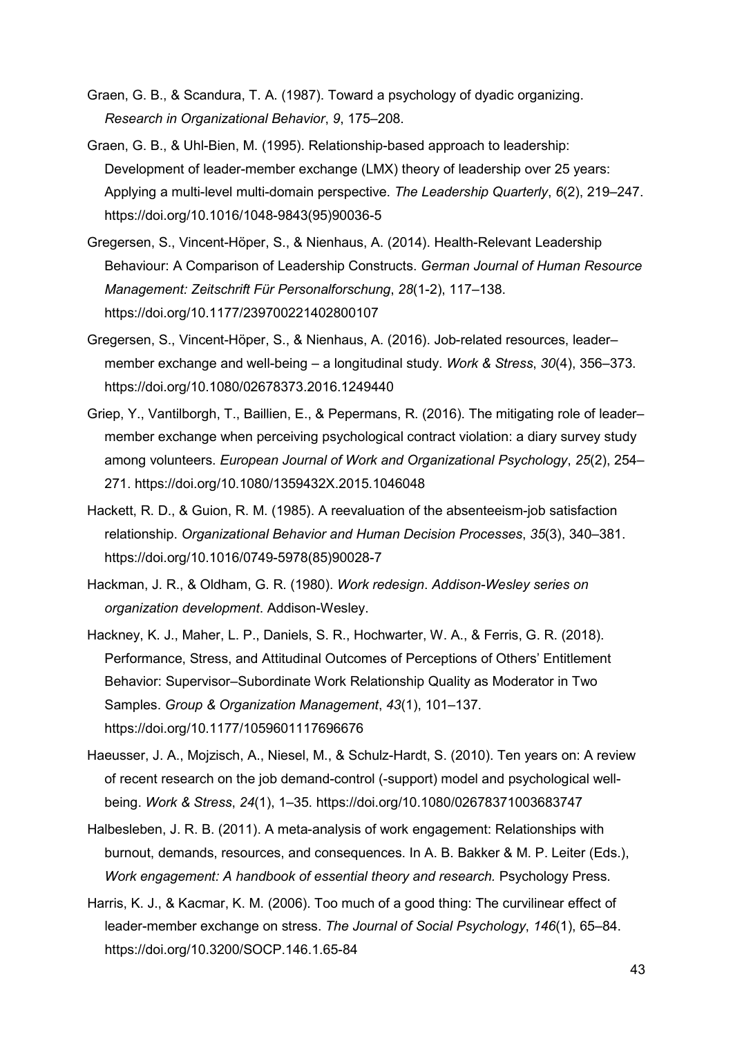Graen, G. B., & Scandura, T. A. (1987). Toward a psychology of dyadic organizing. *Research in Organizational Behavior*, *9*, 175–208.

Graen, G. B., & Uhl-Bien, M. (1995). Relationship-based approach to leadership: Development of leader-member exchange (LMX) theory of leadership over 25 years: Applying a multi-level multi-domain perspective. *The Leadership Quarterly*, *6*(2), 219–247. https://doi.org/10.1016/1048-9843(95)90036-5

Gregersen, S., Vincent-Höper, S., & Nienhaus, A. (2014). Health-Relevant Leadership Behaviour: A Comparison of Leadership Constructs. *German Journal of Human Resource Management: Zeitschrift Für Personalforschung*, *28*(1-2), 117–138. https://doi.org/10.1177/239700221402800107

Gregersen, S., Vincent-Höper, S., & Nienhaus, A. (2016). Job-related resources, leader–member exchange and well-being – a longitudinal study. *Work & Stress*, *30*(4), 356–373. https://doi.org/10.1080/02678373.2016.1249440

Griep, Y., Vantilborgh, T., Baillien, E., & Pepermans, R. (2016). The mitigating role of leader–member exchange when perceiving psychological contract violation: a diary survey study among volunteers. *European Journal of Work and Organizational Psychology*, *25*(2), 254–271. https://doi.org/10.1080/1359432X.2015.1046048

Hackett, R. D., & Guion, R. M. (1985). A reevaluation of the absenteeism-job satisfaction relationship. *Organizational Behavior and Human Decision Processes*, *35*(3), 340–381. https://doi.org/10.1016/0749-5978(85)90028-7

Hackman, J. R., & Oldham, G. R. (1980). *Work redesign*. *Addison-Wesley series on organization development*. Addison-Wesley.

Hackney, K. J., Maher, L. P., Daniels, S. R., Hochwarter, W. A., & Ferris, G. R. (2018). Performance, Stress, and Attitudinal Outcomes of Perceptions of Others' Entitlement Behavior: Supervisor–Subordinate Work Relationship Quality as Moderator in Two Samples. *Group & Organization Management*, *43*(1), 101–137. https://doi.org/10.1177/1059601117696676

Haeusser, J. A., Mojzisch, A., Niesel, M., & Schulz-Hardt, S. (2010). Ten years on: A review of recent research on the job demand-control (-support) model and psychological well-being. *Work & Stress*, *24*(1), 1–35. https://doi.org/10.1080/02678371003683747

Halbesleben, J. R. B. (2011). A meta-analysis of work engagement: Relationships with burnout, demands, resources, and consequences. In A. B. Bakker & M. P. Leiter (Eds.), *Work engagement: A handbook of essential theory and research.* Psychology Press.

Harris, K. J., & Kacmar, K. M. (2006). Too much of a good thing: The curvilinear effect of leader-member exchange on stress. *The Journal of Social Psychology*, *146*(1), 65–84. https://doi.org/10.3200/SOCP.146.1.65-84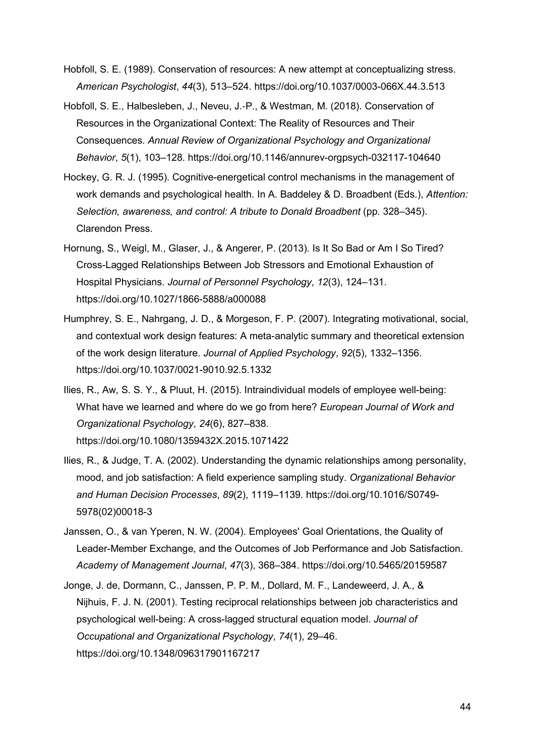Hobfoll, S. E. (1989). Conservation of resources: A new attempt at conceptualizing stress. *American Psychologist*, *44*(3), 513–524. https://doi.org/10.1037/0003-066X.44.3.513

Hobfoll, S. E., Halbesleben, J., Neveu, J.-P., & Westman, M. (2018). Conservation of Resources in the Organizational Context: The Reality of Resources and Their Consequences. *Annual Review of Organizational Psychology and Organizational Behavior*, *5*(1), 103–128. https://doi.org/10.1146/annurev-orgpsych-032117-104640

Hockey, G. R. J. (1995). Cognitive-energetical control mechanisms in the management of work demands and psychological health. In A. Baddeley & D. Broadbent (Eds.), *Attention: Selection, awareness, and control: A tribute to Donald Broadbent* (pp. 328–345). Clarendon Press.

Hornung, S., Weigl, M., Glaser, J., & Angerer, P. (2013). Is It So Bad or Am I So Tired? Cross-Lagged Relationships Between Job Stressors and Emotional Exhaustion of Hospital Physicians. *Journal of Personnel Psychology*, *12*(3), 124–131. https://doi.org/10.1027/1866-5888/a000088

Humphrey, S. E., Nahrgang, J. D., & Morgeson, F. P. (2007). Integrating motivational, social, and contextual work design features: A meta-analytic summary and theoretical extension of the work design literature. *Journal of Applied Psychology*, *92*(5), 1332–1356. https://doi.org/10.1037/0021-9010.92.5.1332

Ilies, R., Aw, S. S. Y., & Pluut, H. (2015). Intraindividual models of employee well-being: What have we learned and where do we go from here? *European Journal of Work and Organizational Psychology*, *24*(6), 827–838. https://doi.org/10.1080/1359432X.2015.1071422

Ilies, R., & Judge, T. A. (2002). Understanding the dynamic relationships among personality, mood, and job satisfaction: A field experience sampling study. *Organizational Behavior and Human Decision Processes*, *89*(2), 1119–1139. https://doi.org/10.1016/S0749-5978(02)00018-3

Janssen, O., & van Yperen, N. W. (2004). Employees' Goal Orientations, the Quality of Leader-Member Exchange, and the Outcomes of Job Performance and Job Satisfaction. *Academy of Management Journal*, *47*(3), 368–384. https://doi.org/10.5465/20159587

Jonge, J. de, Dormann, C., Janssen, P. P. M., Dollard, M. F., Landeweerd, J. A., & Nijhuis, F. J. N. (2001). Testing reciprocal relationships between job characteristics and psychological well-being: A cross-lagged structural equation model. *Journal of Occupational and Organizational Psychology*, *74*(1), 29–46. https://doi.org/10.1348/096317901167217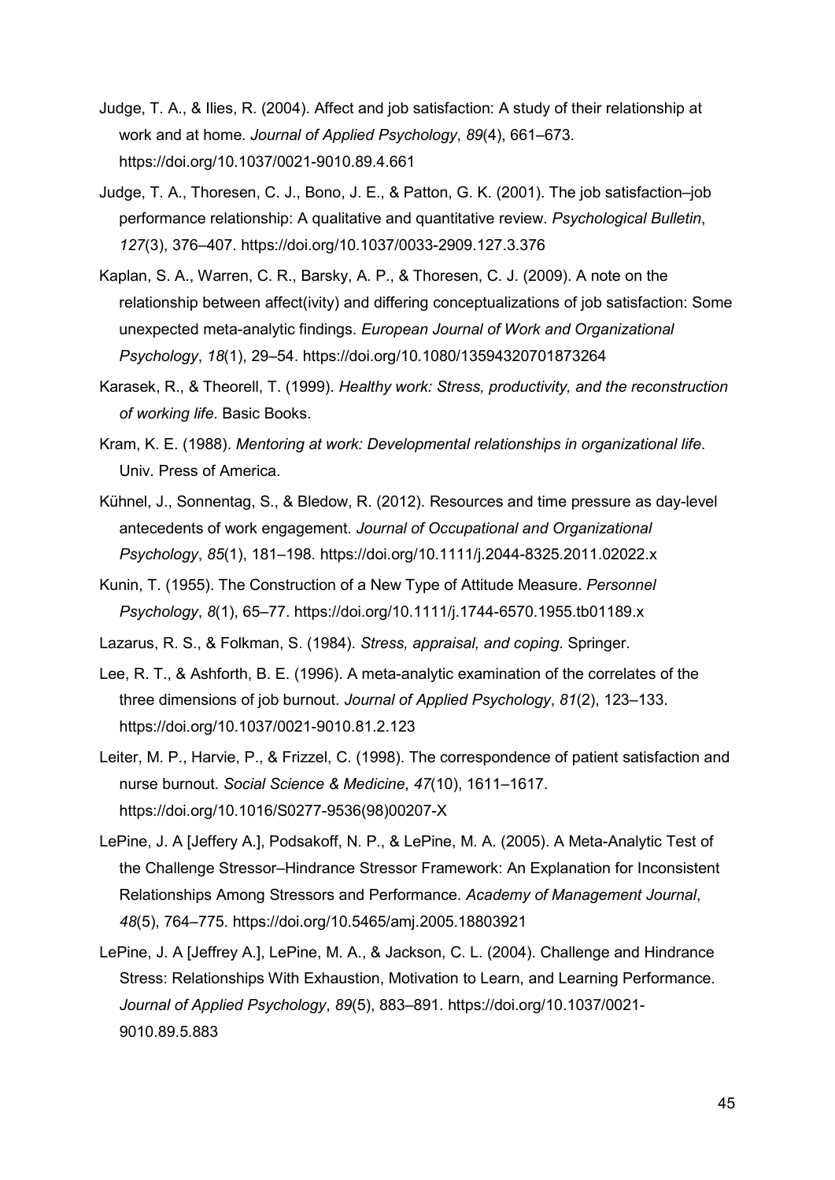Judge, T. A., & Ilies, R. (2004). Affect and job satisfaction: A study of their relationship at work and at home. *Journal of Applied Psychology*, *89*(4), 661–673. https://doi.org/10.1037/0021-9010.89.4.661

Judge, T. A., Thoresen, C. J., Bono, J. E., & Patton, G. K. (2001). The job satisfaction–job performance relationship: A qualitative and quantitative review. *Psychological Bulletin*, *127*(3), 376–407. https://doi.org/10.1037/0033-2909.127.3.376

Kaplan, S. A., Warren, C. R., Barsky, A. P., & Thoresen, C. J. (2009). A note on the relationship between affect(ivity) and differing conceptualizations of job satisfaction: Some unexpected meta-analytic findings. *European Journal of Work and Organizational Psychology*, *18*(1), 29–54. https://doi.org/10.1080/13594320701873264

Karasek, R., & Theorell, T. (1999). *Healthy work: Stress, productivity, and the reconstruction of working life*. Basic Books.

Kram, K. E. (1988). *Mentoring at work: Developmental relationships in organizational life*. Univ. Press of America.

Kühnel, J., Sonnentag, S., & Bledow, R. (2012). Resources and time pressure as day-level antecedents of work engagement. *Journal of Occupational and Organizational Psychology*, *85*(1), 181–198. https://doi.org/10.1111/j.2044-8325.2011.02022.x

Kunin, T. (1955). The Construction of a New Type of Attitude Measure. *Personnel Psychology*, *8*(1), 65–77. https://doi.org/10.1111/j.1744-6570.1955.tb01189.x

Lazarus, R. S., & Folkman, S. (1984). *Stress, appraisal, and coping*. Springer.

Lee, R. T., & Ashforth, B. E. (1996). A meta-analytic examination of the correlates of the three dimensions of job burnout. *Journal of Applied Psychology*, *81*(2), 123–133. https://doi.org/10.1037/0021-9010.81.2.123

Leiter, M. P., Harvie, P., & Frizzel, C. (1998). The correspondence of patient satisfaction and nurse burnout. *Social Science & Medicine*, *47*(10), 1611–1617. https://doi.org/10.1016/S0277-9536(98)00207-X

LePine, J. A [Jeffery A.], Podsakoff, N. P., & LePine, M. A. (2005). A Meta-Analytic Test of the Challenge Stressor–Hindrance Stressor Framework: An Explanation for Inconsistent Relationships Among Stressors and Performance. *Academy of Management Journal*, *48*(5), 764–775. https://doi.org/10.5465/amj.2005.18803921

LePine, J. A [Jeffrey A.], LePine, M. A., & Jackson, C. L. (2004). Challenge and Hindrance Stress: Relationships With Exhaustion, Motivation to Learn, and Learning Performance. *Journal of Applied Psychology*, *89*(5), 883–891. https://doi.org/10.1037/0021-9010.89.5.883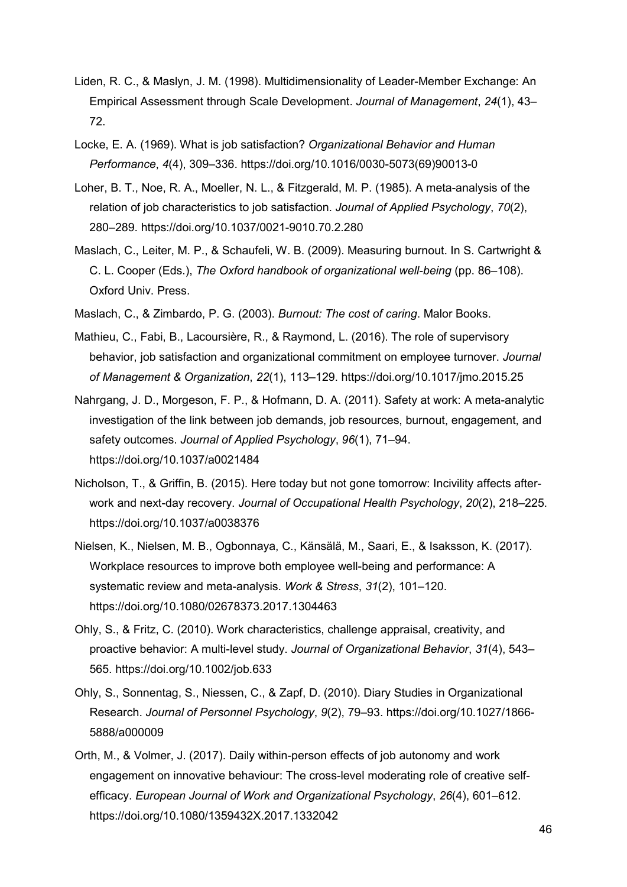Liden, R. C., & Maslyn, J. M. (1998). Multidimensionality of Leader-Member Exchange: An Empirical Assessment through Scale Development. *Journal of Management*, *24*(1), 43–72.

Locke, E. A. (1969). What is job satisfaction? *Organizational Behavior and Human Performance*, *4*(4), 309–336. https://doi.org/10.1016/0030-5073(69)90013-0

Loher, B. T., Noe, R. A., Moeller, N. L., & Fitzgerald, M. P. (1985). A meta-analysis of the relation of job characteristics to job satisfaction. *Journal of Applied Psychology*, *70*(2), 280–289. https://doi.org/10.1037/0021-9010.70.2.280

Maslach, C., Leiter, M. P., & Schaufeli, W. B. (2009). Measuring burnout. In S. Cartwright & C. L. Cooper (Eds.), *The Oxford handbook of organizational well-being* (pp. 86–108). Oxford Univ. Press.

Maslach, C., & Zimbardo, P. G. (2003). *Burnout: The cost of caring*. Malor Books.

Mathieu, C., Fabi, B., Lacoursière, R., & Raymond, L. (2016). The role of supervisory behavior, job satisfaction and organizational commitment on employee turnover. *Journal of Management & Organization*, *22*(1), 113–129. https://doi.org/10.1017/jmo.2015.25

Nahrgang, J. D., Morgeson, F. P., & Hofmann, D. A. (2011). Safety at work: A meta-analytic investigation of the link between job demands, job resources, burnout, engagement, and safety outcomes. *Journal of Applied Psychology*, *96*(1), 71–94. https://doi.org/10.1037/a0021484

Nicholson, T., & Griffin, B. (2015). Here today but not gone tomorrow: Incivility affects after-work and next-day recovery. *Journal of Occupational Health Psychology*, *20*(2), 218–225. https://doi.org/10.1037/a0038376

Nielsen, K., Nielsen, M. B., Ogbonnaya, C., Känsälä, M., Saari, E., & Isaksson, K. (2017). Workplace resources to improve both employee well-being and performance: A systematic review and meta-analysis. *Work & Stress*, *31*(2), 101–120. https://doi.org/10.1080/02678373.2017.1304463

Ohly, S., & Fritz, C. (2010). Work characteristics, challenge appraisal, creativity, and proactive behavior: A multi-level study. *Journal of Organizational Behavior*, *31*(4), 543–565. https://doi.org/10.1002/job.633

Ohly, S., Sonnentag, S., Niessen, C., & Zapf, D. (2010). Diary Studies in Organizational Research. *Journal of Personnel Psychology*, *9*(2), 79–93. https://doi.org/10.1027/1866-5888/a000009

Orth, M., & Volmer, J. (2017). Daily within-person effects of job autonomy and work engagement on innovative behaviour: The cross-level moderating role of creative self-efficacy. *European Journal of Work and Organizational Psychology*, *26*(4), 601–612. https://doi.org/10.1080/1359432X.2017.1332042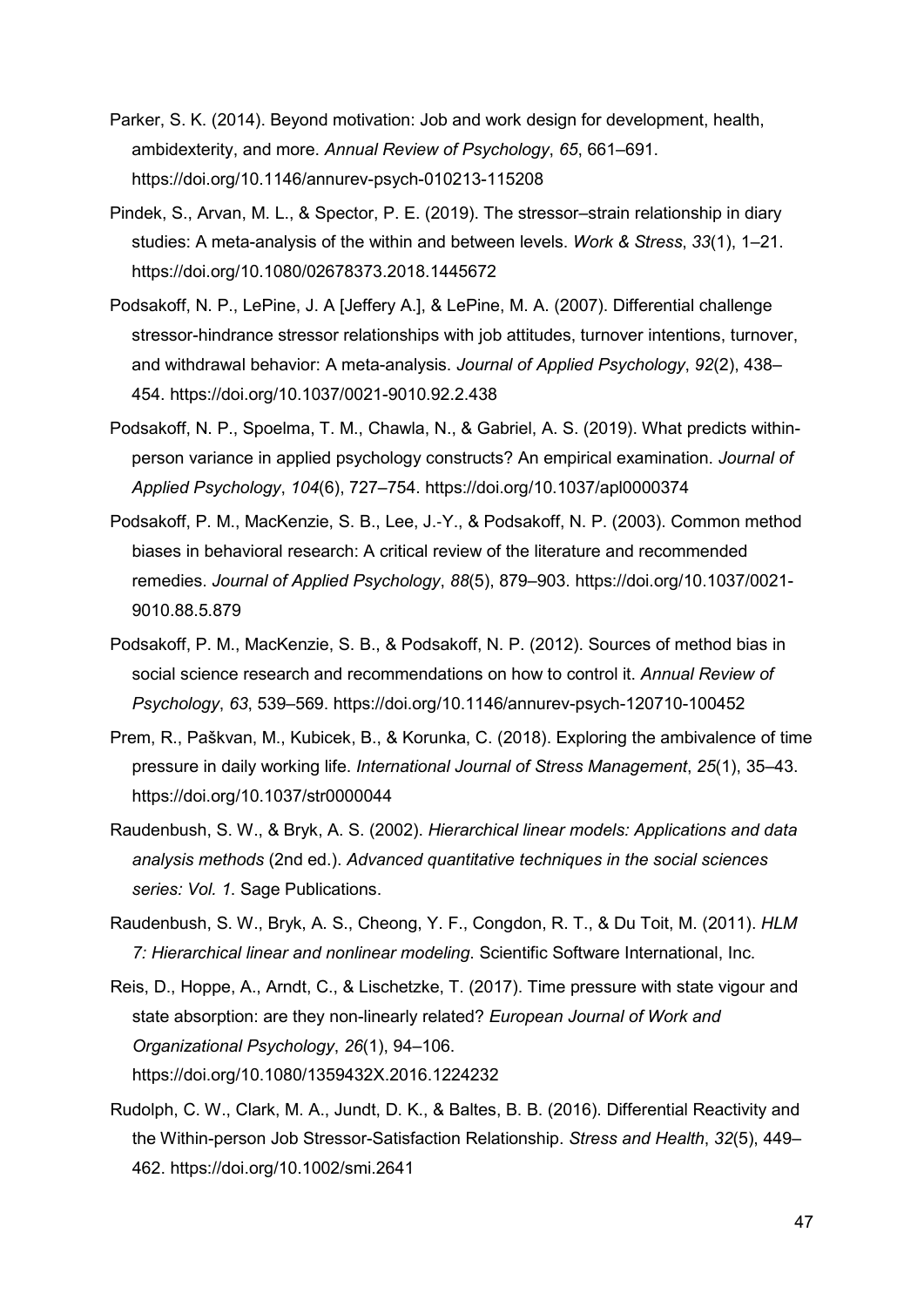Parker, S. K. (2014). Beyond motivation: Job and work design for development, health, ambidexterity, and more. *Annual Review of Psychology*, *65*, 661–691. https://doi.org/10.1146/annurev-psych-010213-115208

Pindek, S., Arvan, M. L., & Spector, P. E. (2019). The stressor–strain relationship in diary studies: A meta-analysis of the within and between levels. *Work & Stress*, *33*(1), 1–21. https://doi.org/10.1080/02678373.2018.1445672

Podsakoff, N. P., LePine, J. A [Jeffery A.], & LePine, M. A. (2007). Differential challenge stressor-hindrance stressor relationships with job attitudes, turnover intentions, turnover, and withdrawal behavior: A meta-analysis. *Journal of Applied Psychology*, *92*(2), 438–454. https://doi.org/10.1037/0021-9010.92.2.438

Podsakoff, N. P., Spoelma, T. M., Chawla, N., & Gabriel, A. S. (2019). What predicts within-person variance in applied psychology constructs? An empirical examination. *Journal of Applied Psychology*, *104*(6), 727–754. https://doi.org/10.1037/apl0000374

Podsakoff, P. M., MacKenzie, S. B., Lee, J.-Y., & Podsakoff, N. P. (2003). Common method biases in behavioral research: A critical review of the literature and recommended remedies. *Journal of Applied Psychology*, *88*(5), 879–903. https://doi.org/10.1037/0021-9010.88.5.879

Podsakoff, P. M., MacKenzie, S. B., & Podsakoff, N. P. (2012). Sources of method bias in social science research and recommendations on how to control it. *Annual Review of Psychology*, *63*, 539–569. https://doi.org/10.1146/annurev-psych-120710-100452

Prem, R., Paškvan, M., Kubicek, B., & Korunka, C. (2018). Exploring the ambivalence of time pressure in daily working life. *International Journal of Stress Management*, *25*(1), 35–43. https://doi.org/10.1037/str0000044

Raudenbush, S. W., & Bryk, A. S. (2002). *Hierarchical linear models: Applications and data analysis methods* (2nd ed.). *Advanced quantitative techniques in the social sciences series: Vol. 1*. Sage Publications.

Raudenbush, S. W., Bryk, A. S., Cheong, Y. F., Congdon, R. T., & Du Toit, M. (2011). *HLM 7: Hierarchical linear and nonlinear modeling*. Scientific Software International, Inc.

Reis, D., Hoppe, A., Arndt, C., & Lischetzke, T. (2017). Time pressure with state vigour and state absorption: are they non-linearly related? *European Journal of Work and Organizational Psychology*, *26*(1), 94–106. https://doi.org/10.1080/1359432X.2016.1224232

Rudolph, C. W., Clark, M. A., Jundt, D. K., & Baltes, B. B. (2016). Differential Reactivity and the Within-person Job Stressor-Satisfaction Relationship. *Stress and Health*, *32*(5), 449–462. https://doi.org/10.1002/smi.2641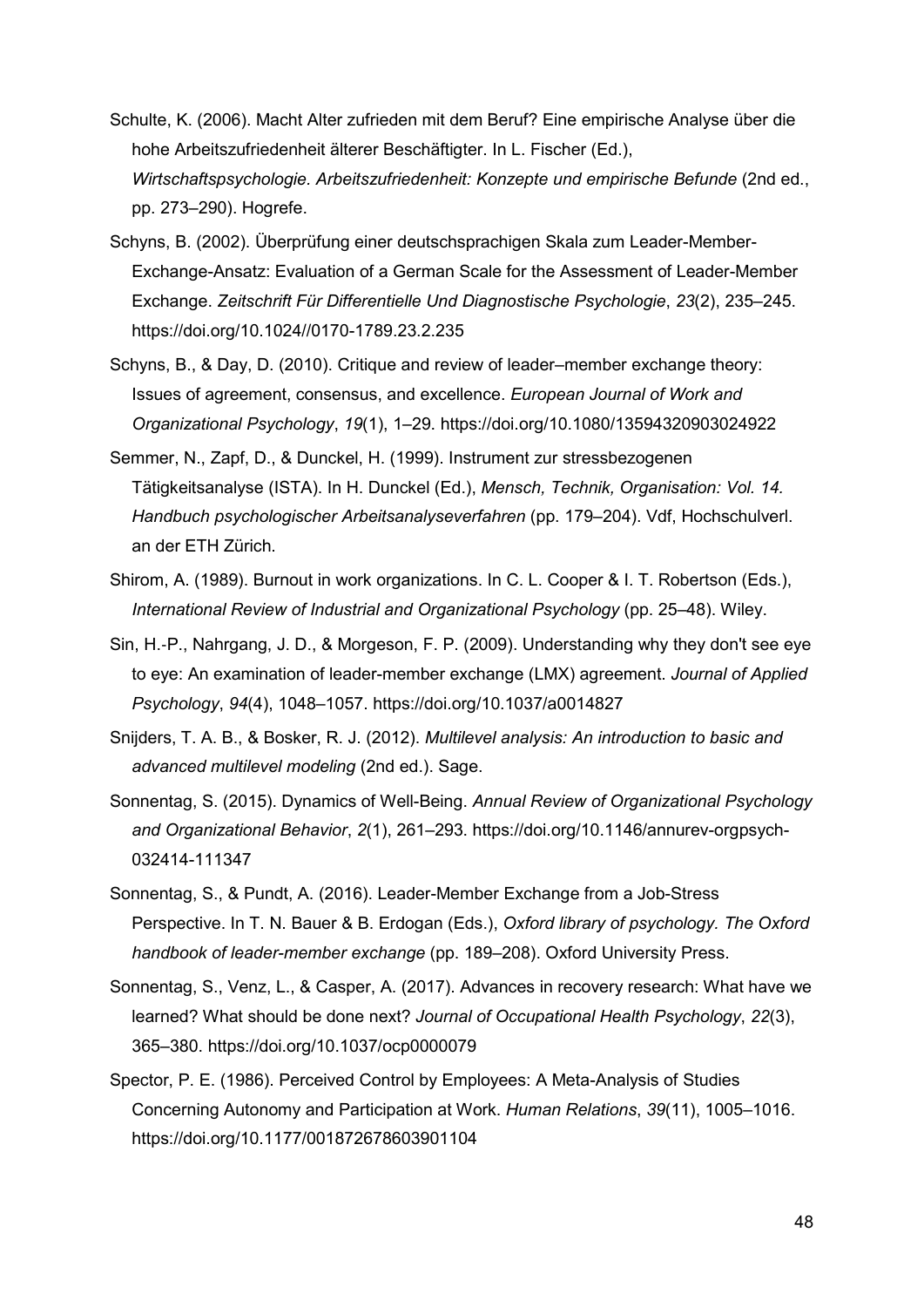Schulte, K. (2006). Macht Alter zufrieden mit dem Beruf? Eine empirische Analyse über die hohe Arbeitszufriedenheit älterer Beschäftigter. In L. Fischer (Ed.), *Wirtschaftspsychologie. Arbeitszufriedenheit: Konzepte und empirische Befunde* (2nd ed., pp. 273–290). Hogrefe.

Schyns, B. (2002). Überprüfung einer deutschsprachigen Skala zum Leader-Member-Exchange-Ansatz: Evaluation of a German Scale for the Assessment of Leader-Member Exchange. *Zeitschrift Für Differentielle Und Diagnostische Psychologie*, *23*(2), 235–245. https://doi.org/10.1024//0170-1789.23.2.235

Schyns, B., & Day, D. (2010). Critique and review of leader–member exchange theory: Issues of agreement, consensus, and excellence. *European Journal of Work and Organizational Psychology*, *19*(1), 1–29. https://doi.org/10.1080/13594320903024922

Semmer, N., Zapf, D., & Dunckel, H. (1999). Instrument zur stressbezogenen Tätigkeitsanalyse (ISTA). In H. Dunckel (Ed.), *Mensch, Technik, Organisation: Vol. 14. Handbuch psychologischer Arbeitsanalyseverfahren* (pp. 179–204). Vdf, Hochschulverl. an der ETH Zürich.

Shirom, A. (1989). Burnout in work organizations. In C. L. Cooper & I. T. Robertson (Eds.), *International Review of Industrial and Organizational Psychology* (pp. 25–48). Wiley.

Sin, H.-P., Nahrgang, J. D., & Morgeson, F. P. (2009). Understanding why they don't see eye to eye: An examination of leader-member exchange (LMX) agreement. *Journal of Applied Psychology*, *94*(4), 1048–1057. https://doi.org/10.1037/a0014827

Snijders, T. A. B., & Bosker, R. J. (2012). *Multilevel analysis: An introduction to basic and advanced multilevel modeling* (2nd ed.). Sage.

Sonnentag, S. (2015). Dynamics of Well-Being. *Annual Review of Organizational Psychology and Organizational Behavior*, *2*(1), 261–293. https://doi.org/10.1146/annurev-orgpsych-032414-111347

Sonnentag, S., & Pundt, A. (2016). Leader-Member Exchange from a Job-Stress Perspective. In T. N. Bauer & B. Erdogan (Eds.), *Oxford library of psychology. The Oxford handbook of leader-member exchange* (pp. 189–208). Oxford University Press.

Sonnentag, S., Venz, L., & Casper, A. (2017). Advances in recovery research: What have we learned? What should be done next? *Journal of Occupational Health Psychology*, *22*(3), 365–380. https://doi.org/10.1037/ocp0000079

Spector, P. E. (1986). Perceived Control by Employees: A Meta-Analysis of Studies Concerning Autonomy and Participation at Work. *Human Relations*, *39*(11), 1005–1016. https://doi.org/10.1177/001872678603901104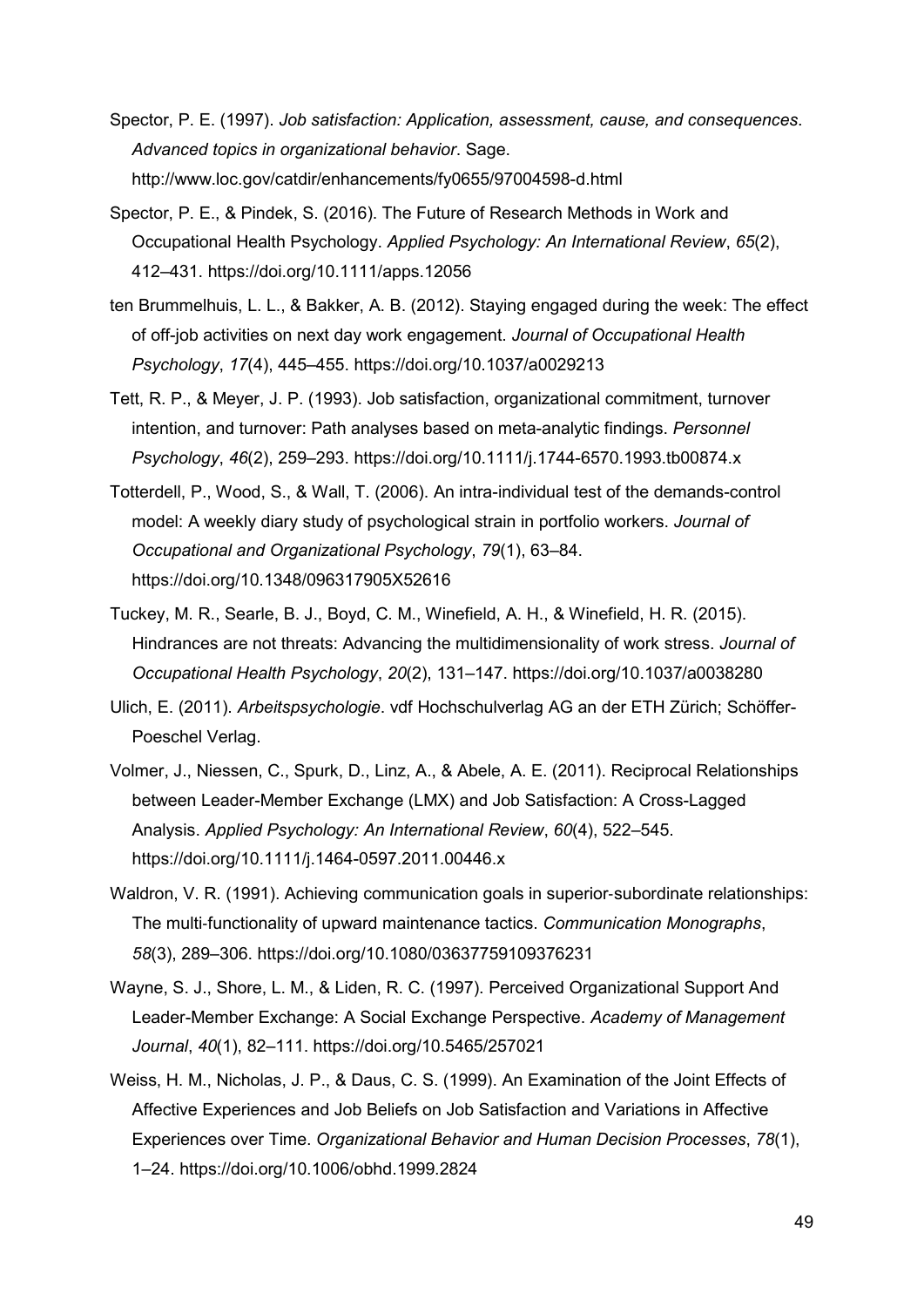Spector, P. E. (1997). *Job satisfaction: Application, assessment, cause, and consequences*. *Advanced topics in organizational behavior*. Sage. http://www.loc.gov/catdir/enhancements/fy0655/97004598-d.html

Spector, P. E., & Pindek, S. (2016). The Future of Research Methods in Work and Occupational Health Psychology. *Applied Psychology: An International Review*, *65*(2), 412–431. https://doi.org/10.1111/apps.12056

ten Brummelhuis, L. L., & Bakker, A. B. (2012). Staying engaged during the week: The effect of off-job activities on next day work engagement. *Journal of Occupational Health Psychology*, *17*(4), 445–455. https://doi.org/10.1037/a0029213

Tett, R. P., & Meyer, J. P. (1993). Job satisfaction, organizational commitment, turnover intention, and turnover: Path analyses based on meta-analytic findings. *Personnel Psychology*, *46*(2), 259–293. https://doi.org/10.1111/j.1744-6570.1993.tb00874.x

Totterdell, P., Wood, S., & Wall, T. (2006). An intra-individual test of the demands-control model: A weekly diary study of psychological strain in portfolio workers. *Journal of Occupational and Organizational Psychology*, *79*(1), 63–84. https://doi.org/10.1348/096317905X52616

Tuckey, M. R., Searle, B. J., Boyd, C. M., Winefield, A. H., & Winefield, H. R. (2015). Hindrances are not threats: Advancing the multidimensionality of work stress. *Journal of Occupational Health Psychology*, *20*(2), 131–147. https://doi.org/10.1037/a0038280

Ulich, E. (2011). *Arbeitspsychologie*. vdf Hochschulverlag AG an der ETH Zürich; Schöffer-Poeschel Verlag.

Volmer, J., Niessen, C., Spurk, D., Linz, A., & Abele, A. E. (2011). Reciprocal Relationships between Leader-Member Exchange (LMX) and Job Satisfaction: A Cross-Lagged Analysis. *Applied Psychology: An International Review*, *60*(4), 522–545. https://doi.org/10.1111/j.1464-0597.2011.00446.x

Waldron, V. R. (1991). Achieving communication goals in superior-subordinate relationships: The multi-functionality of upward maintenance tactics. *Communication Monographs*, *58*(3), 289–306. https://doi.org/10.1080/03637759109376231

Wayne, S. J., Shore, L. M., & Liden, R. C. (1997). Perceived Organizational Support And Leader-Member Exchange: A Social Exchange Perspective. *Academy of Management Journal*, *40*(1), 82–111. https://doi.org/10.5465/257021

Weiss, H. M., Nicholas, J. P., & Daus, C. S. (1999). An Examination of the Joint Effects of Affective Experiences and Job Beliefs on Job Satisfaction and Variations in Affective Experiences over Time. *Organizational Behavior and Human Decision Processes*, *78*(1), 1–24. https://doi.org/10.1006/obhd.1999.2824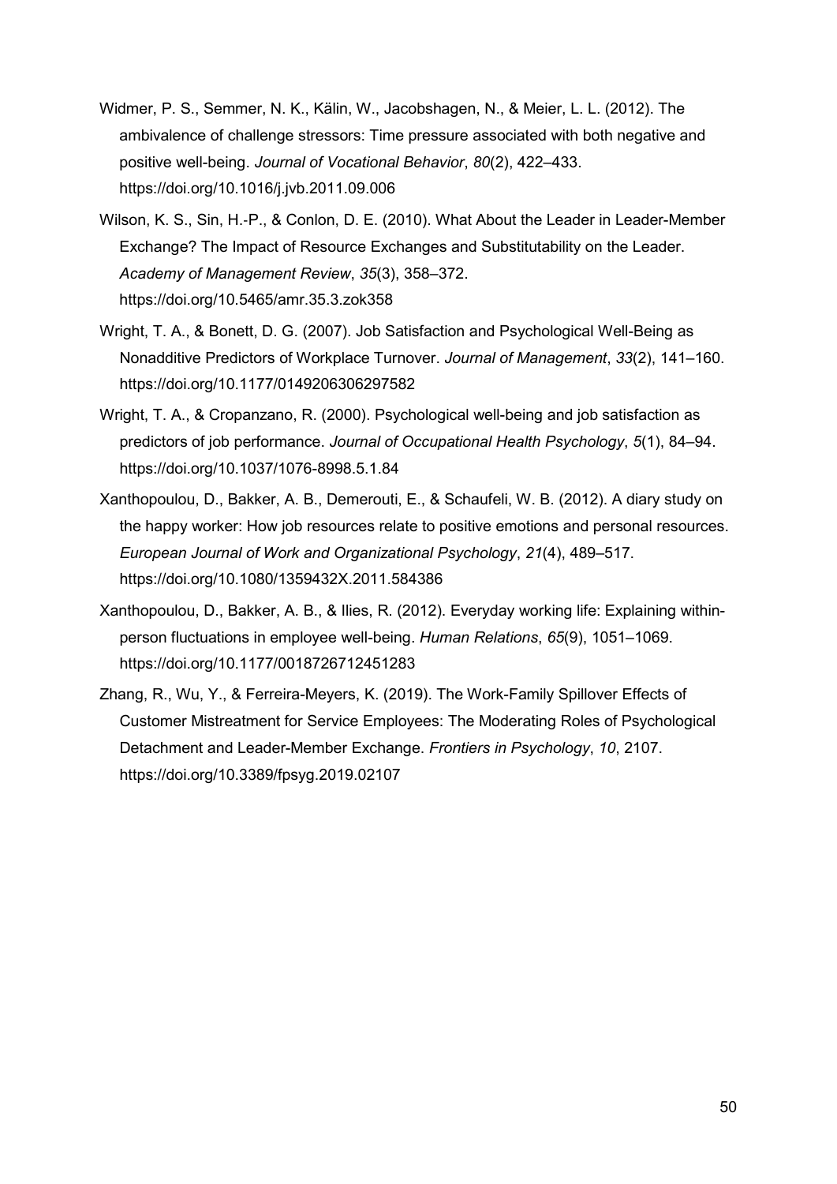Widmer, P. S., Semmer, N. K., Kälin, W., Jacobshagen, N., & Meier, L. L. (2012). The ambivalence of challenge stressors: Time pressure associated with both negative and positive well-being. *Journal of Vocational Behavior*, *80*(2), 422–433. https://doi.org/10.1016/j.jvb.2011.09.006

Wilson, K. S., Sin, H.-P., & Conlon, D. E. (2010). What About the Leader in Leader-Member Exchange? The Impact of Resource Exchanges and Substitutability on the Leader. *Academy of Management Review*, *35*(3), 358–372. https://doi.org/10.5465/amr.35.3.zok358

Wright, T. A., & Bonett, D. G. (2007). Job Satisfaction and Psychological Well-Being as Nonadditive Predictors of Workplace Turnover. *Journal of Management*, *33*(2), 141–160. https://doi.org/10.1177/0149206306297582

Wright, T. A., & Cropanzano, R. (2000). Psychological well-being and job satisfaction as predictors of job performance. *Journal of Occupational Health Psychology*, *5*(1), 84–94. https://doi.org/10.1037/1076-8998.5.1.84

Xanthopoulou, D., Bakker, A. B., Demerouti, E., & Schaufeli, W. B. (2012). A diary study on the happy worker: How job resources relate to positive emotions and personal resources. *European Journal of Work and Organizational Psychology*, *21*(4), 489–517. https://doi.org/10.1080/1359432X.2011.584386

Xanthopoulou, D., Bakker, A. B., & Ilies, R. (2012). Everyday working life: Explaining within-person fluctuations in employee well-being. *Human Relations*, *65*(9), 1051–1069. https://doi.org/10.1177/0018726712451283

Zhang, R., Wu, Y., & Ferreira-Meyers, K. (2019). The Work-Family Spillover Effects of Customer Mistreatment for Service Employees: The Moderating Roles of Psychological Detachment and Leader-Member Exchange. *Frontiers in Psychology*, *10*, 2107. https://doi.org/10.3389/fpsyg.2019.02107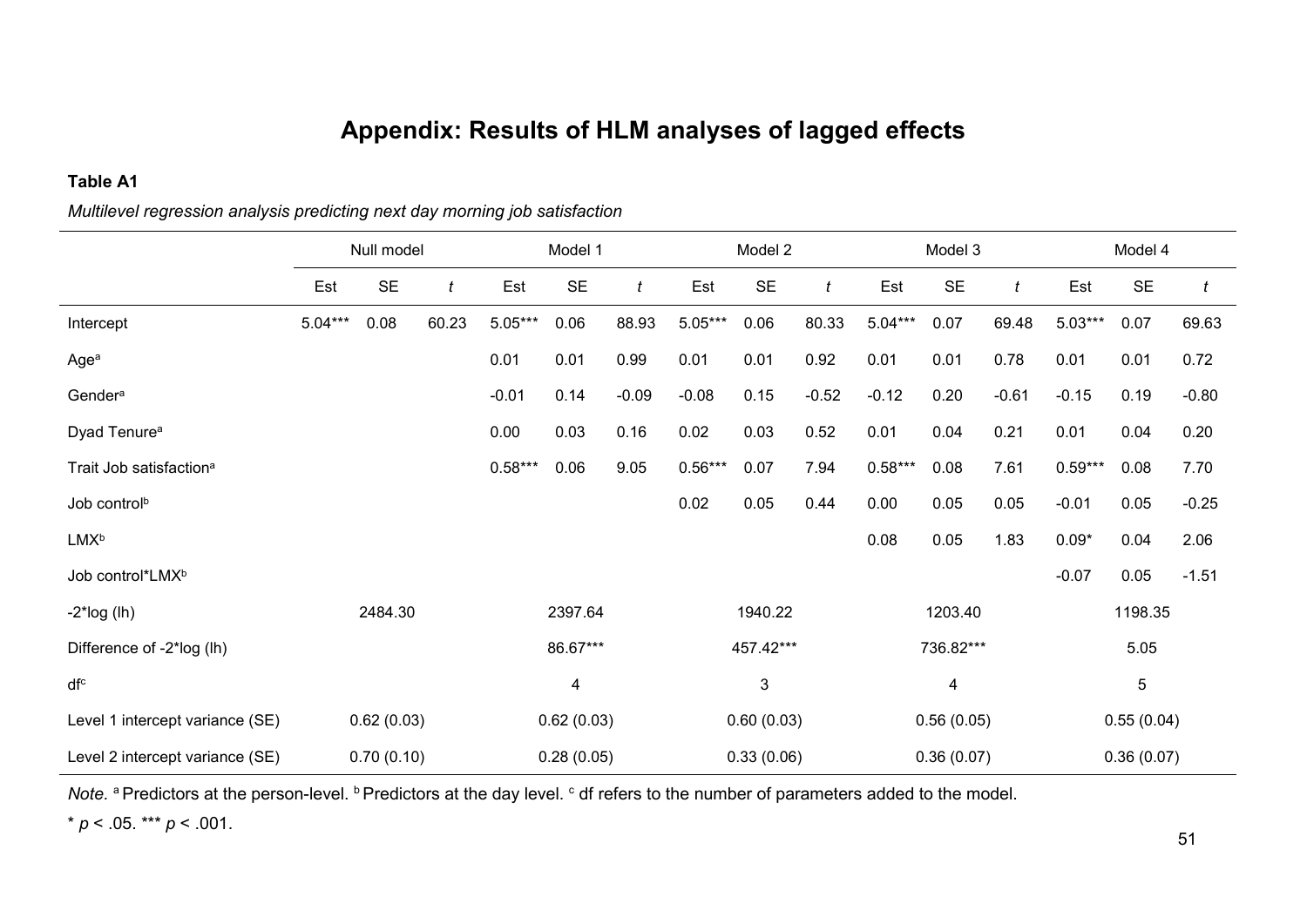# Appendix: Results of HLM analyses of lagged effects

**Table A1**

*Multilevel regression analysis predicting next day morning job satisfaction*

| | Null model | | | Model 1 | | | Model 2 | | | Model 3 | | | Model 4 | | |
|---|---|---|---|---|---|---|---|---|---|---|---|---|---|---|---|
| | Est | SE | *t* | Est | SE | *t* | Est | SE | *t* | Est | SE | *t* | Est | SE | *t* |
| Intercept | 5.04*** | 0.08 | 60.23 | 5.05*** | 0.06 | 88.93 | 5.05*** | 0.06 | 80.33 | 5.04*** | 0.07 | 69.48 | 5.03*** | 0.07 | 69.63 |
| Age[a] | | | | 0.01 | 0.01 | 0.99 | 0.01 | 0.01 | 0.92 | 0.01 | 0.01 | 0.78 | 0.01 | 0.01 | 0.72 |
| Gender[a] | | | | -0.01 | 0.14 | -0.09 | -0.08 | 0.15 | -0.52 | -0.12 | 0.20 | -0.61 | -0.15 | 0.19 | -0.80 |
| Dyad Tenure[a] | | | | 0.00 | 0.03 | 0.16 | 0.02 | 0.03 | 0.52 | 0.01 | 0.04 | 0.21 | 0.01 | 0.04 | 0.20 |
| Trait Job satisfaction[a] | | | | 0.58*** | 0.06 | 9.05 | 0.56*** | 0.07 | 7.94 | 0.58*** | 0.08 | 7.61 | 0.59*** | 0.08 | 7.70 |
| Job control[b] | | | | | | | 0.02 | 0.05 | 0.44 | 0.00 | 0.05 | 0.05 | -0.01 | 0.05 | -0.25 |
| LMX[b] | | | | | | | | | | 0.08 | 0.05 | 1.83 | 0.09* | 0.04 | 2.06 |
| Job control*LMX[b] | | | | | | | | | | | | | -0.07 | 0.05 | -1.51 |
| -2*log (lh) | 2484.30 | | | 2397.64 | | | 1940.22 | | | 1203.40 | | | 1198.35 | | |
| Difference of -2*log (lh) | | | | 86.67*** | | | 457.42*** | | | 736.82*** | | | 5.05 | | |
| df[c] | | | | 4 | | | 3 | | | 4 | | | 5 | | |
| Level 1 intercept variance (SE) | 0.62 (0.03) | | | 0.62 (0.03) | | | 0.60 (0.03) | | | 0.56 (0.05) | | | 0.55 (0.04) | | |
| Level 2 intercept variance (SE) | 0.70 (0.10) | | | 0.28 (0.05) | | | 0.33 (0.06) | | | 0.36 (0.07) | | | 0.36 (0.07) | | |

*Note.* [a] Predictors at the person-level. [b] Predictors at the day level. [c] df refers to the number of parameters added to the model.

\* $p < .05$. \*\*\* $p < .001$.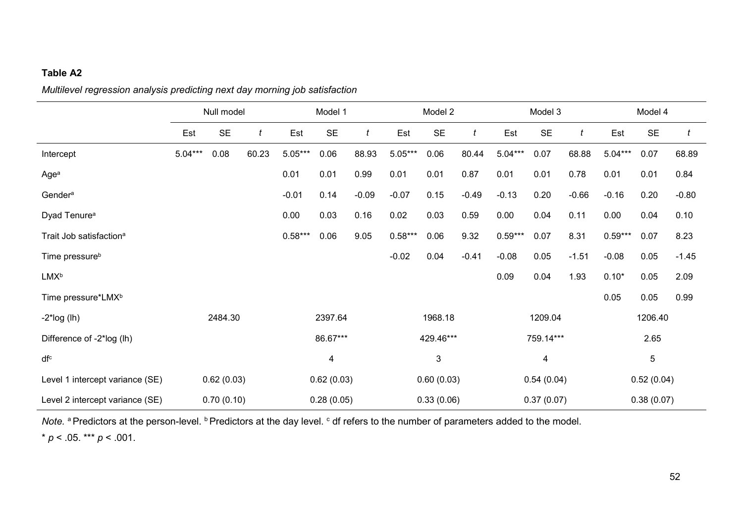**Table A2**

*Multilevel regression analysis predicting next day morning job satisfaction*

| | Null model | | | Model 1 | | | Model 2 | | | Model 3 | | | Model 4 | | |
|---|---|---|---|---|---|---|---|---|---|---|---|---|---|---|---|
| | Est | SE | *t* | Est | SE | *t* | Est | SE | *t* | Est | SE | *t* | Est | SE | *t* |
| Intercept | 5.04*** | 0.08 | 60.23 | 5.05*** | 0.06 | 88.93 | 5.05*** | 0.06 | 80.44 | 5.04*** | 0.07 | 68.88 | 5.04*** | 0.07 | 68.89 |
| Age[a] | | | | 0.01 | 0.01 | 0.99 | 0.01 | 0.01 | 0.87 | 0.01 | 0.01 | 0.78 | 0.01 | 0.01 | 0.84 |
| Gender[a] | | | | -0.01 | 0.14 | -0.09 | -0.07 | 0.15 | -0.49 | -0.13 | 0.20 | -0.66 | -0.16 | 0.20 | -0.80 |
| Dyad Tenure[a] | | | | 0.00 | 0.03 | 0.16 | 0.02 | 0.03 | 0.59 | 0.00 | 0.04 | 0.11 | 0.00 | 0.04 | 0.10 |
| Trait Job satisfaction[a] | | | | 0.58*** | 0.06 | 9.05 | 0.58*** | 0.06 | 9.32 | 0.59*** | 0.07 | 8.31 | 0.59*** | 0.07 | 8.23 |
| Time pressure[b] | | | | | | | -0.02 | 0.04 | -0.41 | -0.08 | 0.05 | -1.51 | -0.08 | 0.05 | -1.45 |
| LMX[b] | | | | | | | | | | 0.09 | 0.04 | 1.93 | 0.10* | 0.05 | 2.09 |
| Time pressure*LMX[b] | | | | | | | | | | | | | 0.05 | 0.05 | 0.99 |
| -2*log (lh) | 2484.30 | | | 2397.64 | | | 1968.18 | | | 1209.04 | | | 1206.40 | | |
| Difference of -2*log (lh) | | | | 86.67*** | | | 429.46*** | | | 759.14*** | | | 2.65 | | |
| df[c] | | | | 4 | | | 3 | | | 4 | | | 5 | | |
| Level 1 intercept variance (SE) | 0.62 (0.03) | | | 0.62 (0.03) | | | 0.60 (0.03) | | | 0.54 (0.04) | | | 0.52 (0.04) | | |
| Level 2 intercept variance (SE) | 0.70 (0.10) | | | 0.28 (0.05) | | | 0.33 (0.06) | | | 0.37 (0.07) | | | 0.38 (0.07) | | |

*Note.* [a] Predictors at the person-level. [b] Predictors at the day level. [c] df refers to the number of parameters added to the model.

\* $p < .05$. \*\*\* $p < .001$.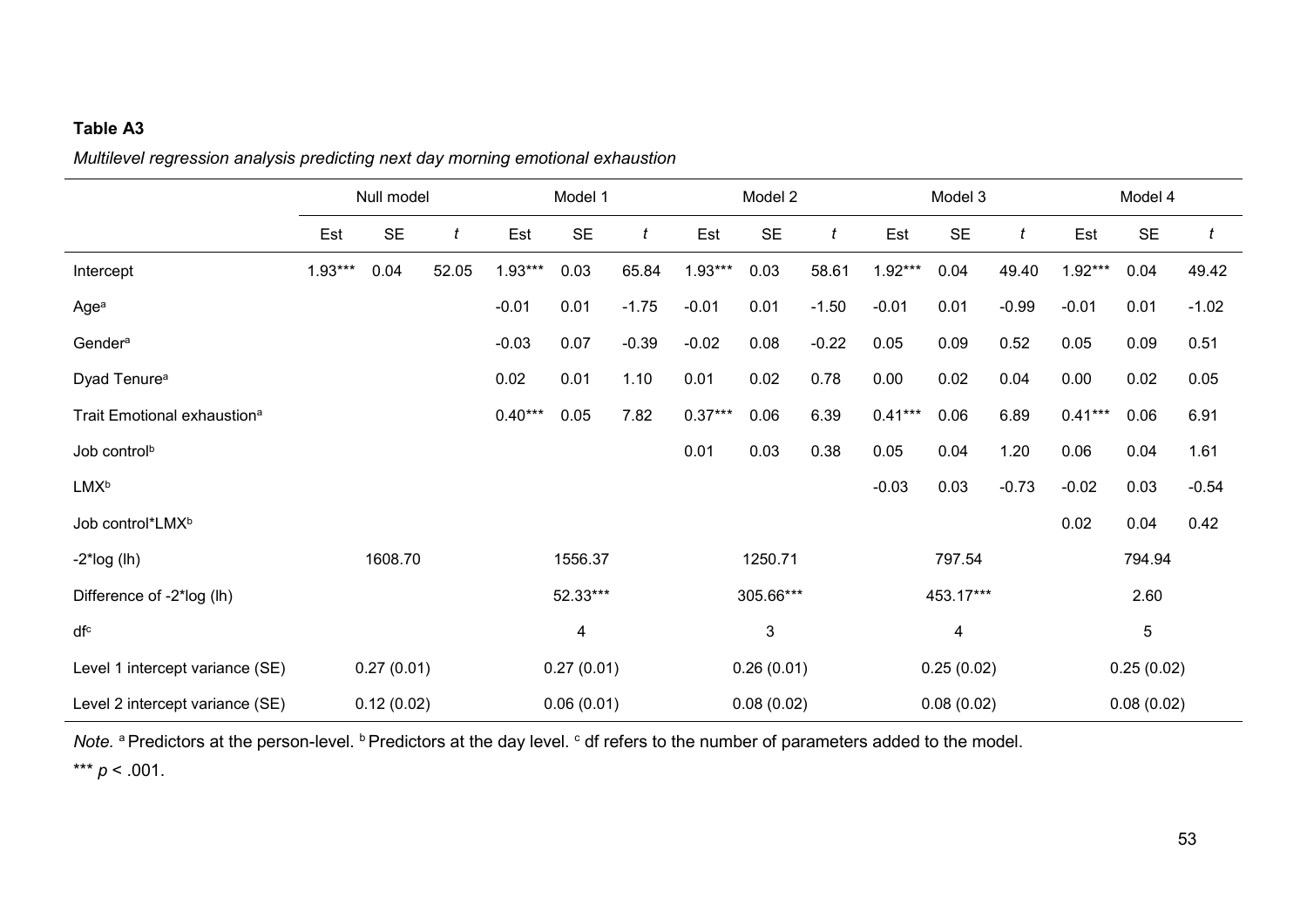**Table A3**

*Multilevel regression analysis predicting next day morning emotional exhaustion*

| | Null model | | | Model 1 | | | Model 2 | | | Model 3 | | | Model 4 | | |
|---|---|---|---|---|---|---|---|---|---|---|---|---|---|---|---|
| | Est | SE | *t* | Est | SE | *t* | Est | SE | *t* | Est | SE | *t* | Est | SE | *t* |
| Intercept | 1.93*** | 0.04 | 52.05 | 1.93*** | 0.03 | 65.84 | 1.93*** | 0.03 | 58.61 | 1.92*** | 0.04 | 49.40 | 1.92*** | 0.04 | 49.42 |
| Age[a] | | | | -0.01 | 0.01 | -1.75 | -0.01 | 0.01 | -1.50 | -0.01 | 0.01 | -0.99 | -0.01 | 0.01 | -1.02 |
| Gender[a] | | | | -0.03 | 0.07 | -0.39 | -0.02 | 0.08 | -0.22 | 0.05 | 0.09 | 0.52 | 0.05 | 0.09 | 0.51 |
| Dyad Tenure[a] | | | | 0.02 | 0.01 | 1.10 | 0.01 | 0.02 | 0.78 | 0.00 | 0.02 | 0.04 | 0.00 | 0.02 | 0.05 |
| Trait Emotional exhaustion[a] | | | | 0.40*** | 0.05 | 7.82 | 0.37*** | 0.06 | 6.39 | 0.41*** | 0.06 | 6.89 | 0.41*** | 0.06 | 6.91 |
| Job control[b] | | | | | | | 0.01 | 0.03 | 0.38 | 0.05 | 0.04 | 1.20 | 0.06 | 0.04 | 1.61 |
| LMX[b] | | | | | | | | | | -0.03 | 0.03 | -0.73 | -0.02 | 0.03 | -0.54 |
| Job control*LMX[b] | | | | | | | | | | | | | 0.02 | 0.04 | 0.42 |
| -2*log (lh) | 1608.70 | | | 1556.37 | | | 1250.71 | | | 797.54 | | | 794.94 | | |
| Difference of -2*log (lh) | | | | 52.33*** | | | 305.66*** | | | 453.17*** | | | 2.60 | | |
| df[c] | | | | 4 | | | 3 | | | 4 | | | 5 | | |
| Level 1 intercept variance (SE) | 0.27 (0.01) | | | 0.27 (0.01) | | | 0.26 (0.01) | | | 0.25 (0.02) | | | 0.25 (0.02) | | |
| Level 2 intercept variance (SE) | 0.12 (0.02) | | | 0.06 (0.01) | | | 0.08 (0.02) | | | 0.08 (0.02) | | | 0.08 (0.02) | | |

*Note.* [a] Predictors at the person-level. [b] Predictors at the day level. [c] df refers to the number of parameters added to the model.

*** $p < .001$.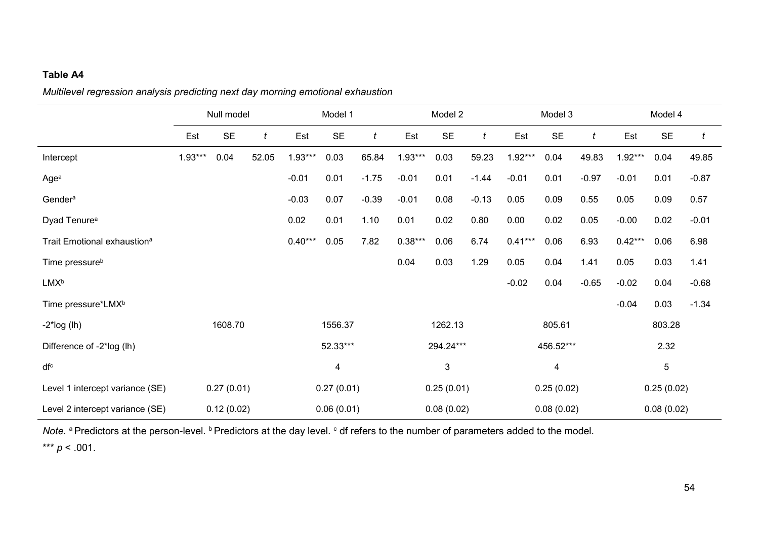**Table A4**

*Multilevel regression analysis predicting next day morning emotional exhaustion*

| | Null model | | | Model 1 | | | Model 2 | | | Model 3 | | | Model 4 | | |
|---|---|---|---|---|---|---|---|---|---|---|---|---|---|---|---|
| | Est | SE | *t* | Est | SE | *t* | Est | SE | *t* | Est | SE | *t* | Est | SE | *t* |
| Intercept | 1.93*** | 0.04 | 52.05 | 1.93*** | 0.03 | 65.84 | 1.93*** | 0.03 | 59.23 | 1.92*** | 0.04 | 49.83 | 1.92*** | 0.04 | 49.85 |
| Age[a] | | | | -0.01 | 0.01 | -1.75 | -0.01 | 0.01 | -1.44 | -0.01 | 0.01 | -0.97 | -0.01 | 0.01 | -0.87 |
| Gender[a] | | | | -0.03 | 0.07 | -0.39 | -0.01 | 0.08 | -0.13 | 0.05 | 0.09 | 0.55 | 0.05 | 0.09 | 0.57 |
| Dyad Tenure[a] | | | | 0.02 | 0.01 | 1.10 | 0.01 | 0.02 | 0.80 | 0.00 | 0.02 | 0.05 | -0.00 | 0.02 | -0.01 |
| Trait Emotional exhaustion[a] | | | | 0.40*** | 0.05 | 7.82 | 0.38*** | 0.06 | 6.74 | 0.41*** | 0.06 | 6.93 | 0.42*** | 0.06 | 6.98 |
| Time pressure[b] | | | | | | | 0.04 | 0.03 | 1.29 | 0.05 | 0.04 | 1.41 | 0.05 | 0.03 | 1.41 |
| LMX[b] | | | | | | | | | | -0.02 | 0.04 | -0.65 | -0.02 | 0.04 | -0.68 |
| Time pressure*LMX[b] | | | | | | | | | | | | | -0.04 | 0.03 | -1.34 |
| -2*log (lh) | 1608.70 | | | 1556.37 | | | 1262.13 | | | 805.61 | | | 803.28 | | |
| Difference of -2*log (lh) | | | | 52.33*** | | | 294.24*** | | | 456.52*** | | | 2.32 | | |
| df[c] | | | | 4 | | | 3 | | | 4 | | | 5 | | |
| Level 1 intercept variance (SE) | 0.27 (0.01) | | | 0.27 (0.01) | | | 0.25 (0.01) | | | 0.25 (0.02) | | | 0.25 (0.02) | | |
| Level 2 intercept variance (SE) | 0.12 (0.02) | | | 0.06 (0.01) | | | 0.08 (0.02) | | | 0.08 (0.02) | | | 0.08 (0.02) | | |

*Note.* [a] Predictors at the person-level. [b] Predictors at the day level. [c] df refers to the number of parameters added to the model.

*** $p < .001$.